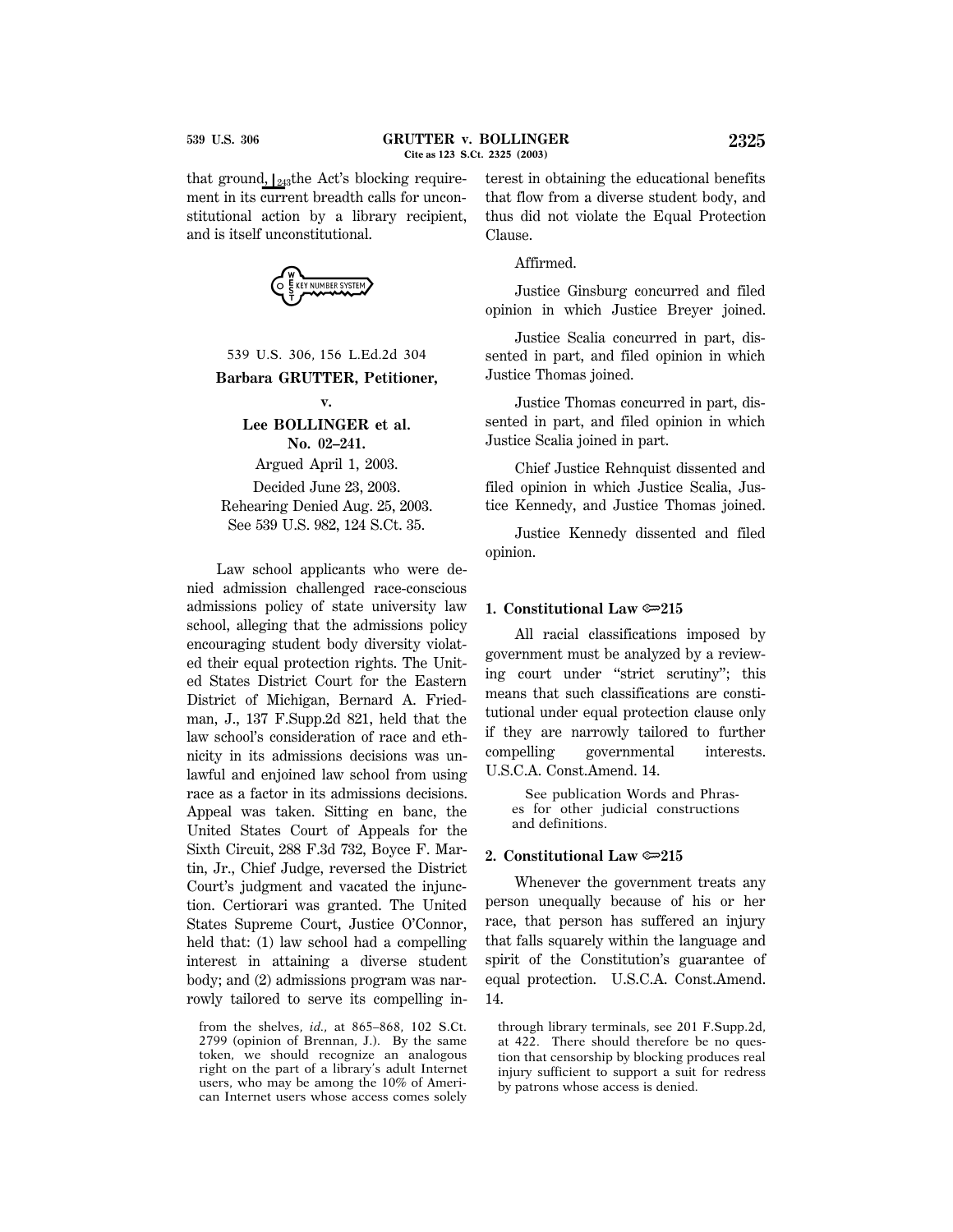that ground, ⌊243the Act's blocking requirement in its current breadth calls for unconstitutional action by a library recipient, and is itself unconstitutional.

539 U.S. 306, 156 L.Ed.2d 304

**Barbara GRUTTER, Petitioner,**

**v.**

**Lee BOLLINGER et al.**

**No. 02–241.**

Argued April 1, 2003.

Decided June 23, 2003.

Rehearing Denied Aug. 25, 2003.

See 539 U.S. 982, 124 S.Ct. 35.

Law school applicants who were denied admission challenged race-conscious admissions policy of state university law school, alleging that the admissions policy encouraging student body diversity violated their equal protection rights. The United States District Court for the Eastern District of Michigan, Bernard A. Friedman, J., 137 F.Supp.2d 821, held that the law school's consideration of race and ethnicity in its admissions decisions was unlawful and enjoined law school from using race as a factor in its admissions decisions. Appeal was taken. Sitting en banc, the United States Court of Appeals for the Sixth Circuit, 288 F.3d 732, Boyce F. Martin, Jr., Chief Judge, reversed the District Court's judgment and vacated the injunction. Certiorari was granted. The United States Supreme Court, Justice O'Connor, held that: (1) law school had a compelling interest in attaining a diverse student body; and (2) admissions program was narrowly tailored to serve its compelling interest in obtaining the educational benefits that flow from a diverse student body, and thus did not violate the Equal Protection Clause.

Affirmed.

Justice Ginsburg concurred and filed opinion in which Justice Breyer joined.

Justice Scalia concurred in part, dissented in part, and filed opinion in which Justice Thomas joined.

Justice Thomas concurred in part, dissented in part, and filed opinion in which Justice Scalia joined in part.

Chief Justice Rehnquist dissented and filed opinion in which Justice Scalia, Justice Kennedy, and Justice Thomas joined.

Justice Kennedy dissented and filed opinion.

**1. Constitutional Law ⇐215**

All racial classifications imposed by government must be analyzed by a reviewing court under "strict scrutiny"; this means that such classifications are constitutional under equal protection clause only if they are narrowly tailored to further compelling governmental interests. U.S.C.A. Const.Amend. 14.

See publication Words and Phrases for other judicial constructions and definitions.

**2. Constitutional Law ⇐215**

Whenever the government treats any person unequally because of his or her race, that person has suffered an injury that falls squarely within the language and spirit of the Constitution's guarantee of equal protection. U.S.C.A. Const.Amend. 14.

---

from the shelves, *id.,* at 865–868, 102 S.Ct. 2799 (opinion of Brennan, J.). By the same token, we should recognize an analogous right on the part of a library's adult Internet users, who may be among the 10% of American Internet users whose access comes solely through library terminals, see 201 F.Supp.2d, at 422. There should therefore be no question that censorship by blocking produces real injury sufficient to support a suit for redress by patrons whose access is denied.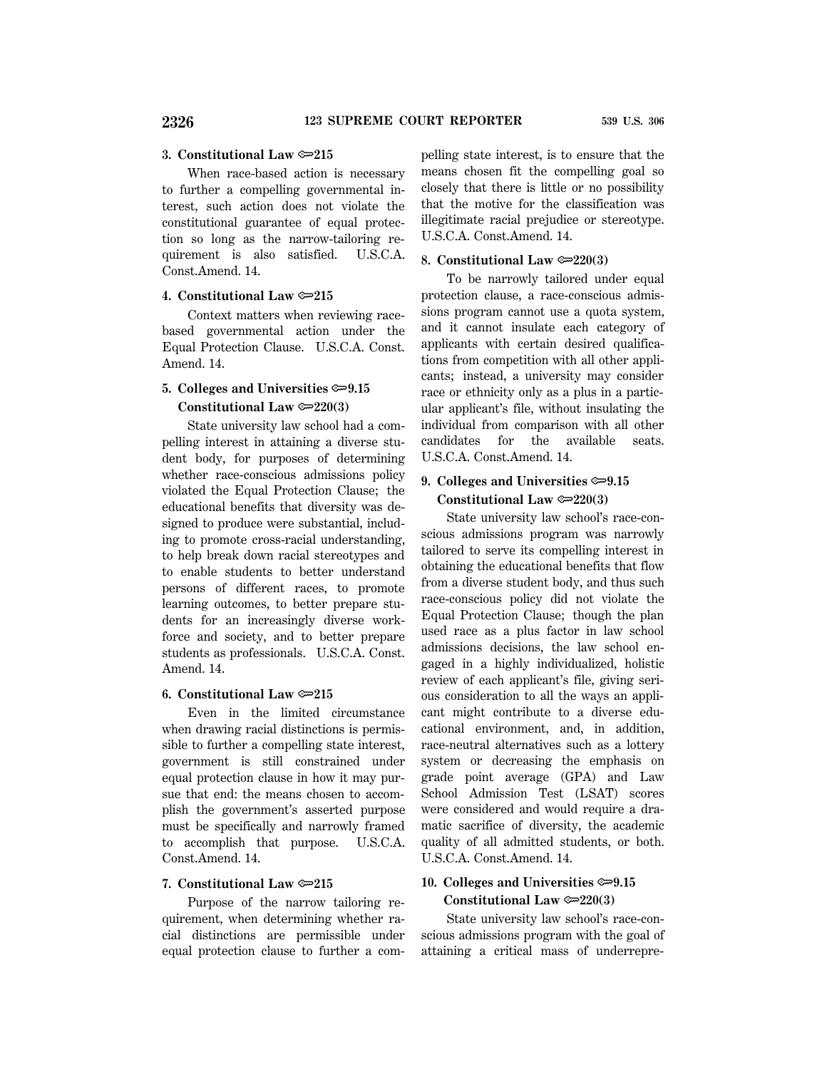**3. Constitutional Law ⚔215**

When race-based action is necessary to further a compelling governmental interest, such action does not violate the constitutional guarantee of equal protection so long as the narrow-tailoring requirement is also satisfied. U.S.C.A. Const.Amend. 14.

**4. Constitutional Law ⚔215**

Context matters when reviewing race-based governmental action under the Equal Protection Clause. U.S.C.A. Const. Amend. 14.

**5. Colleges and Universities ⚔9.15**
**Constitutional Law ⚔220(3)**

State university law school had a compelling interest in attaining a diverse student body, for purposes of determining whether race-conscious admissions policy violated the Equal Protection Clause; the educational benefits that diversity was designed to produce were substantial, including to promote cross-racial understanding, to help break down racial stereotypes and to enable students to better understand persons of different races, to promote learning outcomes, to better prepare students for an increasingly diverse workforce and society, and to better prepare students as professionals. U.S.C.A. Const. Amend. 14.

**6. Constitutional Law ⚔215**

Even in the limited circumstance when drawing racial distinctions is permissible to further a compelling state interest, government is still constrained under equal protection clause in how it may pursue that end: the means chosen to accomplish the government's asserted purpose must be specifically and narrowly framed to accomplish that purpose. U.S.C.A. Const.Amend. 14.

**7. Constitutional Law ⚔215**

Purpose of the narrow tailoring requirement, when determining whether racial distinctions are permissible under equal protection clause to further a compelling state interest, is to ensure that the means chosen fit the compelling goal so closely that there is little or no possibility that the motive for the classification was illegitimate racial prejudice or stereotype. U.S.C.A. Const.Amend. 14.

**8. Constitutional Law ⚔220(3)**

To be narrowly tailored under equal protection clause, a race-conscious admissions program cannot use a quota system, and it cannot insulate each category of applicants with certain desired qualifications from competition with all other applicants; instead, a university may consider race or ethnicity only as a plus in a particular applicant's file, without insulating the individual from comparison with all other candidates for the available seats. U.S.C.A. Const.Amend. 14.

**9. Colleges and Universities ⚔9.15**
**Constitutional Law ⚔220(3)**

State university law school's race-conscious admissions program was narrowly tailored to serve its compelling interest in obtaining the educational benefits that flow from a diverse student body, and thus such race-conscious policy did not violate the Equal Protection Clause; though the plan used race as a plus factor in law school admissions decisions, the law school engaged in a highly individualized, holistic review of each applicant's file, giving serious consideration to all the ways an applicant might contribute to a diverse educational environment, and, in addition, race-neutral alternatives such as a lottery system or decreasing the emphasis on grade point average (GPA) and Law School Admission Test (LSAT) scores were considered and would require a dramatic sacrifice of diversity, the academic quality of all admitted students, or both. U.S.C.A. Const.Amend. 14.

**10. Colleges and Universities ⚔9.15**
**Constitutional Law ⚔220(3)**

State university law school's race-conscious admissions program with the goal of attaining a critical mass of underrepre-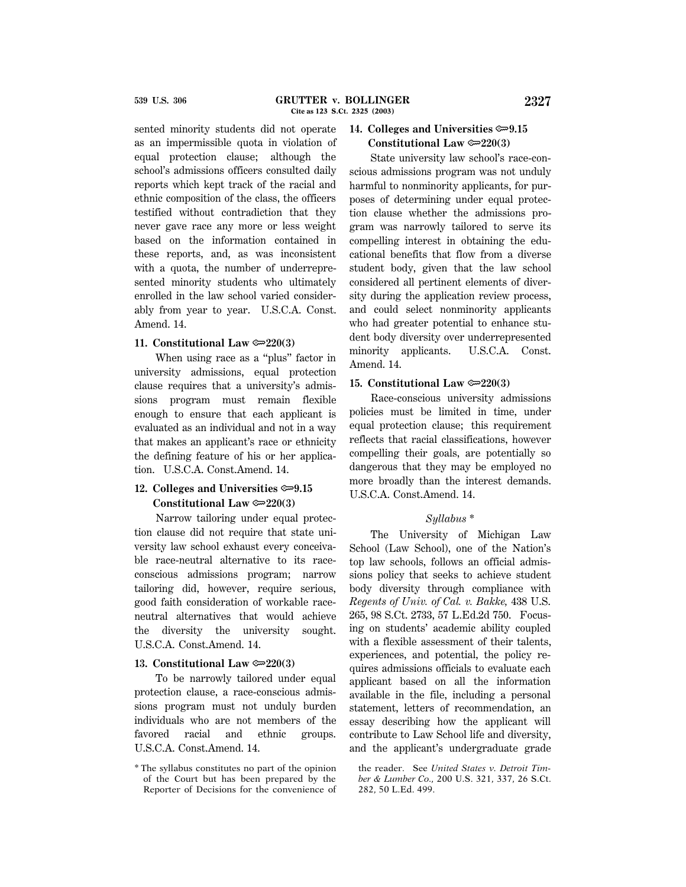sented minority students did not operate as an impermissible quota in violation of equal protection clause; although the school's admissions officers consulted daily reports which kept track of the racial and ethnic composition of the class, the officers testified without contradiction that they never gave race any more or less weight based on the information contained in these reports, and, as was inconsistent with a quota, the number of underrepresented minority students who ultimately enrolled in the law school varied considerably from year to year. U.S.C.A. Const. Amend. 14.

**11. Constitutional Law ⚿220(3)**

When using race as a "plus" factor in university admissions, equal protection clause requires that a university's admissions program must remain flexible enough to ensure that each applicant is evaluated as an individual and not in a way that makes an applicant's race or ethnicity the defining feature of his or her application. U.S.C.A. Const.Amend. 14.

**12. Colleges and Universities ⚿9.15**
**Constitutional Law ⚿220(3)**

Narrow tailoring under equal protection clause did not require that state university law school exhaust every conceivable race-neutral alternative to its race-conscious admissions program; narrow tailoring did, however, require serious, good faith consideration of workable race-neutral alternatives that would achieve the diversity the university sought. U.S.C.A. Const.Amend. 14.

**13. Constitutional Law ⚿220(3)**

To be narrowly tailored under equal protection clause, a race-conscious admissions program must not unduly burden individuals who are not members of the favored racial and ethnic groups. U.S.C.A. Const.Amend. 14.

**14. Colleges and Universities ⚿9.15**
**Constitutional Law ⚿220(3)**

State university law school's race-conscious admissions program was not unduly harmful to nonminority applicants, for purposes of determining under equal protection clause whether the admissions program was narrowly tailored to serve its compelling interest in obtaining the educational benefits that flow from a diverse student body, given that the law school considered all pertinent elements of diversity during the application review process, and could select nonminority applicants who had greater potential to enhance student body diversity over underrepresented minority applicants. U.S.C.A. Const. Amend. 14.

**15. Constitutional Law ⚿220(3)**

Race-conscious university admissions policies must be limited in time, under equal protection clause; this requirement reflects that racial classifications, however compelling their goals, are potentially so dangerous that they may be employed no more broadly than the interest demands. U.S.C.A. Const.Amend. 14.

*Syllabus* *

The University of Michigan Law School (Law School), one of the Nation's top law schools, follows an official admissions policy that seeks to achieve student body diversity through compliance with *Regents of Univ. of Cal. v. Bakke,* 438 U.S. 265, 98 S.Ct. 2733, 57 L.Ed.2d 750. Focusing on students' academic ability coupled with a flexible assessment of their talents, experiences, and potential, the policy requires admissions officials to evaluate each applicant based on all the information available in the file, including a personal statement, letters of recommendation, an essay describing how the applicant will contribute to Law School life and diversity, and the applicant's undergraduate grade

* The syllabus constitutes no part of the opinion of the Court but has been prepared by the Reporter of Decisions for the convenience of the reader. See *United States v. Detroit Timber & Lumber Co.,* 200 U.S. 321, 337, 26 S.Ct. 282, 50 L.Ed. 499.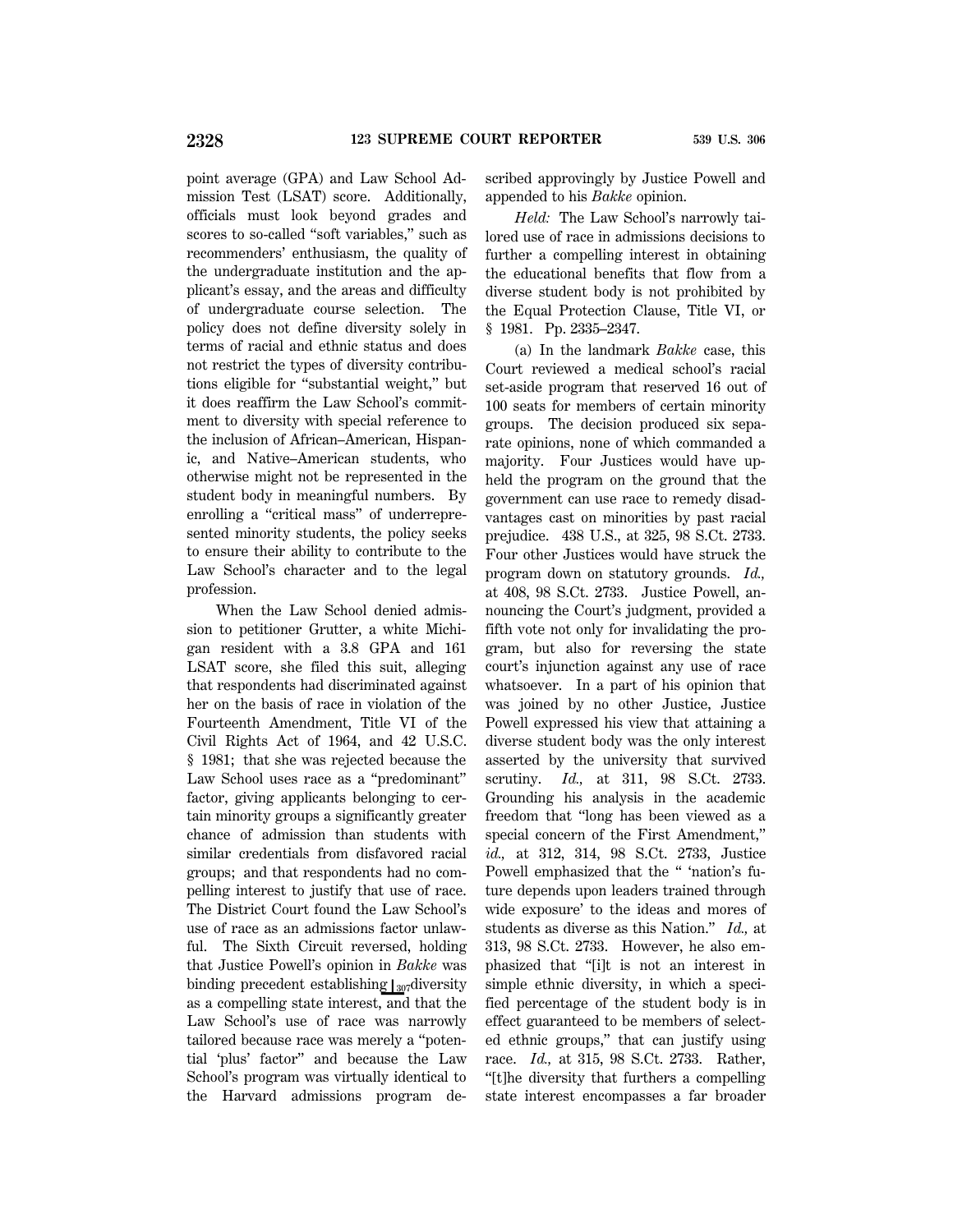point average (GPA) and Law School Admission Test (LSAT) score. Additionally, officials must look beyond grades and scores to so-called "soft variables," such as recommenders' enthusiasm, the quality of the undergraduate institution and the applicant's essay, and the areas and difficulty of undergraduate course selection. The policy does not define diversity solely in terms of racial and ethnic status and does not restrict the types of diversity contributions eligible for "substantial weight," but it does reaffirm the Law School's commitment to diversity with special reference to the inclusion of African–American, Hispanic, and Native–American students, who otherwise might not be represented in the student body in meaningful numbers. By enrolling a "critical mass" of underrepresented minority students, the policy seeks to ensure their ability to contribute to the Law School's character and to the legal profession.

When the Law School denied admission to petitioner Grutter, a white Michigan resident with a 3.8 GPA and 161 LSAT score, she filed this suit, alleging that respondents had discriminated against her on the basis of race in violation of the Fourteenth Amendment, Title VI of the Civil Rights Act of 1964, and 42 U.S.C. § 1981; that she was rejected because the Law School uses race as a "predominant" factor, giving applicants belonging to certain minority groups a significantly greater chance of admission than students with similar credentials from disfavored racial groups; and that respondents had no compelling interest to justify that use of race. The District Court found the Law School's use of race as an admissions factor unlawful. The Sixth Circuit reversed, holding that Justice Powell's opinion in *Bakke* was binding precedent establishing ⌊307diversity as a compelling state interest, and that the Law School's use of race was narrowly tailored because race was merely a "potential 'plus' factor" and because the Law School's program was virtually identical to the Harvard admissions program described approvingly by Justice Powell and appended to his *Bakke* opinion.

*Held:* The Law School's narrowly tailored use of race in admissions decisions to further a compelling interest in obtaining the educational benefits that flow from a diverse student body is not prohibited by the Equal Protection Clause, Title VI, or § 1981. Pp. 2335–2347.

(a) In the landmark *Bakke* case, this Court reviewed a medical school's racial set-aside program that reserved 16 out of 100 seats for members of certain minority groups. The decision produced six separate opinions, none of which commanded a majority. Four Justices would have upheld the program on the ground that the government can use race to remedy disadvantages cast on minorities by past racial prejudice. 438 U.S., at 325, 98 S.Ct. 2733. Four other Justices would have struck the program down on statutory grounds. *Id.,* at 408, 98 S.Ct. 2733. Justice Powell, announcing the Court's judgment, provided a fifth vote not only for invalidating the program, but also for reversing the state court's injunction against any use of race whatsoever. In a part of his opinion that was joined by no other Justice, Justice Powell expressed his view that attaining a diverse student body was the only interest asserted by the university that survived scrutiny. *Id.,* at 311, 98 S.Ct. 2733. Grounding his analysis in the academic freedom that "long has been viewed as a special concern of the First Amendment," *id.,* at 312, 314, 98 S.Ct. 2733, Justice Powell emphasized that the " 'nation's future depends upon leaders trained through wide exposure' to the ideas and mores of students as diverse as this Nation." *Id.,* at 313, 98 S.Ct. 2733. However, he also emphasized that "[i]t is not an interest in simple ethnic diversity, in which a specified percentage of the student body is in effect guaranteed to be members of selected ethnic groups," that can justify using race. *Id.,* at 315, 98 S.Ct. 2733. Rather, "[t]he diversity that furthers a compelling state interest encompasses a far broader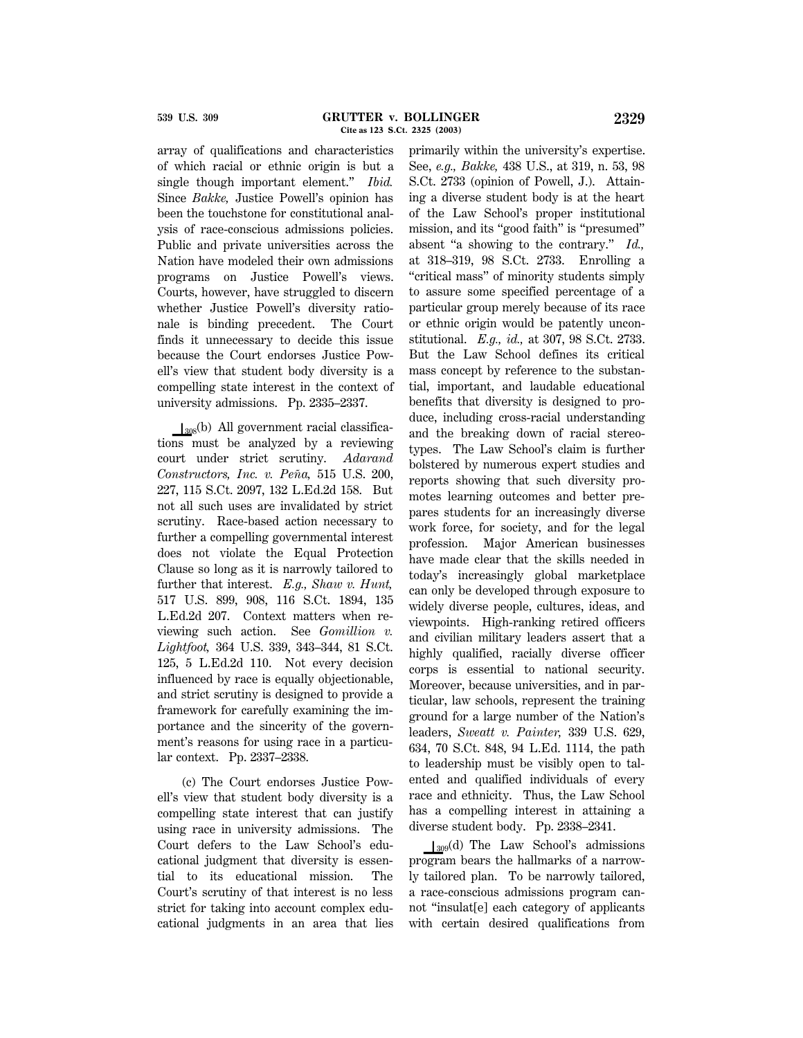array of qualifications and characteristics of which racial or ethnic origin is but a single though important element." *Ibid.* Since *Bakke,* Justice Powell's opinion has been the touchstone for constitutional analysis of race-conscious admissions policies. Public and private universities across the Nation have modeled their own admissions programs on Justice Powell's views. Courts, however, have struggled to discern whether Justice Powell's diversity rationale is binding precedent. The Court finds it unnecessary to decide this issue because the Court endorses Justice Powell's view that student body diversity is a compelling state interest in the context of university admissions. Pp. 2335–2337.

⌊308(b) All government racial classifications must be analyzed by a reviewing court under strict scrutiny. *Adarand Constructors, Inc. v. Peña,* 515 U.S. 200, 227, 115 S.Ct. 2097, 132 L.Ed.2d 158. But not all such uses are invalidated by strict scrutiny. Race-based action necessary to further a compelling governmental interest does not violate the Equal Protection Clause so long as it is narrowly tailored to further that interest. *E.g., Shaw v. Hunt,* 517 U.S. 899, 908, 116 S.Ct. 1894, 135 L.Ed.2d 207. Context matters when reviewing such action. See *Gomillion v. Lightfoot,* 364 U.S. 339, 343–344, 81 S.Ct. 125, 5 L.Ed.2d 110. Not every decision influenced by race is equally objectionable, and strict scrutiny is designed to provide a framework for carefully examining the importance and the sincerity of the government's reasons for using race in a particular context. Pp. 2337–2338.

(c) The Court endorses Justice Powell's view that student body diversity is a compelling state interest that can justify using race in university admissions. The Court defers to the Law School's educational judgment that diversity is essential to its educational mission. The Court's scrutiny of that interest is no less strict for taking into account complex educational judgments in an area that lies primarily within the university's expertise. See, *e.g., Bakke,* 438 U.S., at 319, n. 53, 98 S.Ct. 2733 (opinion of Powell, J.). Attaining a diverse student body is at the heart of the Law School's proper institutional mission, and its "good faith" is "presumed" absent "a showing to the contrary." *Id.,* at 318–319, 98 S.Ct. 2733. Enrolling a "critical mass" of minority students simply to assure some specified percentage of a particular group merely because of its race or ethnic origin would be patently unconstitutional. *E.g., id.,* at 307, 98 S.Ct. 2733. But the Law School defines its critical mass concept by reference to the substantial, important, and laudable educational benefits that diversity is designed to produce, including cross-racial understanding and the breaking down of racial stereotypes. The Law School's claim is further bolstered by numerous expert studies and reports showing that such diversity promotes learning outcomes and better prepares students for an increasingly diverse work force, for society, and for the legal profession. Major American businesses have made clear that the skills needed in today's increasingly global marketplace can only be developed through exposure to widely diverse people, cultures, ideas, and viewpoints. High-ranking retired officers and civilian military leaders assert that a highly qualified, racially diverse officer corps is essential to national security. Moreover, because universities, and in particular, law schools, represent the training ground for a large number of the Nation's leaders, *Sweatt v. Painter,* 339 U.S. 629, 634, 70 S.Ct. 848, 94 L.Ed. 1114, the path to leadership must be visibly open to talented and qualified individuals of every race and ethnicity. Thus, the Law School has a compelling interest in attaining a diverse student body. Pp. 2338–2341.

⌊309(d) The Law School's admissions program bears the hallmarks of a narrowly tailored plan. To be narrowly tailored, a race-conscious admissions program cannot "insulat[e] each category of applicants with certain desired qualifications from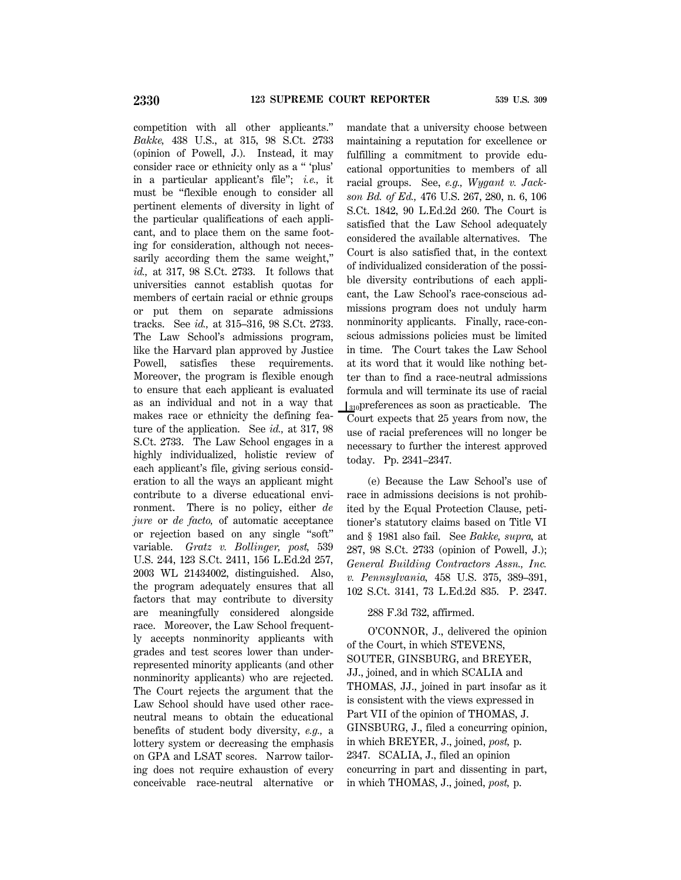competition with all other applicants." *Bakke,* 438 U.S., at 315, 98 S.Ct. 2733 (opinion of Powell, J.). Instead, it may consider race or ethnicity only as a " 'plus' in a particular applicant's file"; *i.e.,* it must be "flexible enough to consider all pertinent elements of diversity in light of the particular qualifications of each applicant, and to place them on the same footing for consideration, although not necessarily according them the same weight," *id.,* at 317, 98 S.Ct. 2733. It follows that universities cannot establish quotas for members of certain racial or ethnic groups or put them on separate admissions tracks. See *id.,* at 315–316, 98 S.Ct. 2733. The Law School's admissions program, like the Harvard plan approved by Justice Powell, satisfies these requirements. Moreover, the program is flexible enough to ensure that each applicant is evaluated as an individual and not in a way that makes race or ethnicity the defining feature of the application. See *id.,* at 317, 98 S.Ct. 2733. The Law School engages in a highly individualized, holistic review of each applicant's file, giving serious consideration to all the ways an applicant might contribute to a diverse educational environment. There is no policy, either *de jure* or *de facto,* of automatic acceptance or rejection based on any single "soft" variable. *Gratz v. Bollinger, post,* 539 U.S. 244, 123 S.Ct. 2411, 156 L.Ed.2d 257, 2003 WL 21434002, distinguished. Also, the program adequately ensures that all factors that may contribute to diversity are meaningfully considered alongside race. Moreover, the Law School frequently accepts nonminority applicants with grades and test scores lower than underrepresented minority applicants (and other nonminority applicants) who are rejected. The Court rejects the argument that the Law School should have used other race-neutral means to obtain the educational benefits of student body diversity, *e.g.,* a lottery system or decreasing the emphasis on GPA and LSAT scores. Narrow tailoring does not require exhaustion of every conceivable race-neutral alternative or mandate that a university choose between maintaining a reputation for excellence or fulfilling a commitment to provide educational opportunities to members of all racial groups. See, *e.g., Wygant v. Jackson Bd. of Ed.,* 476 U.S. 267, 280, n. 6, 106 S.Ct. 1842, 90 L.Ed.2d 260. The Court is satisfied that the Law School adequately considered the available alternatives. The Court is also satisfied that, in the context of individualized consideration of the possible diversity contributions of each applicant, the Law School's race-conscious admissions program does not unduly harm nonminority applicants. Finally, race-conscious admissions policies must be limited in time. The Court takes the Law School at its word that it would like nothing better than to find a race-neutral admissions formula and will terminate its use of racial [310]preferences as soon as practicable. The Court expects that 25 years from now, the use of racial preferences will no longer be necessary to further the interest approved today. Pp. 2341–2347.

(e) Because the Law School's use of race in admissions decisions is not prohibited by the Equal Protection Clause, petitioner's statutory claims based on Title VI and § 1981 also fail. See *Bakke, supra,* at 287, 98 S.Ct. 2733 (opinion of Powell, J.); *General Building Contractors Assn., Inc. v. Pennsylvania,* 458 U.S. 375, 389–391, 102 S.Ct. 3141, 73 L.Ed.2d 835. P. 2347.

288 F.3d 732, affirmed.

O'CONNOR, J., delivered the opinion of the Court, in which STEVENS, SOUTER, GINSBURG, and BREYER, JJ., joined, and in which SCALIA and THOMAS, JJ., joined in part insofar as it is consistent with the views expressed in Part VII of the opinion of THOMAS, J. GINSBURG, J., filed a concurring opinion, in which BREYER, J., joined, *post,* p. 2347. SCALIA, J., filed an opinion concurring in part and dissenting in part, in which THOMAS, J., joined, *post,* p.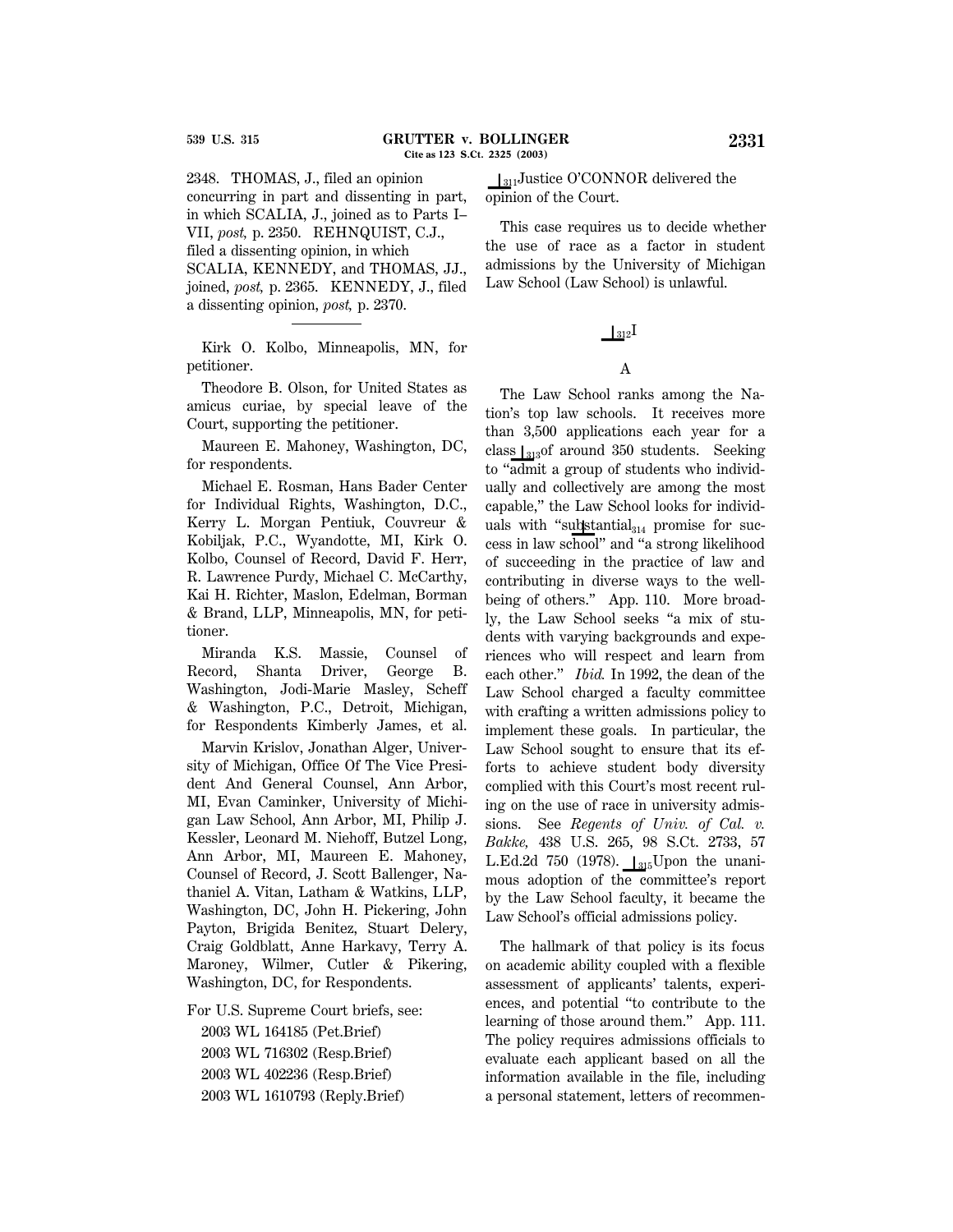2348. THOMAS, J., filed an opinion concurring in part and dissenting in part, in which SCALIA, J., joined as to Parts I–VII, *post,* p. 2350. REHNQUIST, C.J., filed a dissenting opinion, in which SCALIA, KENNEDY, and THOMAS, JJ., joined, *post,* p. 2365. KENNEDY, J., filed a dissenting opinion, *post,* p. 2370.

---

Kirk O. Kolbo, Minneapolis, MN, for petitioner.

Theodore B. Olson, for United States as amicus curiae, by special leave of the Court, supporting the petitioner.

Maureen E. Mahoney, Washington, DC, for respondents.

Michael E. Rosman, Hans Bader Center for Individual Rights, Washington, D.C., Kerry L. Morgan Pentiuk, Couvreur & Kobiljak, P.C., Wyandotte, MI, Kirk O. Kolbo, Counsel of Record, David F. Herr, R. Lawrence Purdy, Michael C. McCarthy, Kai H. Richter, Maslon, Edelman, Borman & Brand, LLP, Minneapolis, MN, for petitioner.

Miranda K.S. Massie, Counsel of Record, Shanta Driver, George B. Washington, Jodi-Marie Masley, Scheff & Washington, P.C., Detroit, Michigan, for Respondents Kimberly James, et al.

Marvin Krislov, Jonathan Alger, University of Michigan, Office Of The Vice President And General Counsel, Ann Arbor, MI, Evan Caminker, University of Michigan Law School, Ann Arbor, MI, Philip J. Kessler, Leonard M. Niehoff, Butzel Long, Ann Arbor, MI, Maureen E. Mahoney, Counsel of Record, J. Scott Ballenger, Nathaniel A. Vitan, Latham & Watkins, LLP, Washington, DC, John H. Pickering, John Payton, Brigida Benitez, Stuart Delery, Craig Goldblatt, Anne Harkavy, Terry A. Maroney, Wilmer, Cutler & Pikering, Washington, DC, for Respondents.

For U.S. Supreme Court briefs, see:

2003 WL 164185 (Pet.Brief)

2003 WL 716302 (Resp.Brief)

2003 WL 402236 (Resp.Brief)

2003 WL 1610793 (Reply.Brief)

[311] Justice O'CONNOR delivered the opinion of the Court.

This case requires us to decide whether the use of race as a factor in student admissions by the University of Michigan Law School (Law School) is unlawful.

## [312] I

### A

The Law School ranks among the Nation's top law schools. It receives more than 3,500 applications each year for a class [313] of around 350 students. Seeking to "admit a group of students who individually and collectively are among the most capable," the Law School looks for individuals with "sub[314]stantial promise for success in law school" and "a strong likelihood of succeeding in the practice of law and contributing in diverse ways to the well-being of others." App. 110. More broadly, the Law School seeks "a mix of students with varying backgrounds and experiences who will respect and learn from each other." *Ibid.* In 1992, the dean of the Law School charged a faculty committee with crafting a written admissions policy to implement these goals. In particular, the Law School sought to ensure that its efforts to achieve student body diversity complied with this Court's most recent ruling on the use of race in university admissions. See *Regents of Univ. of Cal. v. Bakke,* 438 U.S. 265, 98 S.Ct. 2733, 57 L.Ed.2d 750 (1978). [315] Upon the unanimous adoption of the committee's report by the Law School faculty, it became the Law School's official admissions policy.

The hallmark of that policy is its focus on academic ability coupled with a flexible assessment of applicants' talents, experiences, and potential "to contribute to the learning of those around them." App. 111. The policy requires admissions officials to evaluate each applicant based on all the information available in the file, including a personal statement, letters of recommen-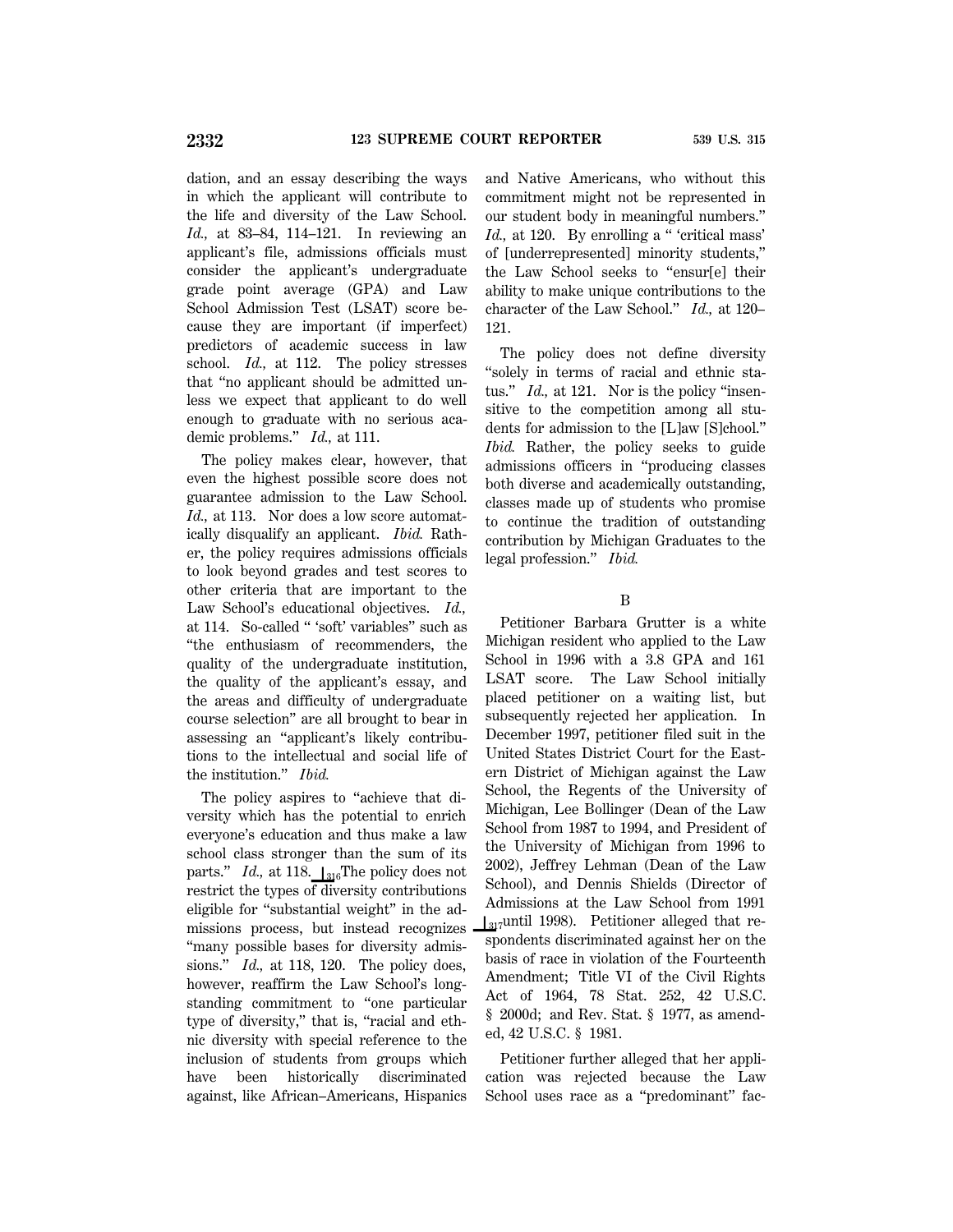dation, and an essay describing the ways in which the applicant will contribute to the life and diversity of the Law School. *Id.,* at 83–84, 114–121. In reviewing an applicant's file, admissions officials must consider the applicant's undergraduate grade point average (GPA) and Law School Admission Test (LSAT) score because they are important (if imperfect) predictors of academic success in law school. *Id.,* at 112. The policy stresses that "no applicant should be admitted unless we expect that applicant to do well enough to graduate with no serious academic problems." *Id.,* at 111.

The policy makes clear, however, that even the highest possible score does not guarantee admission to the Law School. *Id.,* at 113. Nor does a low score automatically disqualify an applicant. *Ibid.* Rather, the policy requires admissions officials to look beyond grades and test scores to other criteria that are important to the Law School's educational objectives. *Id.,* at 114. So-called " 'soft' variables" such as "the enthusiasm of recommenders, the quality of the undergraduate institution, the quality of the applicant's essay, and the areas and difficulty of undergraduate course selection" are all brought to bear in assessing an "applicant's likely contributions to the intellectual and social life of the institution." *Ibid.*

The policy aspires to "achieve that diversity which has the potential to enrich everyone's education and thus make a law school class stronger than the sum of its parts." *Id.,* at 118. ⌊316The policy does not restrict the types of diversity contributions eligible for "substantial weight" in the admissions process, but instead recognizes "many possible bases for diversity admissions." *Id.,* at 118, 120. The policy does, however, reaffirm the Law School's longstanding commitment to "one particular type of diversity," that is, "racial and ethnic diversity with special reference to the inclusion of students from groups which have been historically discriminated against, like African–Americans, Hispanics and Native Americans, who without this commitment might not be represented in our student body in meaningful numbers." *Id.,* at 120. By enrolling a " 'critical mass' of [underrepresented] minority students," the Law School seeks to "ensur[e] their ability to make unique contributions to the character of the Law School." *Id.,* at 120–121.

The policy does not define diversity "solely in terms of racial and ethnic status." *Id.,* at 121. Nor is the policy "insensitive to the competition among all students for admission to the [L]aw [S]chool." *Ibid.* Rather, the policy seeks to guide admissions officers in "producing classes both diverse and academically outstanding, classes made up of students who promise to continue the tradition of outstanding contribution by Michigan Graduates to the legal profession." *Ibid.*

B

Petitioner Barbara Grutter is a white Michigan resident who applied to the Law School in 1996 with a 3.8 GPA and 161 LSAT score. The Law School initially placed petitioner on a waiting list, but subsequently rejected her application. In December 1997, petitioner filed suit in the United States District Court for the Eastern District of Michigan against the Law School, the Regents of the University of Michigan, Lee Bollinger (Dean of the Law School from 1987 to 1994, and President of the University of Michigan from 1996 to 2002), Jeffrey Lehman (Dean of the Law School), and Dennis Shields (Director of Admissions at the Law School from 1991 ⌊317until 1998). Petitioner alleged that respondents discriminated against her on the basis of race in violation of the Fourteenth Amendment; Title VI of the Civil Rights Act of 1964, 78 Stat. 252, 42 U.S.C. § 2000d; and Rev. Stat. § 1977, as amended, 42 U.S.C. § 1981.

Petitioner further alleged that her application was rejected because the Law School uses race as a "predominant" fac-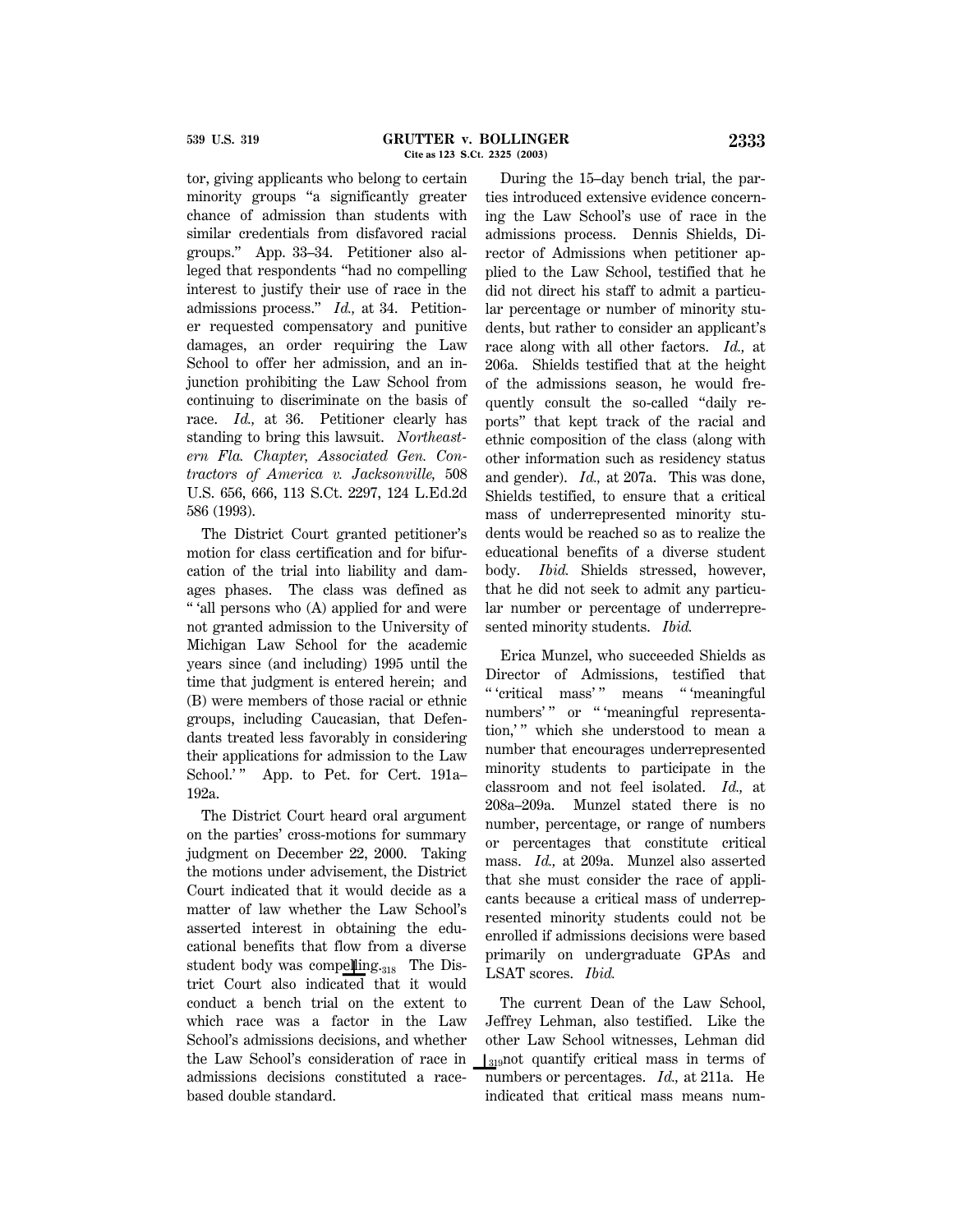tor, giving applicants who belong to certain minority groups "a significantly greater chance of admission than students with similar credentials from disfavored racial groups." App. 33–34. Petitioner also alleged that respondents "had no compelling interest to justify their use of race in the admissions process." *Id.,* at 34. Petitioner requested compensatory and punitive damages, an order requiring the Law School to offer her admission, and an injunction prohibiting the Law School from continuing to discriminate on the basis of race. *Id.,* at 36. Petitioner clearly has standing to bring this lawsuit. *Northeastern Fla. Chapter, Associated Gen. Contractors of America v. Jacksonville,* 508 U.S. 656, 666, 113 S.Ct. 2297, 124 L.Ed.2d 586 (1993).

The District Court granted petitioner's motion for class certification and for bifurcation of the trial into liability and damages phases. The class was defined as " 'all persons who (A) applied for and were not granted admission to the University of Michigan Law School for the academic years since (and including) 1995 until the time that judgment is entered herein; and (B) were members of those racial or ethnic groups, including Caucasian, that Defendants treated less favorably in considering their applications for admission to the Law School.' " App. to Pet. for Cert. 191a–192a.

The District Court heard oral argument on the parties' cross-motions for summary judgment on December 22, 2000. Taking the motions under advisement, the District Court indicated that it would decide as a matter of law whether the Law School's asserted interest in obtaining the educational benefits that flow from a diverse student body was compelling.[318] The District Court also indicated that it would conduct a bench trial on the extent to which race was a factor in the Law School's admissions decisions, and whether the Law School's consideration of race in admissions decisions constituted a race-based double standard.

During the 15–day bench trial, the parties introduced extensive evidence concerning the Law School's use of race in the admissions process. Dennis Shields, Director of Admissions when petitioner applied to the Law School, testified that he did not direct his staff to admit a particular percentage or number of minority students, but rather to consider an applicant's race along with all other factors. *Id.,* at 206a. Shields testified that at the height of the admissions season, he would frequently consult the so-called "daily reports" that kept track of the racial and ethnic composition of the class (along with other information such as residency status and gender). *Id.,* at 207a. This was done, Shields testified, to ensure that a critical mass of underrepresented minority students would be reached so as to realize the educational benefits of a diverse student body. *Ibid.* Shields stressed, however, that he did not seek to admit any particular number or percentage of underrepresented minority students. *Ibid.*

Erica Munzel, who succeeded Shields as Director of Admissions, testified that " 'critical mass' " means " 'meaningful numbers' " or " 'meaningful representation,' " which she understood to mean a number that encourages underrepresented minority students to participate in the classroom and not feel isolated. *Id.,* at 208a–209a. Munzel stated there is no number, percentage, or range of numbers or percentages that constitute critical mass. *Id.,* at 209a. Munzel also asserted that she must consider the race of applicants because a critical mass of underrepresented minority students could not be enrolled if admissions decisions were based primarily on undergraduate GPAs and LSAT scores. *Ibid.*

The current Dean of the Law School, Jeffrey Lehman, also testified. Like the other Law School witnesses, Lehman did [319]not quantify critical mass in terms of numbers or percentages. *Id.,* at 211a. He indicated that critical mass means num-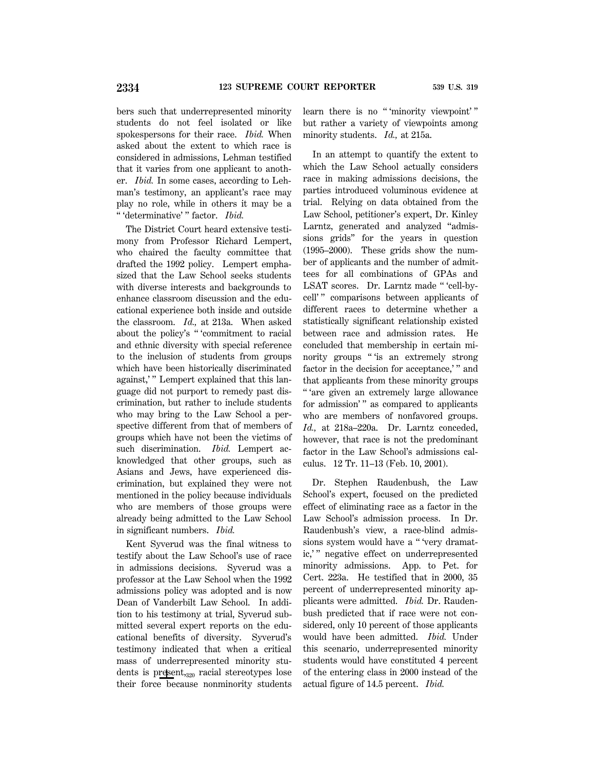bers such that underrepresented minority students do not feel isolated or like spokespersons for their race. *Ibid.* When asked about the extent to which race is considered in admissions, Lehman testified that it varies from one applicant to another. *Ibid.* In some cases, according to Lehman's testimony, an applicant's race may play no role, while in others it may be a " 'determinative' " factor. *Ibid.*

The District Court heard extensive testimony from Professor Richard Lempert, who chaired the faculty committee that drafted the 1992 policy. Lempert emphasized that the Law School seeks students with diverse interests and backgrounds to enhance classroom discussion and the educational experience both inside and outside the classroom. *Id.,* at 213a. When asked about the policy's " 'commitment to racial and ethnic diversity with special reference to the inclusion of students from groups which have been historically discriminated against,' " Lempert explained that this language did not purport to remedy past discrimination, but rather to include students who may bring to the Law School a perspective different from that of members of groups which have not been the victims of such discrimination. *Ibid.* Lempert acknowledged that other groups, such as Asians and Jews, have experienced discrimination, but explained they were not mentioned in the policy because individuals who are members of those groups were already being admitted to the Law School in significant numbers. *Ibid.*

Kent Syverud was the final witness to testify about the Law School's use of race in admissions decisions. Syverud was a professor at the Law School when the 1992 admissions policy was adopted and is now Dean of Vanderbilt Law School. In addition to his testimony at trial, Syverud submitted several expert reports on the educational benefits of diversity. Syverud's testimony indicated that when a critical mass of underrepresented minority students is present,[320] racial stereotypes lose their force because nonminority students learn there is no " 'minority viewpoint' " but rather a variety of viewpoints among minority students. *Id.,* at 215a.

In an attempt to quantify the extent to which the Law School actually considers race in making admissions decisions, the parties introduced voluminous evidence at trial. Relying on data obtained from the Law School, petitioner's expert, Dr. Kinley Larntz, generated and analyzed "admissions grids" for the years in question (1995–2000). These grids show the number of applicants and the number of admittees for all combinations of GPAs and LSAT scores. Dr. Larntz made " 'cell-by-cell' " comparisons between applicants of different races to determine whether a statistically significant relationship existed between race and admission rates. He concluded that membership in certain minority groups " 'is an extremely strong factor in the decision for acceptance,' " and that applicants from these minority groups " 'are given an extremely large allowance for admission' " as compared to applicants who are members of nonfavored groups. *Id.,* at 218a–220a. Dr. Larntz conceded, however, that race is not the predominant factor in the Law School's admissions calculus. 12 Tr. 11–13 (Feb. 10, 2001).

Dr. Stephen Raudenbush, the Law School's expert, focused on the predicted effect of eliminating race as a factor in the Law School's admission process. In Dr. Raudenbush's view, a race-blind admissions system would have a " 'very dramatic,' " negative effect on underrepresented minority admissions. App. to Pet. for Cert. 223a. He testified that in 2000, 35 percent of underrepresented minority applicants were admitted. *Ibid.* Dr. Raudenbush predicted that if race were not considered, only 10 percent of those applicants would have been admitted. *Ibid.* Under this scenario, underrepresented minority students would have constituted 4 percent of the entering class in 2000 instead of the actual figure of 14.5 percent. *Ibid.*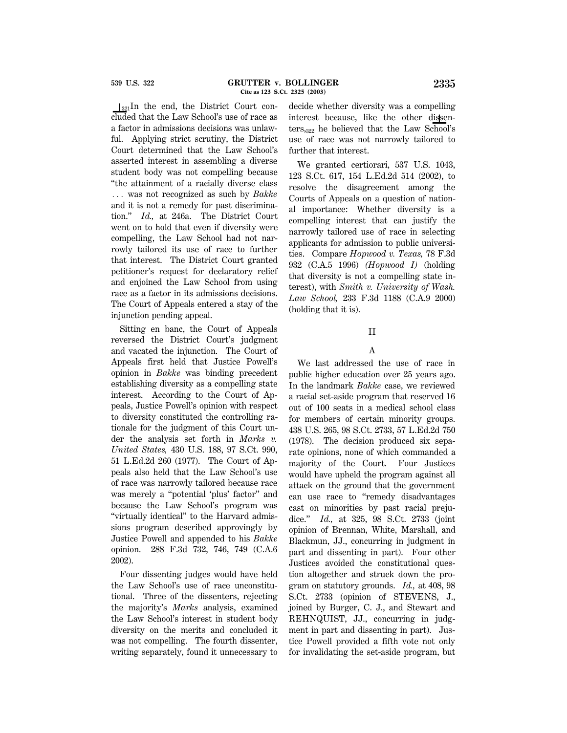In the end, the District Court concluded that the Law School's use of race as a factor in admissions decisions was unlawful. Applying strict scrutiny, the District Court determined that the Law School's asserted interest in assembling a diverse student body was not compelling because "the attainment of a racially diverse class ... was not recognized as such by *Bakke* and it is not a remedy for past discrimination." *Id.,* at 246a. The District Court went on to hold that even if diversity were compelling, the Law School had not narrowly tailored its use of race to further that interest. The District Court granted petitioner's request for declaratory relief and enjoined the Law School from using race as a factor in its admissions decisions. The Court of Appeals entered a stay of the injunction pending appeal.

Sitting en banc, the Court of Appeals reversed the District Court's judgment and vacated the injunction. The Court of Appeals first held that Justice Powell's opinion in *Bakke* was binding precedent establishing diversity as a compelling state interest. According to the Court of Appeals, Justice Powell's opinion with respect to diversity constituted the controlling rationale for the judgment of this Court under the analysis set forth in *Marks v. United States,* 430 U.S. 188, 97 S.Ct. 990, 51 L.Ed.2d 260 (1977). The Court of Appeals also held that the Law School's use of race was narrowly tailored because race was merely a "potential 'plus' factor" and because the Law School's program was "virtually identical" to the Harvard admissions program described approvingly by Justice Powell and appended to his *Bakke* opinion. 288 F.3d 732, 746, 749 (C.A.6 2002).

Four dissenting judges would have held the Law School's use of race unconstitutional. Three of the dissenters, rejecting the majority's *Marks* analysis, examined the Law School's interest in student body diversity on the merits and concluded it was not compelling. The fourth dissenter, writing separately, found it unnecessary to decide whether diversity was a compelling interest because, like the other dissenters, he believed that the Law School's use of race was not narrowly tailored to further that interest.

We granted certiorari, 537 U.S. 1043, 123 S.Ct. 617, 154 L.Ed.2d 514 (2002), to resolve the disagreement among the Courts of Appeals on a question of national importance: Whether diversity is a compelling interest that can justify the narrowly tailored use of race in selecting applicants for admission to public universities. Compare *Hopwood v. Texas,* 78 F.3d 932 (C.A.5 1996) *(Hopwood I)* (holding that diversity is not a compelling state interest), with *Smith v. University of Wash. Law School,* 233 F.3d 1188 (C.A.9 2000) (holding that it is).

## II

### A

We last addressed the use of race in public higher education over 25 years ago. In the landmark *Bakke* case, we reviewed a racial set-aside program that reserved 16 out of 100 seats in a medical school class for members of certain minority groups. 438 U.S. 265, 98 S.Ct. 2733, 57 L.Ed.2d 750 (1978). The decision produced six separate opinions, none of which commanded a majority of the Court. Four Justices would have upheld the program against all attack on the ground that the government can use race to "remedy disadvantages cast on minorities by past racial prejudice." *Id.,* at 325, 98 S.Ct. 2733 (joint opinion of Brennan, White, Marshall, and Blackmun, JJ., concurring in judgment in part and dissenting in part). Four other Justices avoided the constitutional question altogether and struck down the program on statutory grounds. *Id.,* at 408, 98 S.Ct. 2733 (opinion of STEVENS, J., joined by Burger, C. J., and Stewart and REHNQUIST, JJ., concurring in judgment in part and dissenting in part). Justice Powell provided a fifth vote not only for invalidating the set-aside program, but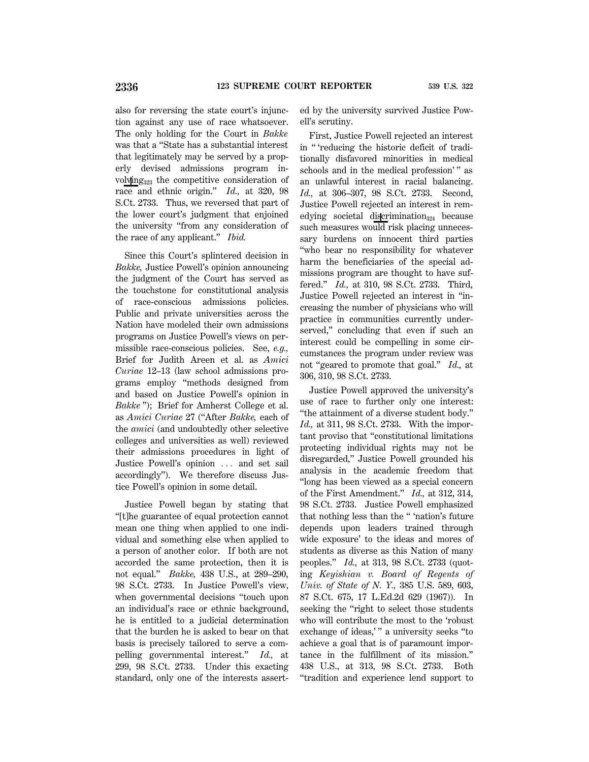also for reversing the state court's injunction against any use of race whatsoever. The only holding for the Court in *Bakke* was that a "State has a substantial interest that legitimately may be served by a properly devised admissions program involving the competitive consideration of race and ethnic origin." *Id.,* at 320, 98 S.Ct. 2733. Thus, we reversed that part of the lower court's judgment that enjoined the university "from any consideration of the race of any applicant." *Ibid.*

Since this Court's splintered decision in *Bakke,* Justice Powell's opinion announcing the judgment of the Court has served as the touchstone for constitutional analysis of race-conscious admissions policies. Public and private universities across the Nation have modeled their own admissions programs on Justice Powell's views on permissible race-conscious policies. See, *e.g.,* Brief for Judith Areen et al. as *Amici Curiae* 12–13 (law school admissions programs employ "methods designed from and based on Justice Powell's opinion in *Bakke* "); Brief for Amherst College et al. as *Amici Curiae* 27 ("After *Bakke,* each of the *amici* (and undoubtedly other selective colleges and universities as well) reviewed their admissions procedures in light of Justice Powell's opinion ... and set sail accordingly"). We therefore discuss Justice Powell's opinion in some detail.

Justice Powell began by stating that "[t]he guarantee of equal protection cannot mean one thing when applied to one individual and something else when applied to a person of another color. If both are not accorded the same protection, then it is not equal." *Bakke,* 438 U.S., at 289–290, 98 S.Ct. 2733. In Justice Powell's view, when governmental decisions "touch upon an individual's race or ethnic background, he is entitled to a judicial determination that the burden he is asked to bear on that basis is precisely tailored to serve a compelling governmental interest." *Id.,* at 299, 98 S.Ct. 2733. Under this exacting standard, only one of the interests asserted by the university survived Justice Powell's scrutiny.

First, Justice Powell rejected an interest in " 'reducing the historic deficit of traditionally disfavored minorities in medical schools and in the medical profession' " as an unlawful interest in racial balancing. *Id.,* at 306–307, 98 S.Ct. 2733. Second, Justice Powell rejected an interest in remedying societal discrimination because such measures would risk placing unnecessary burdens on innocent third parties "who bear no responsibility for whatever harm the beneficiaries of the special admissions program are thought to have suffered." *Id.,* at 310, 98 S.Ct. 2733. Third, Justice Powell rejected an interest in "increasing the number of physicians who will practice in communities currently underserved," concluding that even if such an interest could be compelling in some circumstances the program under review was not "geared to promote that goal." *Id.,* at 306, 310, 98 S.Ct. 2733.

Justice Powell approved the university's use of race to further only one interest: "the attainment of a diverse student body." *Id.,* at 311, 98 S.Ct. 2733. With the important proviso that "constitutional limitations protecting individual rights may not be disregarded," Justice Powell grounded his analysis in the academic freedom that "long has been viewed as a special concern of the First Amendment." *Id.,* at 312, 314, 98 S.Ct. 2733. Justice Powell emphasized that nothing less than the " 'nation's future depends upon leaders trained through wide exposure' to the ideas and mores of students as diverse as this Nation of many peoples." *Id.,* at 313, 98 S.Ct. 2733 (quoting *Keyishian v. Board of Regents of Univ. of State of N. Y.,* 385 U.S. 589, 603, 87 S.Ct. 675, 17 L.Ed.2d 629 (1967)). In seeking the "right to select those students who will contribute the most to the 'robust exchange of ideas,' " a university seeks "to achieve a goal that is of paramount importance in the fulfillment of its mission." 438 U.S., at 313, 98 S.Ct. 2733. Both "tradition and experience lend support to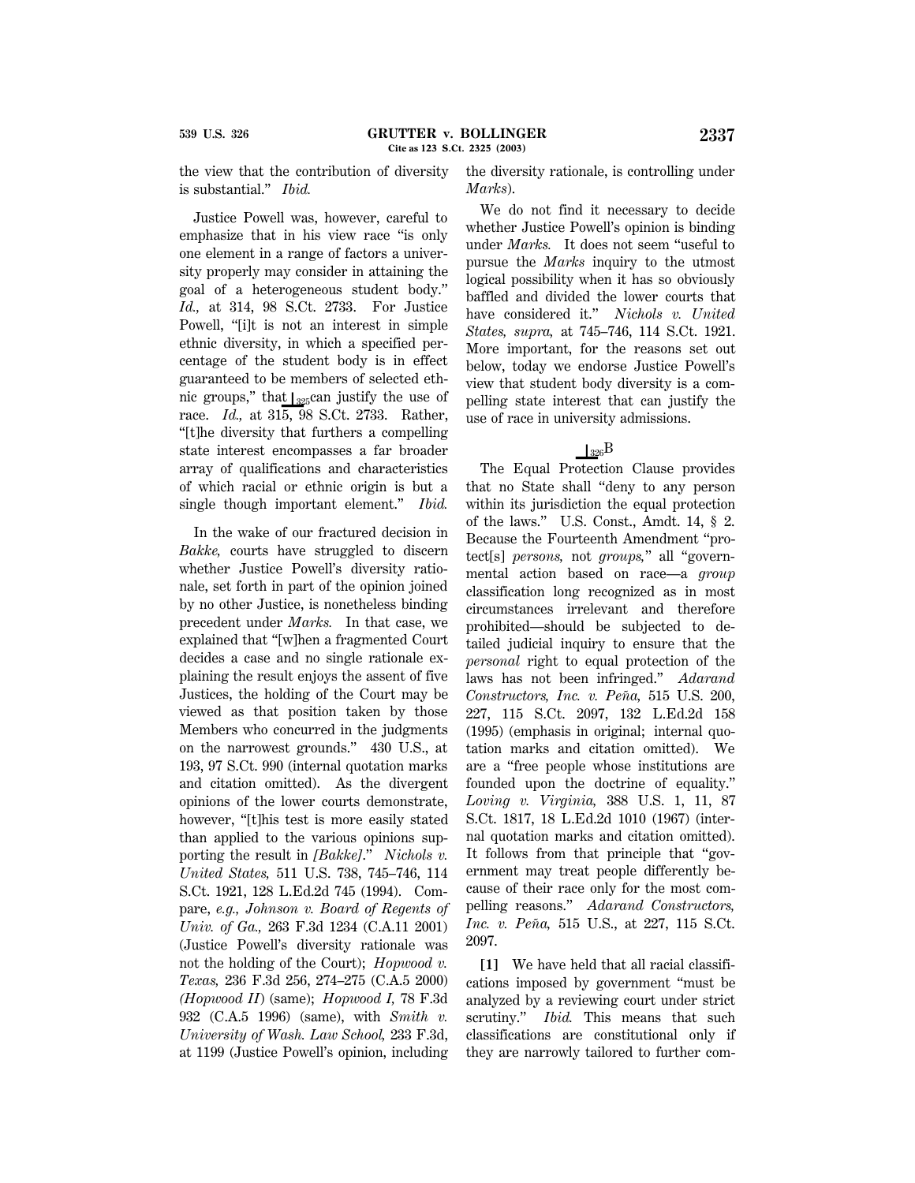the view that the contribution of diversity is substantial." *Ibid.*

Justice Powell was, however, careful to emphasize that in his view race "is only one element in a range of factors a university properly may consider in attaining the goal of a heterogeneous student body." *Id.,* at 314, 98 S.Ct. 2733. For Justice Powell, "[i]t is not an interest in simple ethnic diversity, in which a specified percentage of the student body is in effect guaranteed to be members of selected ethnic groups," that ⊥325 can justify the use of race. *Id.,* at 315, 98 S.Ct. 2733. Rather, "[t]he diversity that furthers a compelling state interest encompasses a far broader array of qualifications and characteristics of which racial or ethnic origin is but a single though important element." *Ibid.*

In the wake of our fractured decision in *Bakke,* courts have struggled to discern whether Justice Powell's diversity rationale, set forth in part of the opinion joined by no other Justice, is nonetheless binding precedent under *Marks.* In that case, we explained that "[w]hen a fragmented Court decides a case and no single rationale explaining the result enjoys the assent of five Justices, the holding of the Court may be viewed as that position taken by those Members who concurred in the judgments on the narrowest grounds." 430 U.S., at 193, 97 S.Ct. 990 (internal quotation marks and citation omitted). As the divergent opinions of the lower courts demonstrate, however, "[t]his test is more easily stated than applied to the various opinions supporting the result in *[Bakke].*" *Nichols v. United States,* 511 U.S. 738, 745–746, 114 S.Ct. 1921, 128 L.Ed.2d 745 (1994). Compare, *e.g., Johnson v. Board of Regents of Univ. of Ga.,* 263 F.3d 1234 (C.A.11 2001) (Justice Powell's diversity rationale was not the holding of the Court); *Hopwood v. Texas,* 236 F.3d 256, 274–275 (C.A.5 2000) *(Hopwood II)* (same); *Hopwood I,* 78 F.3d 932 (C.A.5 1996) (same), with *Smith v. University of Wash. Law School,* 233 F.3d, at 1199 (Justice Powell's opinion, including the diversity rationale, is controlling under *Marks*).

We do not find it necessary to decide whether Justice Powell's opinion is binding under *Marks.* It does not seem "useful to pursue the *Marks* inquiry to the utmost logical possibility when it has so obviously baffled and divided the lower courts that have considered it." *Nichols v. United States, supra,* at 745–746, 114 S.Ct. 1921. More important, for the reasons set out below, today we endorse Justice Powell's view that student body diversity is a compelling state interest that can justify the use of race in university admissions.

### ⊥326 B

The Equal Protection Clause provides that no State shall "deny to any person within its jurisdiction the equal protection of the laws." U.S. Const., Amdt. 14, § 2. Because the Fourteenth Amendment "protect[s] *persons,* not *groups,*" all "governmental action based on race—a *group* classification long recognized as in most circumstances irrelevant and therefore prohibited—should be subjected to detailed judicial inquiry to ensure that the *personal* right to equal protection of the laws has not been infringed." *Adarand Constructors, Inc. v. Peña,* 515 U.S. 200, 227, 115 S.Ct. 2097, 132 L.Ed.2d 158 (1995) (emphasis in original; internal quotation marks and citation omitted). We are a "free people whose institutions are founded upon the doctrine of equality." *Loving v. Virginia,* 388 U.S. 1, 11, 87 S.Ct. 1817, 18 L.Ed.2d 1010 (1967) (internal quotation marks and citation omitted). It follows from that principle that "government may treat people differently because of their race only for the most compelling reasons." *Adarand Constructors, Inc. v. Peña,* 515 U.S., at 227, 115 S.Ct. 2097.

**[1]** We have held that all racial classifications imposed by government "must be analyzed by a reviewing court under strict scrutiny." *Ibid.* This means that such classifications are constitutional only if they are narrowly tailored to further com-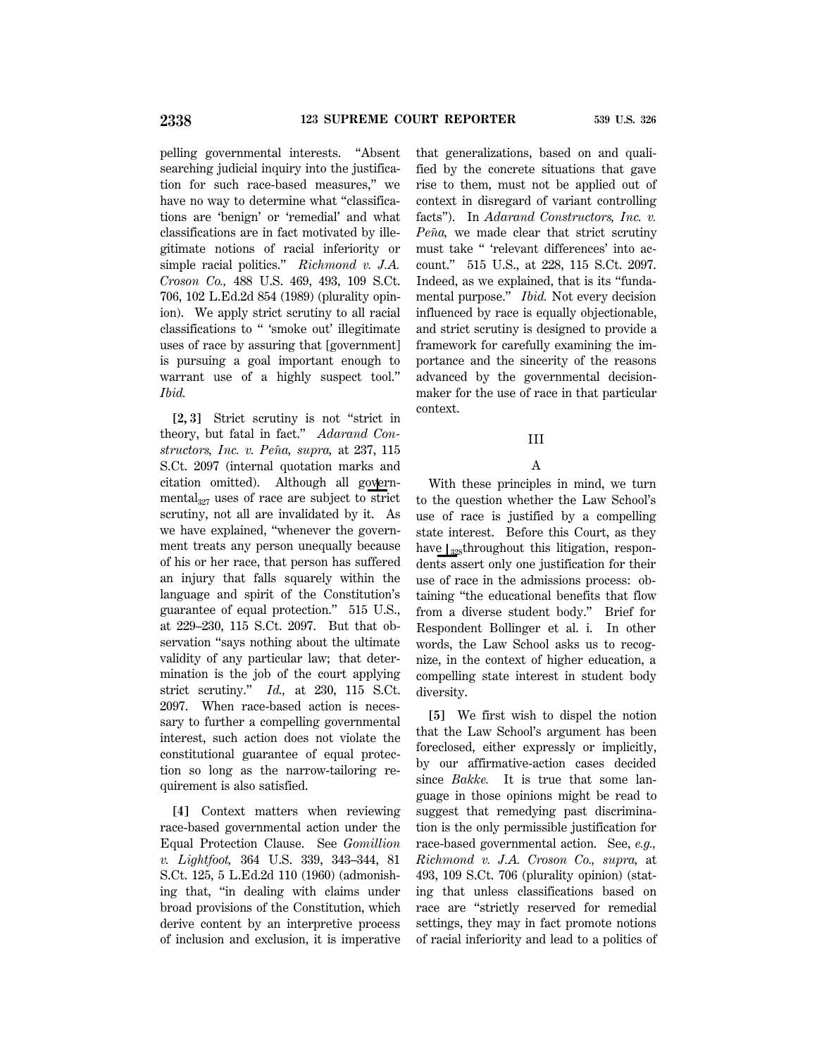pelling governmental interests. "Absent searching judicial inquiry into the justification for such race-based measures," we have no way to determine what "classifications are 'benign' or 'remedial' and what classifications are in fact motivated by illegitimate notions of racial inferiority or simple racial politics." *Richmond v. J.A. Croson Co.,* 488 U.S. 469, 493, 109 S.Ct. 706, 102 L.Ed.2d 854 (1989) (plurality opinion). We apply strict scrutiny to all racial classifications to " 'smoke out' illegitimate uses of race by assuring that [government] is pursuing a goal important enough to warrant use of a highly suspect tool." *Ibid.*

**[2, 3]** Strict scrutiny is not "strict in theory, but fatal in fact." *Adarand Constructors, Inc. v. Peña, supra,* at 237, 115 S.Ct. 2097 (internal quotation marks and citation omitted). Although all governmental uses of race are subject to strict scrutiny, not all are invalidated by it. As we have explained, "whenever the government treats any person unequally because of his or her race, that person has suffered an injury that falls squarely within the language and spirit of the Constitution's guarantee of equal protection." 515 U.S., at 229–230, 115 S.Ct. 2097. But that observation "says nothing about the ultimate validity of any particular law; that determination is the job of the court applying strict scrutiny." *Id.,* at 230, 115 S.Ct. 2097. When race-based action is necessary to further a compelling governmental interest, such action does not violate the constitutional guarantee of equal protection so long as the narrow-tailoring requirement is also satisfied.

**[4]** Context matters when reviewing race-based governmental action under the Equal Protection Clause. See *Gomillion v. Lightfoot,* 364 U.S. 339, 343–344, 81 S.Ct. 125, 5 L.Ed.2d 110 (1960) (admonishing that, "in dealing with claims under broad provisions of the Constitution, which derive content by an interpretive process of inclusion and exclusion, it is imperative that generalizations, based on and qualified by the concrete situations that gave rise to them, must not be applied out of context in disregard of variant controlling facts"). In *Adarand Constructors, Inc. v. Peña,* we made clear that strict scrutiny must take " 'relevant differences' into account." 515 U.S., at 228, 115 S.Ct. 2097. Indeed, as we explained, that is its "fundamental purpose." *Ibid.* Not every decision influenced by race is equally objectionable, and strict scrutiny is designed to provide a framework for carefully examining the importance and the sincerity of the reasons advanced by the governmental decisionmaker for the use of race in that particular context.

## III

### A

With these principles in mind, we turn to the question whether the Law School's use of race is justified by a compelling state interest. Before this Court, as they have throughout this litigation, respondents assert only one justification for their use of race in the admissions process: obtaining "the educational benefits that flow from a diverse student body." Brief for Respondent Bollinger et al. i. In other words, the Law School asks us to recognize, in the context of higher education, a compelling state interest in student body diversity.

**[5]** We first wish to dispel the notion that the Law School's argument has been foreclosed, either expressly or implicitly, by our affirmative-action cases decided since *Bakke.* It is true that some language in those opinions might be read to suggest that remedying past discrimination is the only permissible justification for race-based governmental action. See, *e.g., Richmond v. J.A. Croson Co., supra,* at 493, 109 S.Ct. 706 (plurality opinion) (stating that unless classifications based on race are "strictly reserved for remedial settings, they may in fact promote notions of racial inferiority and lead to a politics of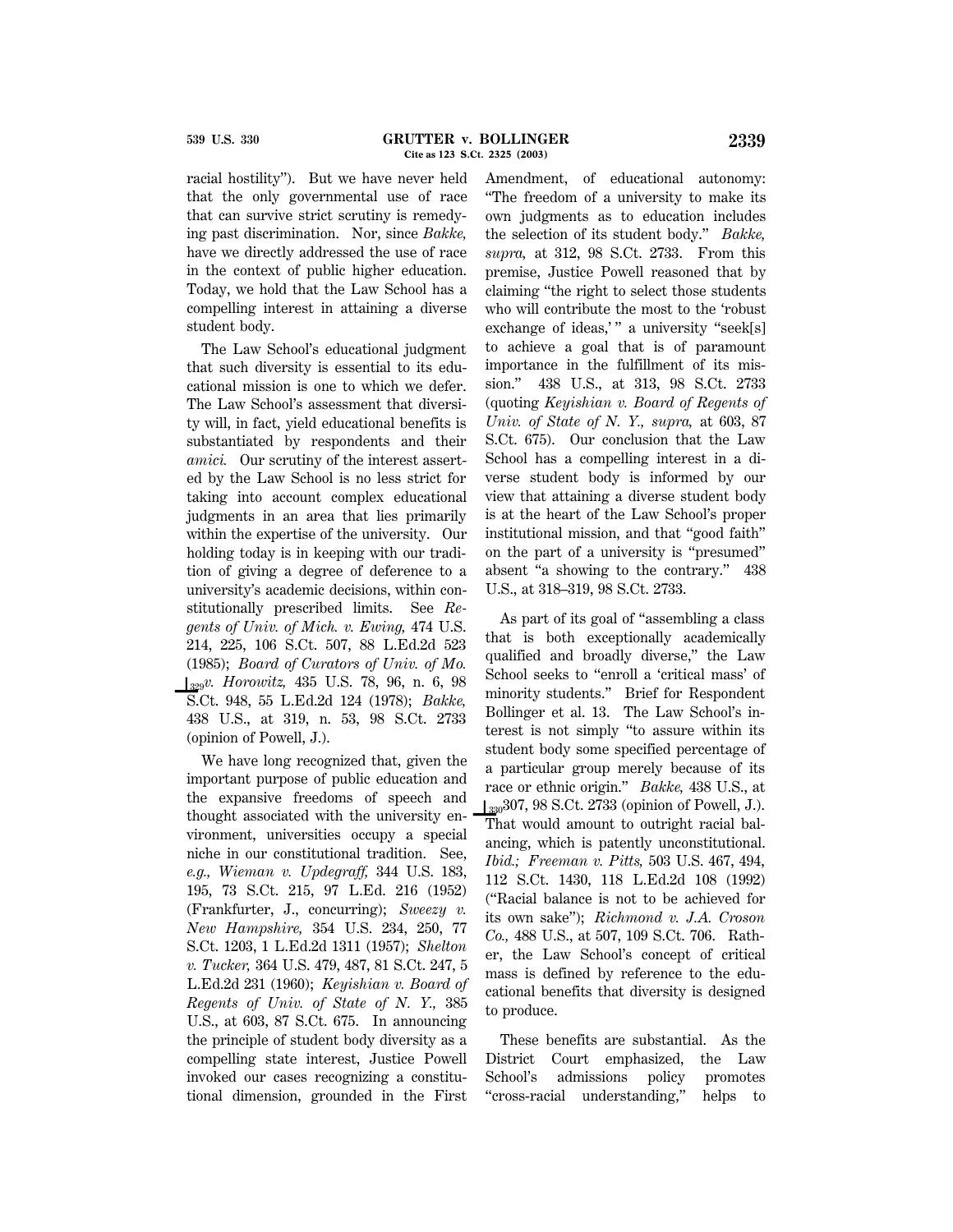racial hostility"). But we have never held that the only governmental use of race that can survive strict scrutiny is remedying past discrimination. Nor, since *Bakke,* have we directly addressed the use of race in the context of public higher education. Today, we hold that the Law School has a compelling interest in attaining a diverse student body.

The Law School's educational judgment that such diversity is essential to its educational mission is one to which we defer. The Law School's assessment that diversity will, in fact, yield educational benefits is substantiated by respondents and their *amici.* Our scrutiny of the interest asserted by the Law School is no less strict for taking into account complex educational judgments in an area that lies primarily within the expertise of the university. Our holding today is in keeping with our tradition of giving a degree of deference to a university's academic decisions, within constitutionally prescribed limits. See *Regents of Univ. of Mich. v. Ewing,* 474 U.S. 214, 225, 106 S.Ct. 507, 88 L.Ed.2d 523 (1985); *Board of Curators of Univ. of Mo.* ⌊329*v. Horowitz,* 435 U.S. 78, 96, n. 6, 98 S.Ct. 948, 55 L.Ed.2d 124 (1978); *Bakke,* 438 U.S., at 319, n. 53, 98 S.Ct. 2733 (opinion of Powell, J.).

We have long recognized that, given the important purpose of public education and the expansive freedoms of speech and thought associated with the university environment, universities occupy a special niche in our constitutional tradition. See, *e.g., Wieman v. Updegraff,* 344 U.S. 183, 195, 73 S.Ct. 215, 97 L.Ed. 216 (1952) (Frankfurter, J., concurring); *Sweezy v. New Hampshire,* 354 U.S. 234, 250, 77 S.Ct. 1203, 1 L.Ed.2d 1311 (1957); *Shelton v. Tucker,* 364 U.S. 479, 487, 81 S.Ct. 247, 5 L.Ed.2d 231 (1960); *Keyishian v. Board of Regents of Univ. of State of N. Y.,* 385 U.S., at 603, 87 S.Ct. 675. In announcing the principle of student body diversity as a compelling state interest, Justice Powell invoked our cases recognizing a constitutional dimension, grounded in the First Amendment, of educational autonomy: "The freedom of a university to make its own judgments as to education includes the selection of its student body." *Bakke, supra,* at 312, 98 S.Ct. 2733. From this premise, Justice Powell reasoned that by claiming "the right to select those students who will contribute the most to the 'robust exchange of ideas,'" a university "seek[s] to achieve a goal that is of paramount importance in the fulfillment of its mission." 438 U.S., at 313, 98 S.Ct. 2733 (quoting *Keyishian v. Board of Regents of Univ. of State of N. Y., supra,* at 603, 87 S.Ct. 675). Our conclusion that the Law School has a compelling interest in a diverse student body is informed by our view that attaining a diverse student body is at the heart of the Law School's proper institutional mission, and that "good faith" on the part of a university is "presumed" absent "a showing to the contrary." 438 U.S., at 318–319, 98 S.Ct. 2733.

As part of its goal of "assembling a class that is both exceptionally academically qualified and broadly diverse," the Law School seeks to "enroll a 'critical mass' of minority students." Brief for Respondent Bollinger et al. 13. The Law School's interest is not simply "to assure within its student body some specified percentage of a particular group merely because of its race or ethnic origin." *Bakke,* 438 U.S., at ⌊330307, 98 S.Ct. 2733 (opinion of Powell, J.). That would amount to outright racial balancing, which is patently unconstitutional. *Ibid.; Freeman v. Pitts,* 503 U.S. 467, 494, 112 S.Ct. 1430, 118 L.Ed.2d 108 (1992) ("Racial balance is not to be achieved for its own sake"); *Richmond v. J.A. Croson Co.,* 488 U.S., at 507, 109 S.Ct. 706. Rather, the Law School's concept of critical mass is defined by reference to the educational benefits that diversity is designed to produce.

These benefits are substantial. As the District Court emphasized, the Law School's admissions policy promotes "cross-racial understanding," helps to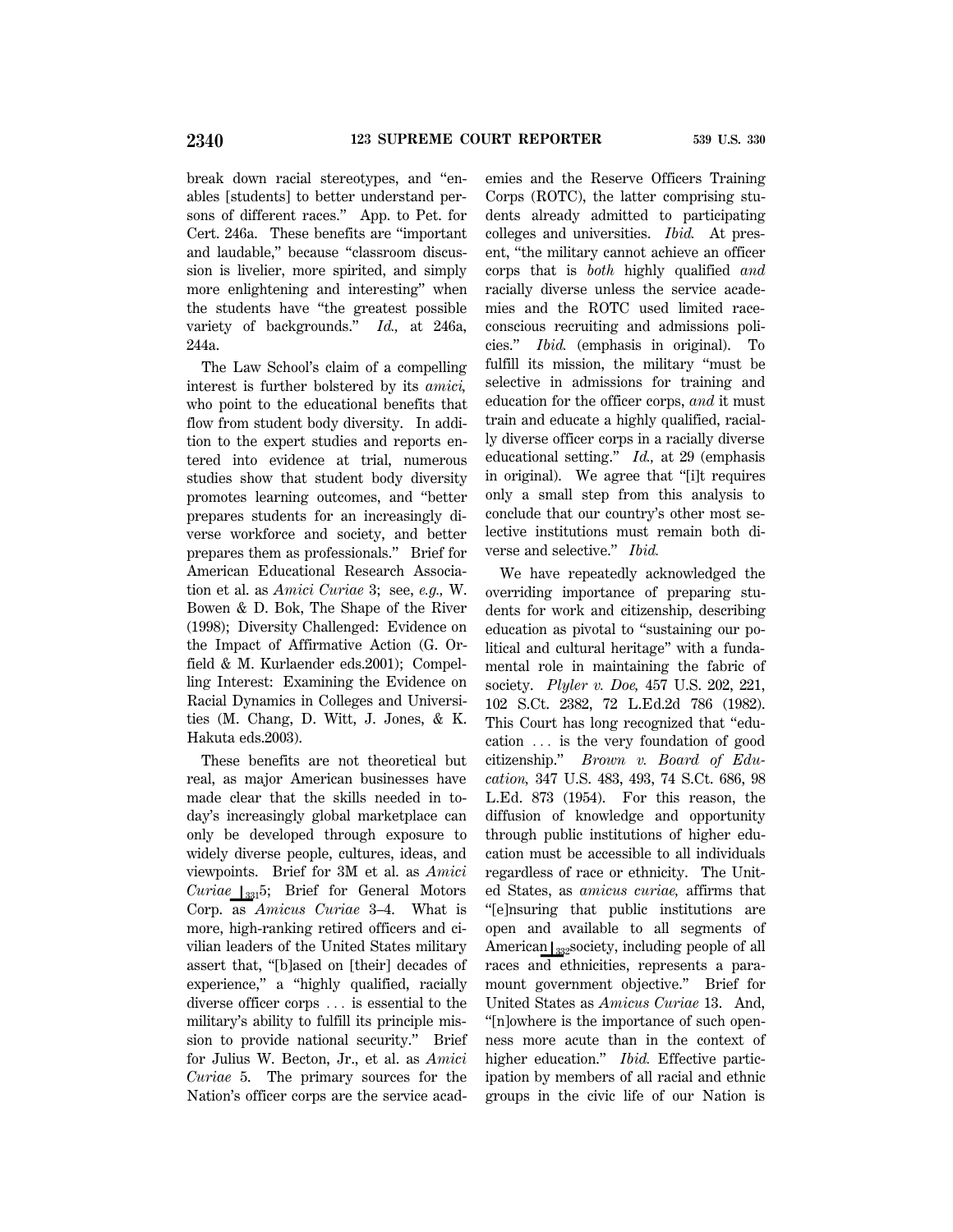break down racial stereotypes, and "enables [students] to better understand persons of different races." App. to Pet. for Cert. 246a. These benefits are "important and laudable," because "classroom discussion is livelier, more spirited, and simply more enlightening and interesting" when the students have "the greatest possible variety of backgrounds." *Id.,* at 246a, 244a.

The Law School's claim of a compelling interest is further bolstered by its *amici,* who point to the educational benefits that flow from student body diversity. In addition to the expert studies and reports entered into evidence at trial, numerous studies show that student body diversity promotes learning outcomes, and "better prepares students for an increasingly diverse workforce and society, and better prepares them as professionals." Brief for American Educational Research Association et al. as *Amici Curiae* 3; see, *e.g.,* W. Bowen & D. Bok, The Shape of the River (1998); Diversity Challenged: Evidence on the Impact of Affirmative Action (G. Orfield & M. Kurlaender eds.2001); Compelling Interest: Examining the Evidence on Racial Dynamics in Colleges and Universities (M. Chang, D. Witt, J. Jones, & K. Hakuta eds.2003).

These benefits are not theoretical but real, as major American businesses have made clear that the skills needed in today's increasingly global marketplace can only be developed through exposure to widely diverse people, cultures, ideas, and viewpoints. Brief for 3M et al. as *Amici Curiae* ⌊331 5; Brief for General Motors Corp. as *Amicus Curiae* 3–4. What is more, high-ranking retired officers and civilian leaders of the United States military assert that, "[b]ased on [their] decades of experience," a "highly qualified, racially diverse officer corps ... is essential to the military's ability to fulfill its principle mission to provide national security." Brief for Julius W. Becton, Jr., et al. as *Amici Curiae* 5. The primary sources for the Nation's officer corps are the service academies and the Reserve Officers Training Corps (ROTC), the latter comprising students already admitted to participating colleges and universities. *Ibid.* At present, "the military cannot achieve an officer corps that is *both* highly qualified *and* racially diverse unless the service academies and the ROTC used limited race-conscious recruiting and admissions policies." *Ibid.* (emphasis in original). To fulfill its mission, the military "must be selective in admissions for training and education for the officer corps, *and* it must train and educate a highly qualified, racially diverse officer corps in a racially diverse educational setting." *Id.,* at 29 (emphasis in original). We agree that "[i]t requires only a small step from this analysis to conclude that our country's other most selective institutions must remain both diverse and selective." *Ibid.*

We have repeatedly acknowledged the overriding importance of preparing students for work and citizenship, describing education as pivotal to "sustaining our political and cultural heritage" with a fundamental role in maintaining the fabric of society. *Plyler v. Doe,* 457 U.S. 202, 221, 102 S.Ct. 2382, 72 L.Ed.2d 786 (1982). This Court has long recognized that "education ... is the very foundation of good citizenship." *Brown v. Board of Education,* 347 U.S. 483, 493, 74 S.Ct. 686, 98 L.Ed. 873 (1954). For this reason, the diffusion of knowledge and opportunity through public institutions of higher education must be accessible to all individuals regardless of race or ethnicity. The United States, as *amicus curiae,* affirms that "[e]nsuring that public institutions are open and available to all segments of American⌊332 society, including people of all races and ethnicities, represents a paramount government objective." Brief for United States as *Amicus Curiae* 13. And, "[n]owhere is the importance of such openness more acute than in the context of higher education." *Ibid.* Effective participation by members of all racial and ethnic groups in the civic life of our Nation is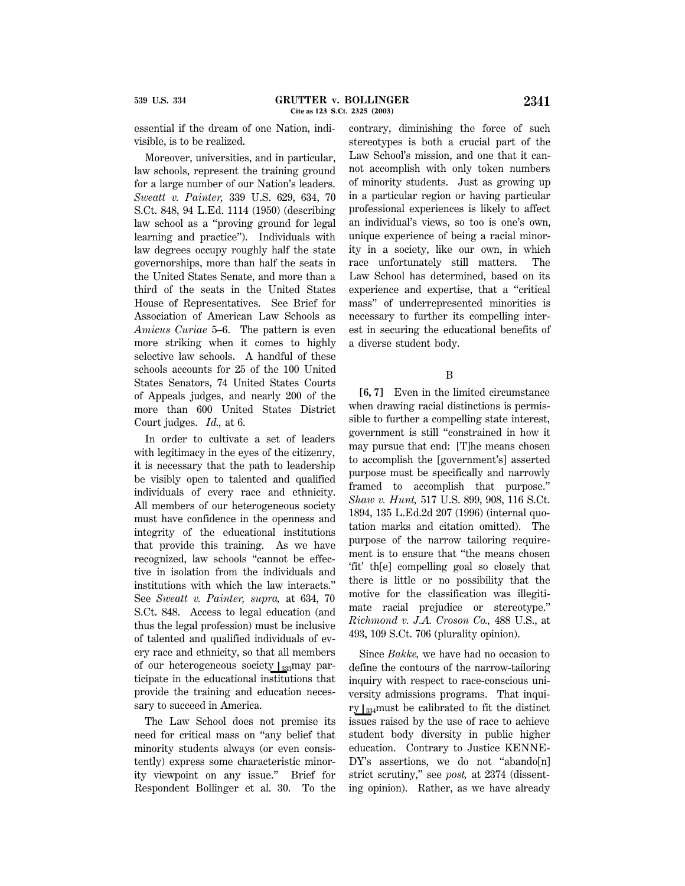essential if the dream of one Nation, indivisible, is to be realized.

Moreover, universities, and in particular, law schools, represent the training ground for a large number of our Nation's leaders. *Sweatt v. Painter,* 339 U.S. 629, 634, 70 S.Ct. 848, 94 L.Ed. 1114 (1950) (describing law school as a "proving ground for legal learning and practice"). Individuals with law degrees occupy roughly half the state governorships, more than half the seats in the United States Senate, and more than a third of the seats in the United States House of Representatives. See Brief for Association of American Law Schools as *Amicus Curiae* 5–6. The pattern is even more striking when it comes to highly selective law schools. A handful of these schools accounts for 25 of the 100 United States Senators, 74 United States Courts of Appeals judges, and nearly 200 of the more than 600 United States District Court judges. *Id.,* at 6.

In order to cultivate a set of leaders with legitimacy in the eyes of the citizenry, it is necessary that the path to leadership be visibly open to talented and qualified individuals of every race and ethnicity. All members of our heterogeneous society must have confidence in the openness and integrity of the educational institutions that provide this training. As we have recognized, law schools "cannot be effective in isolation from the individuals and institutions with which the law interacts." See *Sweatt v. Painter, supra,* at 634, 70 S.Ct. 848. Access to legal education (and thus the legal profession) must be inclusive of talented and qualified individuals of every race and ethnicity, so that all members of our heterogeneous society ⌊333 may participate in the educational institutions that provide the training and education necessary to succeed in America.

The Law School does not premise its need for critical mass on "any belief that minority students always (or even consistently) express some characteristic minority viewpoint on any issue." Brief for Respondent Bollinger et al. 30. To the contrary, diminishing the force of such stereotypes is both a crucial part of the Law School's mission, and one that it cannot accomplish with only token numbers of minority students. Just as growing up in a particular region or having particular professional experiences is likely to affect an individual's views, so too is one's own, unique experience of being a racial minority in a society, like our own, in which race unfortunately still matters. The Law School has determined, based on its experience and expertise, that a "critical mass" of underrepresented minorities is necessary to further its compelling interest in securing the educational benefits of a diverse student body.

B

**[6, 7]** Even in the limited circumstance when drawing racial distinctions is permissible to further a compelling state interest, government is still "constrained in how it may pursue that end: [T]he means chosen to accomplish the [government's] asserted purpose must be specifically and narrowly framed to accomplish that purpose." *Shaw v. Hunt,* 517 U.S. 899, 908, 116 S.Ct. 1894, 135 L.Ed.2d 207 (1996) (internal quotation marks and citation omitted). The purpose of the narrow tailoring requirement is to ensure that "the means chosen 'fit' th[e] compelling goal so closely that there is little or no possibility that the motive for the classification was illegitimate racial prejudice or stereotype." *Richmond v. J.A. Croson Co.,* 488 U.S., at 493, 109 S.Ct. 706 (plurality opinion).

Since *Bakke,* we have had no occasion to define the contours of the narrow-tailoring inquiry with respect to race-conscious university admissions programs. That inquiry ⌊334 must be calibrated to fit the distinct issues raised by the use of race to achieve student body diversity in public higher education. Contrary to Justice KENNEDY's assertions, we do not "abando[n] strict scrutiny," see *post,* at 2374 (dissenting opinion). Rather, as we have already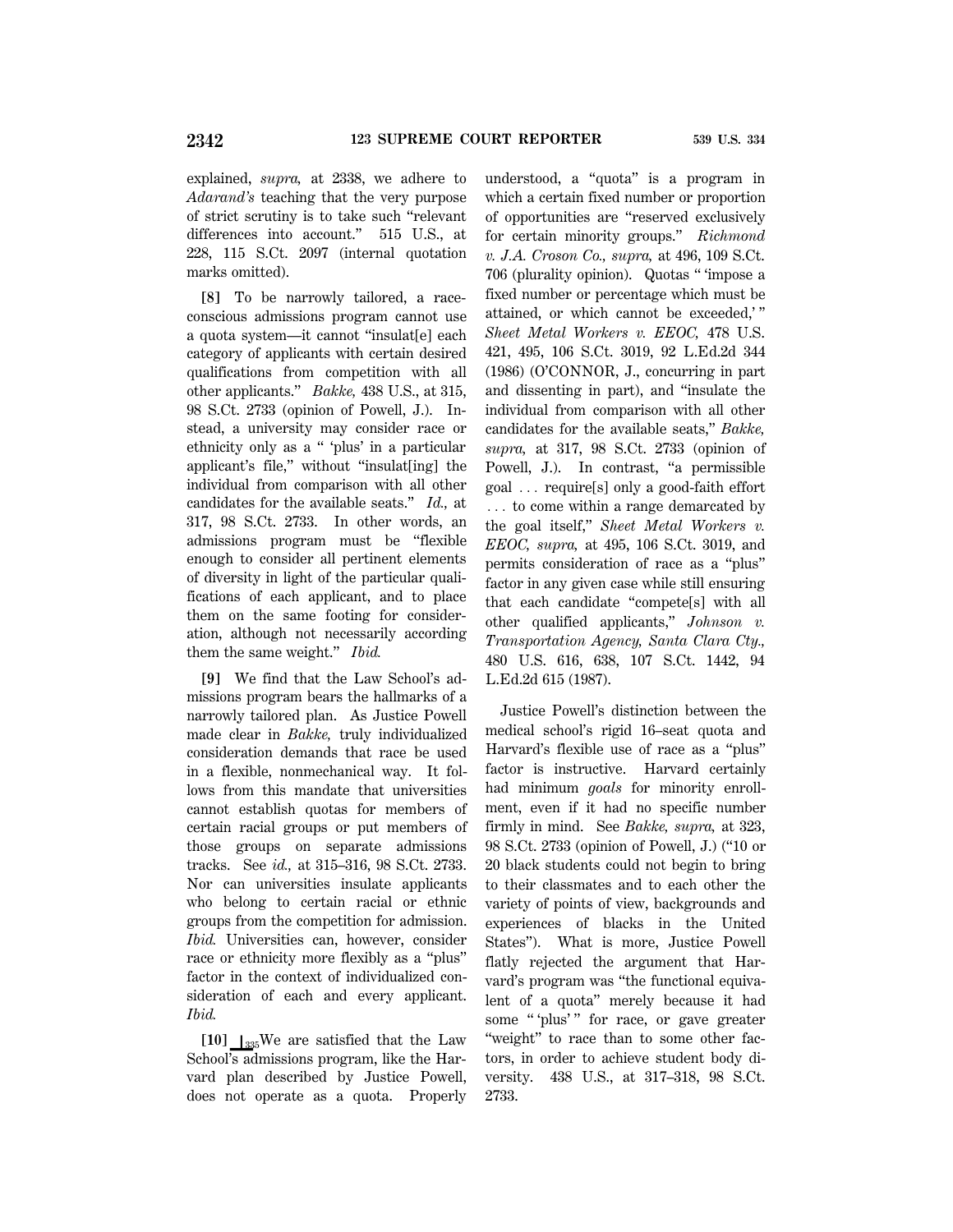explained, *supra,* at 2338, we adhere to *Adarand's* teaching that the very purpose of strict scrutiny is to take such "relevant differences into account." 515 U.S., at 228, 115 S.Ct. 2097 (internal quotation marks omitted).

**[8]** To be narrowly tailored, a race-conscious admissions program cannot use a quota system—it cannot "insulat[e] each category of applicants with certain desired qualifications from competition with all other applicants." *Bakke,* 438 U.S., at 315, 98 S.Ct. 2733 (opinion of Powell, J.). Instead, a university may consider race or ethnicity only as a " 'plus' in a particular applicant's file," without "insulat[ing] the individual from comparison with all other candidates for the available seats." *Id.,* at 317, 98 S.Ct. 2733. In other words, an admissions program must be "flexible enough to consider all pertinent elements of diversity in light of the particular qualifications of each applicant, and to place them on the same footing for consideration, although not necessarily according them the same weight." *Ibid.*

**[9]** We find that the Law School's admissions program bears the hallmarks of a narrowly tailored plan. As Justice Powell made clear in *Bakke,* truly individualized consideration demands that race be used in a flexible, nonmechanical way. It follows from this mandate that universities cannot establish quotas for members of certain racial groups or put members of those groups on separate admissions tracks. See *id.,* at 315–316, 98 S.Ct. 2733. Nor can universities insulate applicants who belong to certain racial or ethnic groups from the competition for admission. *Ibid.* Universities can, however, consider race or ethnicity more flexibly as a "plus" factor in the context of individualized consideration of each and every applicant. *Ibid.*

**[10]** ⊥335 We are satisfied that the Law School's admissions program, like the Harvard plan described by Justice Powell, does not operate as a quota. Properly understood, a "quota" is a program in which a certain fixed number or proportion of opportunities are "reserved exclusively for certain minority groups." *Richmond v. J.A. Croson Co., supra,* at 496, 109 S.Ct. 706 (plurality opinion). Quotas " 'impose a fixed number or percentage which must be attained, or which cannot be exceeded,' " *Sheet Metal Workers v. EEOC,* 478 U.S. 421, 495, 106 S.Ct. 3019, 92 L.Ed.2d 344 (1986) (O'CONNOR, J., concurring in part and dissenting in part), and "insulate the individual from comparison with all other candidates for the available seats," *Bakke, supra,* at 317, 98 S.Ct. 2733 (opinion of Powell, J.). In contrast, "a permissible goal . . . require[s] only a good-faith effort . . . to come within a range demarcated by the goal itself," *Sheet Metal Workers v. EEOC, supra,* at 495, 106 S.Ct. 3019, and permits consideration of race as a "plus" factor in any given case while still ensuring that each candidate "compete[s] with all other qualified applicants," *Johnson v. Transportation Agency, Santa Clara Cty.,* 480 U.S. 616, 638, 107 S.Ct. 1442, 94 L.Ed.2d 615 (1987).

Justice Powell's distinction between the medical school's rigid 16–seat quota and Harvard's flexible use of race as a "plus" factor is instructive. Harvard certainly had minimum *goals* for minority enrollment, even if it had no specific number firmly in mind. See *Bakke, supra,* at 323, 98 S.Ct. 2733 (opinion of Powell, J.) ("10 or 20 black students could not begin to bring to their classmates and to each other the variety of points of view, backgrounds and experiences of blacks in the United States"). What is more, Justice Powell flatly rejected the argument that Harvard's program was "the functional equivalent of a quota" merely because it had some " 'plus' " for race, or gave greater "weight" to race than to some other factors, in order to achieve student body diversity. 438 U.S., at 317–318, 98 S.Ct. 2733.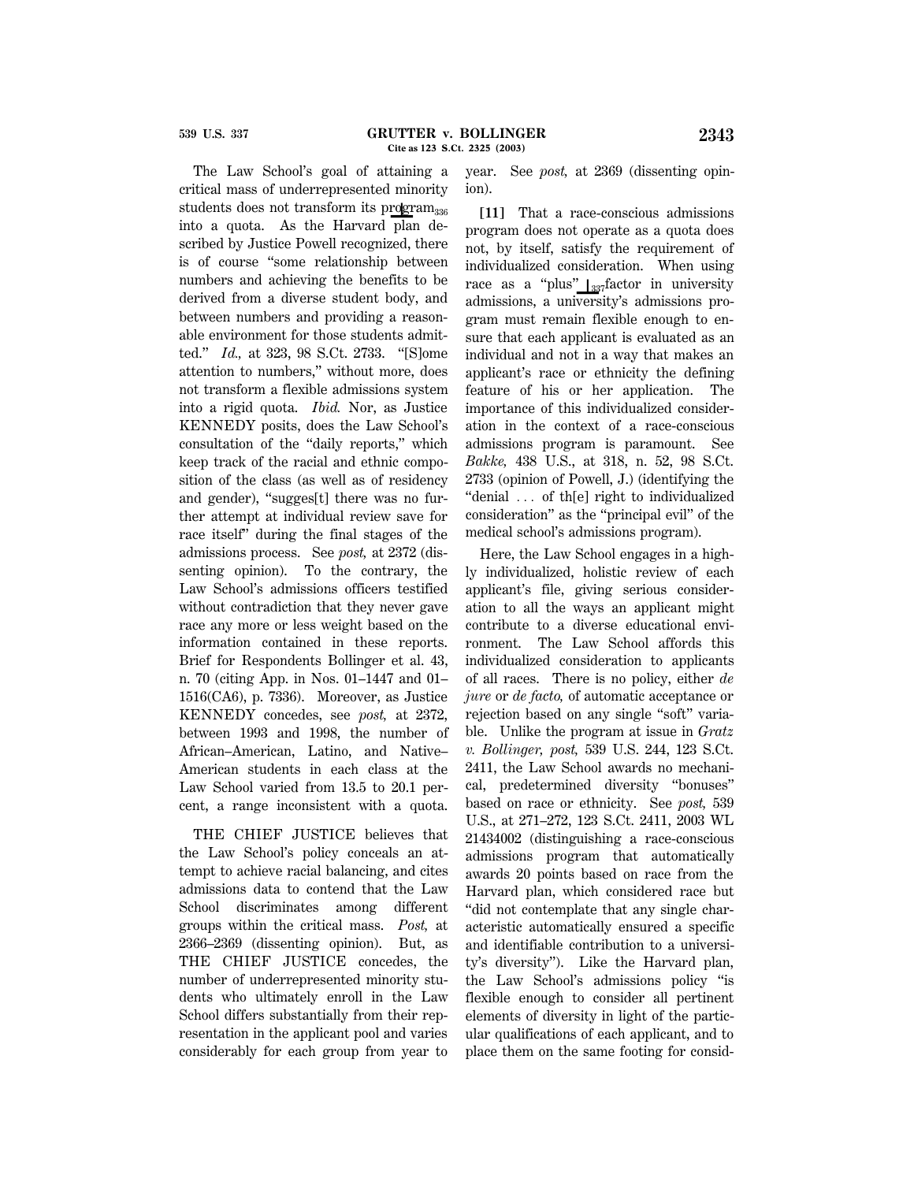The Law School's goal of attaining a critical mass of underrepresented minority students does not transform its program[336] into a quota. As the Harvard plan described by Justice Powell recognized, there is of course "some relationship between numbers and achieving the benefits to be derived from a diverse student body, and between numbers and providing a reasonable environment for those students admitted." *Id.,* at 323, 98 S.Ct. 2733. "[S]ome attention to numbers," without more, does not transform a flexible admissions system into a rigid quota. *Ibid.* Nor, as Justice KENNEDY posits, does the Law School's consultation of the "daily reports," which keep track of the racial and ethnic composition of the class (as well as of residency and gender), "sugges[t] there was no further attempt at individual review save for race itself" during the final stages of the admissions process. See *post,* at 2372 (dissenting opinion). To the contrary, the Law School's admissions officers testified without contradiction that they never gave race any more or less weight based on the information contained in these reports. Brief for Respondents Bollinger et al. 43, n. 70 (citing App. in Nos. 01–1447 and 01–1516(CA6), p. 7336). Moreover, as Justice KENNEDY concedes, see *post,* at 2372, between 1993 and 1998, the number of African–American, Latino, and Native–American students in each class at the Law School varied from 13.5 to 20.1 percent, a range inconsistent with a quota.

THE CHIEF JUSTICE believes that the Law School's policy conceals an attempt to achieve racial balancing, and cites admissions data to contend that the Law School discriminates among different groups within the critical mass. *Post,* at 2366–2369 (dissenting opinion). But, as THE CHIEF JUSTICE concedes, the number of underrepresented minority students who ultimately enroll in the Law School differs substantially from their representation in the applicant pool and varies considerably for each group from year to year. See *post,* at 2369 (dissenting opinion).

**[11]** That a race-conscious admissions program does not operate as a quota does not, by itself, satisfy the requirement of individualized consideration. When using race as a "plus" [337]factor in university admissions, a university's admissions program must remain flexible enough to ensure that each applicant is evaluated as an individual and not in a way that makes an applicant's race or ethnicity the defining feature of his or her application. The importance of this individualized consideration in the context of a race-conscious admissions program is paramount. See *Bakke,* 438 U.S., at 318, n. 52, 98 S.Ct. 2733 (opinion of Powell, J.) (identifying the "denial ... of th[e] right to individualized consideration" as the "principal evil" of the medical school's admissions program).

Here, the Law School engages in a highly individualized, holistic review of each applicant's file, giving serious consideration to all the ways an applicant might contribute to a diverse educational environment. The Law School affords this individualized consideration to applicants of all races. There is no policy, either *de jure* or *de facto,* of automatic acceptance or rejection based on any single "soft" variable. Unlike the program at issue in *Gratz v. Bollinger, post,* 539 U.S. 244, 123 S.Ct. 2411, the Law School awards no mechanical, predetermined diversity "bonuses" based on race or ethnicity. See *post,* 539 U.S., at 271–272, 123 S.Ct. 2411, 2003 WL 21434002 (distinguishing a race-conscious admissions program that automatically awards 20 points based on race from the Harvard plan, which considered race but "did not contemplate that any single characteristic automatically ensured a specific and identifiable contribution to a university's diversity"). Like the Harvard plan, the Law School's admissions policy "is flexible enough to consider all pertinent elements of diversity in light of the particular qualifications of each applicant, and to place them on the same footing for consid-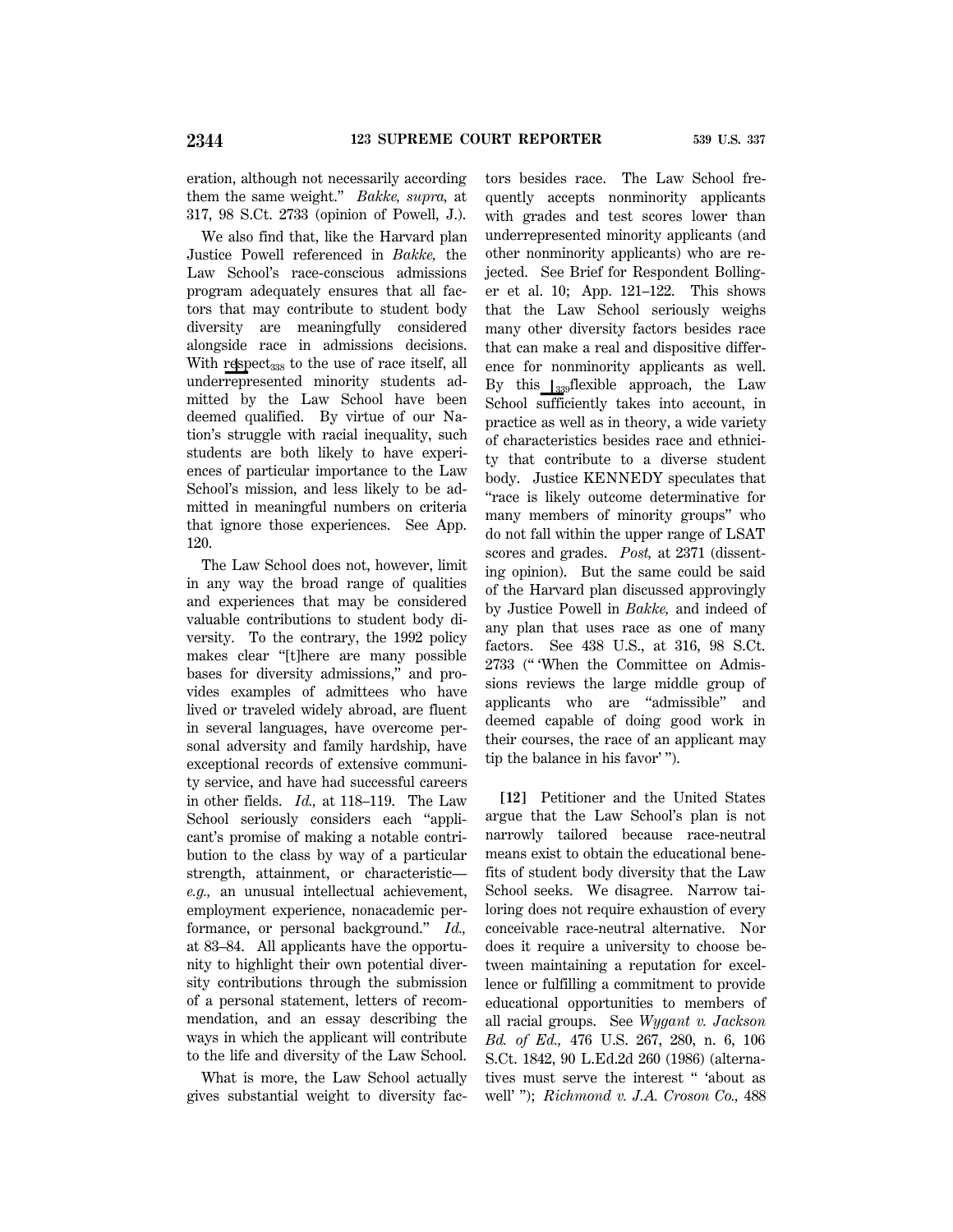eration, although not necessarily according them the same weight." *Bakke, supra,* at 317, 98 S.Ct. 2733 (opinion of Powell, J.).

We also find that, like the Harvard plan Justice Powell referenced in *Bakke,* the Law School's race-conscious admissions program adequately ensures that all factors that may contribute to student body diversity are meaningfully considered alongside race in admissions decisions. With respect[338] to the use of race itself, all underrepresented minority students admitted by the Law School have been deemed qualified. By virtue of our Nation's struggle with racial inequality, such students are both likely to have experiences of particular importance to the Law School's mission, and less likely to be admitted in meaningful numbers on criteria that ignore those experiences. See App. 120.

The Law School does not, however, limit in any way the broad range of qualities and experiences that may be considered valuable contributions to student body diversity. To the contrary, the 1992 policy makes clear "[t]here are many possible bases for diversity admissions," and provides examples of admittees who have lived or traveled widely abroad, are fluent in several languages, have overcome personal adversity and family hardship, have exceptional records of extensive community service, and have had successful careers in other fields. *Id.,* at 118–119. The Law School seriously considers each "applicant's promise of making a notable contribution to the class by way of a particular strength, attainment, or characteristic—*e.g.,* an unusual intellectual achievement, employment experience, nonacademic performance, or personal background." *Id.,* at 83–84. All applicants have the opportunity to highlight their own potential diversity contributions through the submission of a personal statement, letters of recommendation, and an essay describing the ways in which the applicant will contribute to the life and diversity of the Law School.

What is more, the Law School actually gives substantial weight to diversity factors besides race. The Law School frequently accepts nonminority applicants with grades and test scores lower than underrepresented minority applicants (and other nonminority applicants) who are rejected. See Brief for Respondent Bollinger et al. 10; App. 121–122. This shows that the Law School seriously weighs many other diversity factors besides race that can make a real and dispositive difference for nonminority applicants as well. By this [339]flexible approach, the Law School sufficiently takes into account, in practice as well as in theory, a wide variety of characteristics besides race and ethnicity that contribute to a diverse student body. Justice KENNEDY speculates that "race is likely outcome determinative for many members of minority groups" who do not fall within the upper range of LSAT scores and grades. *Post,* at 2371 (dissenting opinion). But the same could be said of the Harvard plan discussed approvingly by Justice Powell in *Bakke,* and indeed of any plan that uses race as one of many factors. See 438 U.S., at 316, 98 S.Ct. 2733 (" 'When the Committee on Admissions reviews the large middle group of applicants who are "admissible" and deemed capable of doing good work in their courses, the race of an applicant may tip the balance in his favor' ").

**[12]** Petitioner and the United States argue that the Law School's plan is not narrowly tailored because race-neutral means exist to obtain the educational benefits of student body diversity that the Law School seeks. We disagree. Narrow tailoring does not require exhaustion of every conceivable race-neutral alternative. Nor does it require a university to choose between maintaining a reputation for excellence or fulfilling a commitment to provide educational opportunities to members of all racial groups. See *Wygant v. Jackson Bd. of Ed.,* 476 U.S. 267, 280, n. 6, 106 S.Ct. 1842, 90 L.Ed.2d 260 (1986) (alternatives must serve the interest " 'about as well' "); *Richmond v. J.A. Croson Co.,* 488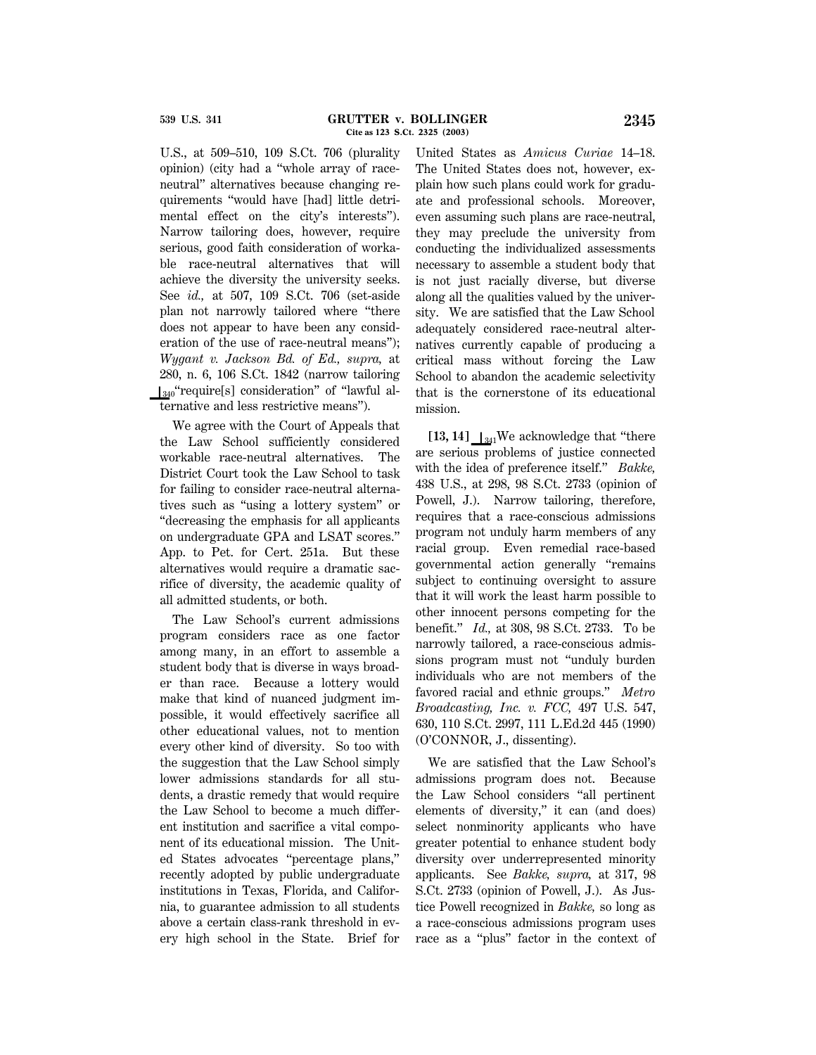U.S., at 509–510, 109 S.Ct. 706 (plurality opinion) (city had a "whole array of race-neutral" alternatives because changing requirements "would have [had] little detrimental effect on the city's interests"). Narrow tailoring does, however, require serious, good faith consideration of workable race-neutral alternatives that will achieve the diversity the university seeks. See *id.,* at 507, 109 S.Ct. 706 (set-aside plan not narrowly tailored where "there does not appear to have been any consideration of the use of race-neutral means"); *Wygant v. Jackson Bd. of Ed., supra,* at 280, n. 6, 106 S.Ct. 1842 (narrow tailoring [340]"require[s] consideration" of "lawful alternative and less restrictive means").

We agree with the Court of Appeals that the Law School sufficiently considered workable race-neutral alternatives. The District Court took the Law School to task for failing to consider race-neutral alternatives such as "using a lottery system" or "decreasing the emphasis for all applicants on undergraduate GPA and LSAT scores." App. to Pet. for Cert. 251a. But these alternatives would require a dramatic sacrifice of diversity, the academic quality of all admitted students, or both.

The Law School's current admissions program considers race as one factor among many, in an effort to assemble a student body that is diverse in ways broader than race. Because a lottery would make that kind of nuanced judgment impossible, it would effectively sacrifice all other educational values, not to mention every other kind of diversity. So too with the suggestion that the Law School simply lower admissions standards for all students, a drastic remedy that would require the Law School to become a much different institution and sacrifice a vital component of its educational mission. The United States advocates "percentage plans," recently adopted by public undergraduate institutions in Texas, Florida, and California, to guarantee admission to all students above a certain class-rank threshold in every high school in the State. Brief for United States as *Amicus Curiae* 14–18. The United States does not, however, explain how such plans could work for graduate and professional schools. Moreover, even assuming such plans are race-neutral, they may preclude the university from conducting the individualized assessments necessary to assemble a student body that is not just racially diverse, but diverse along all the qualities valued by the university. We are satisfied that the Law School adequately considered race-neutral alternatives currently capable of producing a critical mass without forcing the Law School to abandon the academic selectivity that is the cornerstone of its educational mission.

**[13, 14]** [341]We acknowledge that "there are serious problems of justice connected with the idea of preference itself." *Bakke,* 438 U.S., at 298, 98 S.Ct. 2733 (opinion of Powell, J.). Narrow tailoring, therefore, requires that a race-conscious admissions program not unduly harm members of any racial group. Even remedial race-based governmental action generally "remains subject to continuing oversight to assure that it will work the least harm possible to other innocent persons competing for the benefit." *Id.,* at 308, 98 S.Ct. 2733. To be narrowly tailored, a race-conscious admissions program must not "unduly burden individuals who are not members of the favored racial and ethnic groups." *Metro Broadcasting, Inc. v. FCC,* 497 U.S. 547, 630, 110 S.Ct. 2997, 111 L.Ed.2d 445 (1990) (O'CONNOR, J., dissenting).

We are satisfied that the Law School's admissions program does not. Because the Law School considers "all pertinent elements of diversity," it can (and does) select nonminority applicants who have greater potential to enhance student body diversity over underrepresented minority applicants. See *Bakke, supra,* at 317, 98 S.Ct. 2733 (opinion of Powell, J.). As Justice Powell recognized in *Bakke,* so long as a race-conscious admissions program uses race as a "plus" factor in the context of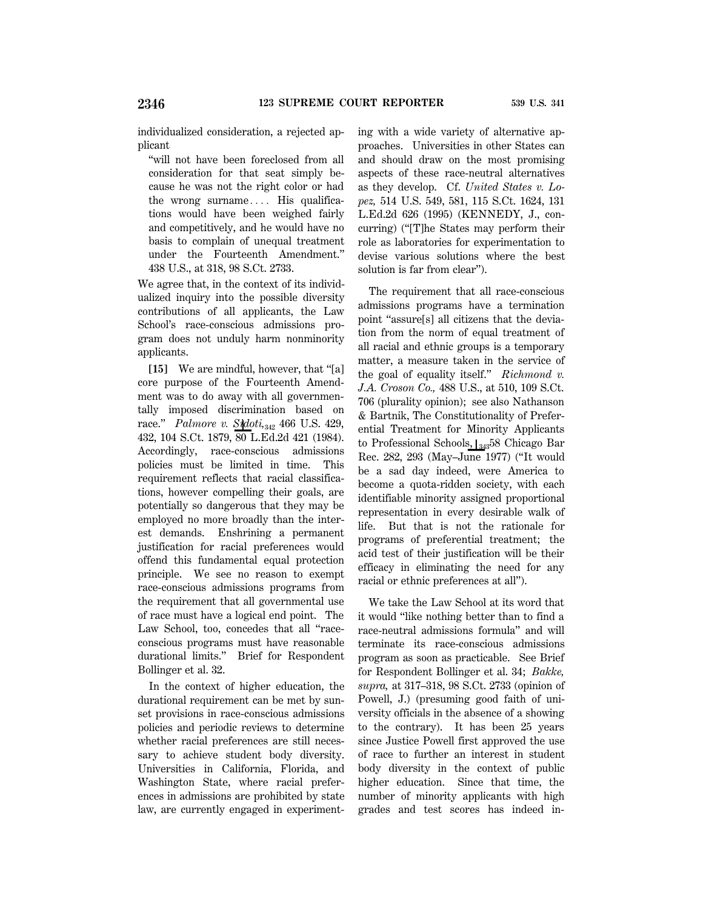individualized consideration, a rejected applicant

> "will not have been foreclosed from all consideration for that seat simply because he was not the right color or had the wrong surname.... His qualifications would have been weighed fairly and competitively, and he would have no basis to complain of unequal treatment under the Fourteenth Amendment." 438 U.S., at 318, 98 S.Ct. 2733.

We agree that, in the context of its individualized inquiry into the possible diversity contributions of all applicants, the Law School's race-conscious admissions program does not unduly harm nonminority applicants.

**[15]** We are mindful, however, that "[a] core purpose of the Fourteenth Amendment was to do away with all governmentally imposed discrimination based on race." *Palmore v. Sidoti,* 466 U.S. 429, 432, 104 S.Ct. 1879, 80 L.Ed.2d 421 (1984). Accordingly, race-conscious admissions policies must be limited in time. This requirement reflects that racial classifications, however compelling their goals, are potentially so dangerous that they may be employed no more broadly than the interest demands. Enshrining a permanent justification for racial preferences would offend this fundamental equal protection principle. We see no reason to exempt race-conscious admissions programs from the requirement that all governmental use of race must have a logical end point. The Law School, too, concedes that all "race-conscious programs must have reasonable durational limits." Brief for Respondent Bollinger et al. 32.

In the context of higher education, the durational requirement can be met by sunset provisions in race-conscious admissions policies and periodic reviews to determine whether racial preferences are still necessary to achieve student body diversity. Universities in California, Florida, and Washington State, where racial preferences in admissions are prohibited by state law, are currently engaged in experimenting with a wide variety of alternative approaches. Universities in other States can and should draw on the most promising aspects of these race-neutral alternatives as they develop. Cf. *United States v. Lopez,* 514 U.S. 549, 581, 115 S.Ct. 1624, 131 L.Ed.2d 626 (1995) (KENNEDY, J., concurring) ("[T]he States may perform their role as laboratories for experimentation to devise various solutions where the best solution is far from clear").

The requirement that all race-conscious admissions programs have a termination point "assure[s] all citizens that the deviation from the norm of equal treatment of all racial and ethnic groups is a temporary matter, a measure taken in the service of the goal of equality itself." *Richmond v. J.A. Croson Co.,* 488 U.S., at 510, 109 S.Ct. 706 (plurality opinion); see also Nathanson & Bartnik, The Constitutionality of Preferential Treatment for Minority Applicants to Professional Schools, 58 Chicago Bar Rec. 282, 293 (May–June 1977) ("It would be a sad day indeed, were America to become a quota-ridden society, with each identifiable minority assigned proportional representation in every desirable walk of life. But that is not the rationale for programs of preferential treatment; the acid test of their justification will be their efficacy in eliminating the need for any racial or ethnic preferences at all").

We take the Law School at its word that it would "like nothing better than to find a race-neutral admissions formula" and will terminate its race-conscious admissions program as soon as practicable. See Brief for Respondent Bollinger et al. 34; *Bakke, supra,* at 317–318, 98 S.Ct. 2733 (opinion of Powell, J.) (presuming good faith of university officials in the absence of a showing to the contrary). It has been 25 years since Justice Powell first approved the use of race to further an interest in student body diversity in the context of public higher education. Since that time, the number of minority applicants with high grades and test scores has indeed in-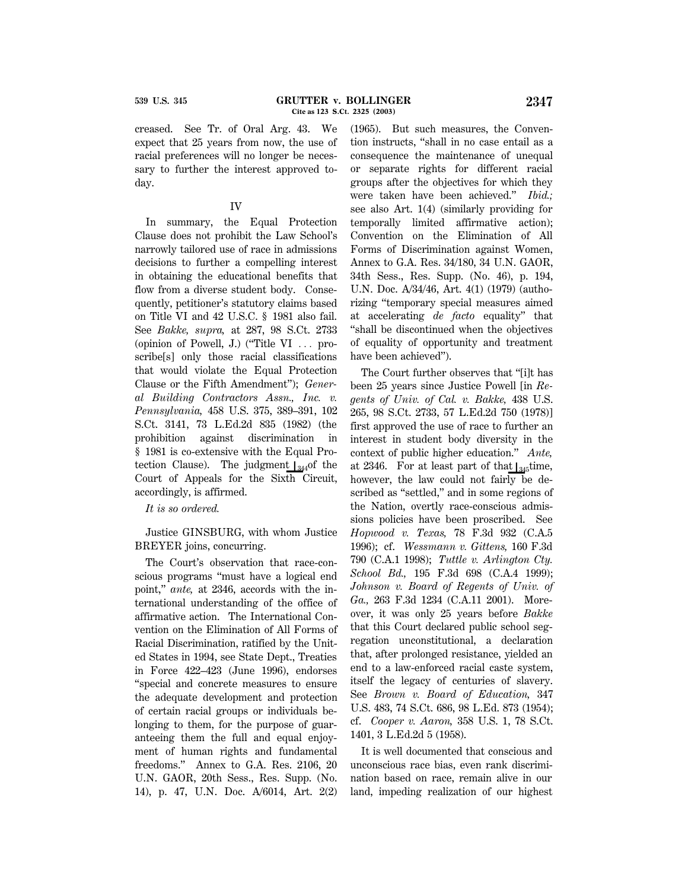creased. See Tr. of Oral Arg. 43. We expect that 25 years from now, the use of racial preferences will no longer be necessary to further the interest approved today.

## IV

In summary, the Equal Protection Clause does not prohibit the Law School's narrowly tailored use of race in admissions decisions to further a compelling interest in obtaining the educational benefits that flow from a diverse student body. Consequently, petitioner's statutory claims based on Title VI and 42 U.S.C. § 1981 also fail. See *Bakke, supra,* at 287, 98 S.Ct. 2733 (opinion of Powell, J.) ("Title VI . . . proscribe[s] only those racial classifications that would violate the Equal Protection Clause or the Fifth Amendment"); *General Building Contractors Assn., Inc. v. Pennsylvania,* 458 U.S. 375, 389–391, 102 S.Ct. 3141, 73 L.Ed.2d 835 (1982) (the prohibition against discrimination in § 1981 is co-extensive with the Equal Protection Clause). The judgment ⌊344 of the Court of Appeals for the Sixth Circuit, accordingly, is affirmed.

*It is so ordered.*

Justice GINSBURG, with whom Justice BREYER joins, concurring.

The Court's observation that race-conscious programs "must have a logical end point," *ante,* at 2346, accords with the international understanding of the office of affirmative action. The International Convention on the Elimination of All Forms of Racial Discrimination, ratified by the United States in 1994, see State Dept., Treaties in Force 422–423 (June 1996), endorses "special and concrete measures to ensure the adequate development and protection of certain racial groups or individuals belonging to them, for the purpose of guaranteeing them the full and equal enjoyment of human rights and fundamental freedoms." Annex to G.A. Res. 2106, 20 U.N. GAOR, 20th Sess., Res. Supp. (No. 14), p. 47, U.N. Doc. A/6014, Art. 2(2) (1965). But such measures, the Convention instructs, "shall in no case entail as a consequence the maintenance of unequal or separate rights for different racial groups after the objectives for which they were taken have been achieved." *Ibid.;* see also Art. 1(4) (similarly providing for temporally limited affirmative action); Convention on the Elimination of All Forms of Discrimination against Women, Annex to G.A. Res. 34/180, 34 U.N. GAOR, 34th Sess., Res. Supp. (No. 46), p. 194, U.N. Doc. A/34/46, Art. 4(1) (1979) (authorizing "temporary special measures aimed at accelerating *de facto* equality" that "shall be discontinued when the objectives of equality of opportunity and treatment have been achieved").

The Court further observes that "[i]t has been 25 years since Justice Powell [in *Regents of Univ. of Cal. v. Bakke,* 438 U.S. 265, 98 S.Ct. 2733, 57 L.Ed.2d 750 (1978)] first approved the use of race to further an interest in student body diversity in the context of public higher education." *Ante,* at 2346. For at least part of that ⌊345 time, however, the law could not fairly be described as "settled," and in some regions of the Nation, overtly race-conscious admissions policies have been proscribed. See *Hopwood v. Texas,* 78 F.3d 932 (C.A.5 1996); cf. *Wessmann v. Gittens,* 160 F.3d 790 (C.A.1 1998); *Tuttle v. Arlington Cty. School Bd.,* 195 F.3d 698 (C.A.4 1999); *Johnson v. Board of Regents of Univ. of Ga.,* 263 F.3d 1234 (C.A.11 2001). Moreover, it was only 25 years before *Bakke* that this Court declared public school segregation unconstitutional, a declaration that, after prolonged resistance, yielded an end to a law-enforced racial caste system, itself the legacy of centuries of slavery. See *Brown v. Board of Education,* 347 U.S. 483, 74 S.Ct. 686, 98 L.Ed. 873 (1954); cf. *Cooper v. Aaron,* 358 U.S. 1, 78 S.Ct. 1401, 3 L.Ed.2d 5 (1958).

It is well documented that conscious and unconscious race bias, even rank discrimination based on race, remain alive in our land, impeding realization of our highest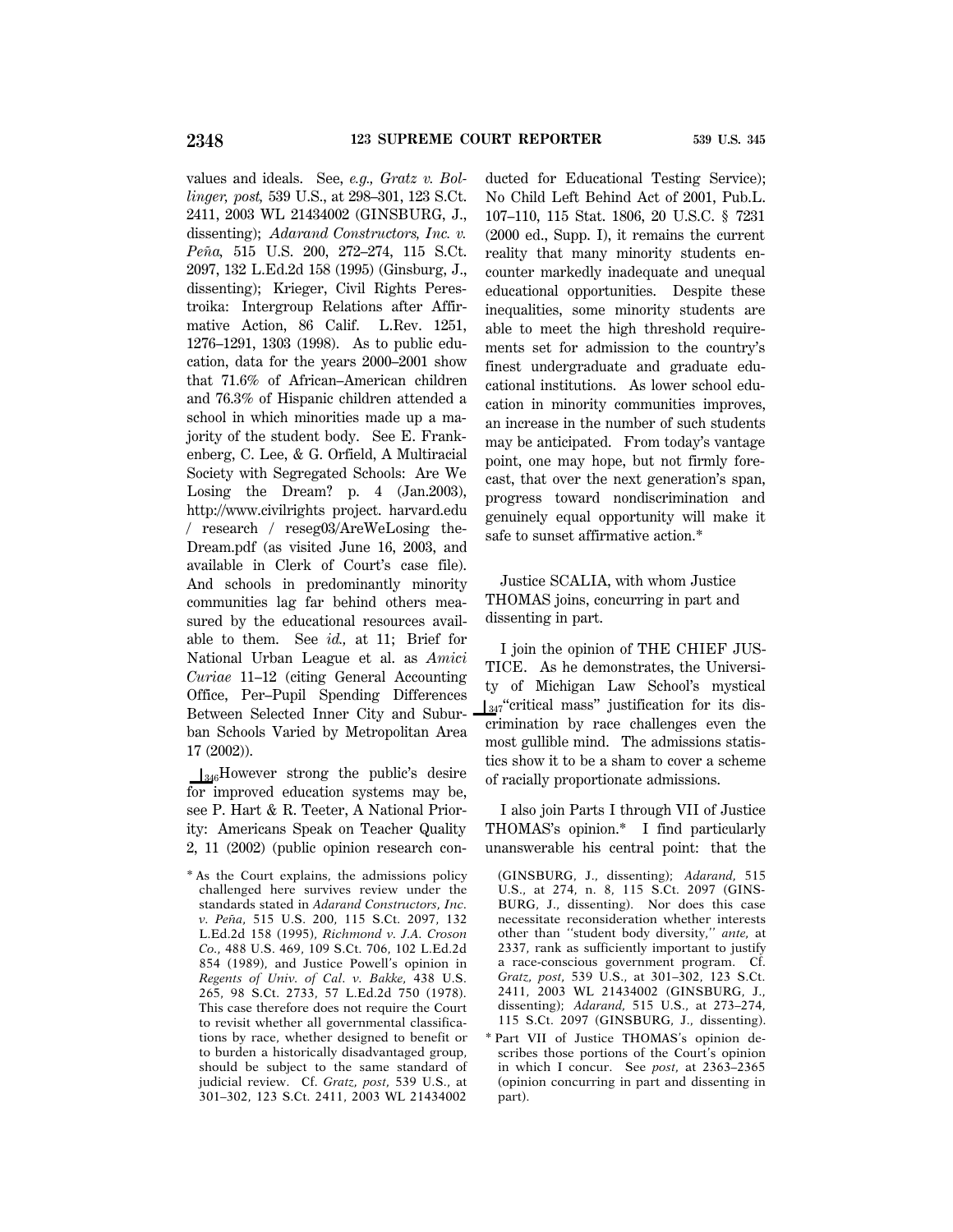values and ideals. See, *e.g., Gratz v. Bollinger, post,* 539 U.S., at 298–301, 123 S.Ct. 2411, 2003 WL 21434002 (GINSBURG, J., dissenting); *Adarand Constructors, Inc. v. Peña,* 515 U.S. 200, 272–274, 115 S.Ct. 2097, 132 L.Ed.2d 158 (1995) (Ginsburg, J., dissenting); Krieger, Civil Rights Perestroika: Intergroup Relations after Affirmative Action, 86 Calif. L.Rev. 1251, 1276–1291, 1303 (1998). As to public education, data for the years 2000–2001 show that 71.6% of African–American children and 76.3% of Hispanic children attended a school in which minorities made up a majority of the student body. See E. Frankenberg, C. Lee, & G. Orfield, A Multiracial Society with Segregated Schools: Are We Losing the Dream? p. 4 (Jan.2003), http://www.civilrights project. harvard.edu / research / reseg03/AreWeLosing theDream.pdf (as visited June 16, 2003, and available in Clerk of Court's case file). And schools in predominantly minority communities lag far behind others measured by the educational resources available to them. See *id.,* at 11; Brief for National Urban League et al. as *Amici Curiae* 11–12 (citing General Accounting Office, Per–Pupil Spending Differences Between Selected Inner City and Suburban Schools Varied by Metropolitan Area 17 (2002)).

⌊346However strong the public's desire for improved education systems may be, see P. Hart & R. Teeter, A National Priority: Americans Speak on Teacher Quality 2, 11 (2002) (public opinion research conducted for Educational Testing Service); No Child Left Behind Act of 2001, Pub.L. 107–110, 115 Stat. 1806, 20 U.S.C. § 7231 (2000 ed., Supp. I), it remains the current reality that many minority students encounter markedly inadequate and unequal educational opportunities. Despite these inequalities, some minority students are able to meet the high threshold requirements set for admission to the country's finest undergraduate and graduate educational institutions. As lower school education in minority communities improves, an increase in the number of such students may be anticipated. From today's vantage point, one may hope, but not firmly forecast, that over the next generation's span, progress toward nondiscrimination and genuinely equal opportunity will make it safe to sunset affirmative action.*

Justice SCALIA, with whom Justice THOMAS joins, concurring in part and dissenting in part.

I join the opinion of THE CHIEF JUSTICE. As he demonstrates, the University of Michigan Law School's mystical ⌊347"critical mass" justification for its discrimination by race challenges even the most gullible mind. The admissions statistics show it to be a sham to cover a scheme of racially proportionate admissions.

I also join Parts I through VII of Justice THOMAS's opinion.* I find particularly unanswerable his central point: that the

---

* As the Court explains, the admissions policy challenged here survives review under the standards stated in *Adarand Constructors, Inc. v. Peña,* 515 U.S. 200, 115 S.Ct. 2097, 132 L.Ed.2d 158 (1995), *Richmond v. J.A. Croson Co.,* 488 U.S. 469, 109 S.Ct. 706, 102 L.Ed.2d 854 (1989), and Justice Powell's opinion in *Regents of Univ. of Cal. v. Bakke,* 438 U.S. 265, 98 S.Ct. 2733, 57 L.Ed.2d 750 (1978). This case therefore does not require the Court to revisit whether all governmental classifications by race, whether designed to benefit or to burden a historically disadvantaged group, should be subject to the same standard of judicial review. Cf. *Gratz, post,* 539 U.S., at 301–302, 123 S.Ct. 2411, 2003 WL 21434002 (GINSBURG, J., dissenting); *Adarand,* 515 U.S., at 274, n. 8, 115 S.Ct. 2097 (GINSBURG, J., dissenting). Nor does this case necessitate reconsideration whether interests other than "student body diversity," *ante,* at 2337, rank as sufficiently important to justify a race-conscious government program. Cf. *Gratz, post,* 539 U.S., at 301–302, 123 S.Ct. 2411, 2003 WL 21434002 (GINSBURG, J., dissenting); *Adarand,* 515 U.S., at 273–274, 115 S.Ct. 2097 (GINSBURG, J., dissenting).

* Part VII of Justice THOMAS's opinion describes those portions of the Court's opinion in which I concur. See *post,* at 2363–2365 (opinion concurring in part and dissenting in part).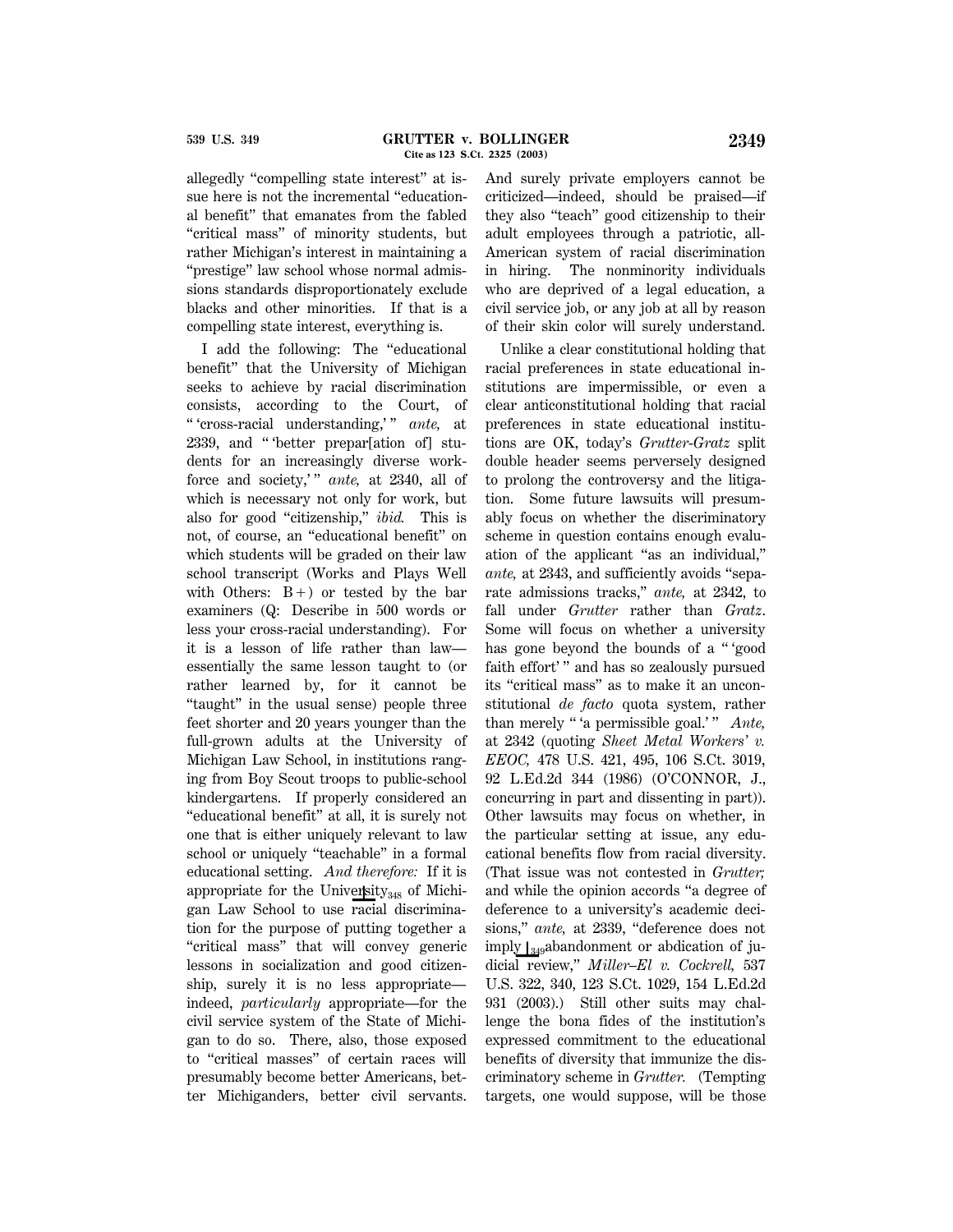allegedly "compelling state interest" at issue here is not the incremental "educational benefit" that emanates from the fabled "critical mass" of minority students, but rather Michigan's interest in maintaining a "prestige" law school whose normal admissions standards disproportionately exclude blacks and other minorities. If that is a compelling state interest, everything is.

I add the following: The "educational benefit" that the University of Michigan seeks to achieve by racial discrimination consists, according to the Court, of " 'cross-racial understanding,' " *ante,* at 2339, and " 'better prepar[ation of] students for an increasingly diverse workforce and society,' " *ante,* at 2340, all of which is necessary not only for work, but also for good "citizenship," *ibid.* This is not, of course, an "educational benefit" on which students will be graded on their law school transcript (Works and Plays Well with Others: B+) or tested by the bar examiners (Q: Describe in 500 words or less your cross-racial understanding). For it is a lesson of life rather than law—essentially the same lesson taught to (or rather learned by, for it cannot be "taught" in the usual sense) people three feet shorter and 20 years younger than the full-grown adults at the University of Michigan Law School, in institutions ranging from Boy Scout troops to public-school kindergartens. If properly considered an "educational benefit" at all, it is surely not one that is either uniquely relevant to law school or uniquely "teachable" in a formal educational setting. *And therefore:* If it is appropriate for the University[348] of Michigan Law School to use racial discrimination for the purpose of putting together a "critical mass" that will convey generic lessons in socialization and good citizenship, surely it is no less appropriate—indeed, *particularly* appropriate—for the civil service system of the State of Michigan to do so. There, also, those exposed to "critical masses" of certain races will presumably become better Americans, better Michiganders, better civil servants. And surely private employers cannot be criticized—indeed, should be praised—if they also "teach" good citizenship to their adult employees through a patriotic, all-American system of racial discrimination in hiring. The nonminority individuals who are deprived of a legal education, a civil service job, or any job at all by reason of their skin color will surely understand.

Unlike a clear constitutional holding that racial preferences in state educational institutions are impermissible, or even a clear anticonstitutional holding that racial preferences in state educational institutions are OK, today's *Grutter-Gratz* split double header seems perversely designed to prolong the controversy and the litigation. Some future lawsuits will presumably focus on whether the discriminatory scheme in question contains enough evaluation of the applicant "as an individual," *ante,* at 2343, and sufficiently avoids "separate admissions tracks," *ante,* at 2342, to fall under *Grutter* rather than *Gratz*. Some will focus on whether a university has gone beyond the bounds of a " 'good faith effort' " and has so zealously pursued its "critical mass" as to make it an unconstitutional *de facto* quota system, rather than merely " 'a permissible goal.' " *Ante,* at 2342 (quoting *Sheet Metal Workers' v. EEOC,* 478 U.S. 421, 495, 106 S.Ct. 3019, 92 L.Ed.2d 344 (1986) (O'CONNOR, J., concurring in part and dissenting in part)). Other lawsuits may focus on whether, in the particular setting at issue, any educational benefits flow from racial diversity. (That issue was not contested in *Grutter;* and while the opinion accords "a degree of deference to a university's academic decisions," *ante,* at 2339, "deference does not imply [349]abandonment or abdication of judicial review," *Miller–El v. Cockrell,* 537 U.S. 322, 340, 123 S.Ct. 1029, 154 L.Ed.2d 931 (2003).) Still other suits may challenge the bona fides of the institution's expressed commitment to the educational benefits of diversity that immunize the discriminatory scheme in *Grutter.* (Tempting targets, one would suppose, will be those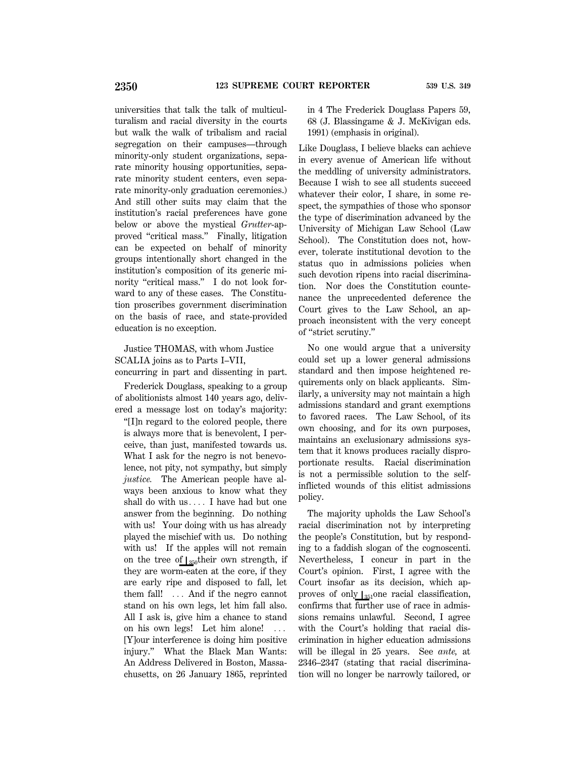universities that talk the talk of multiculturalism and racial diversity in the courts but walk the walk of tribalism and racial segregation on their campuses—through minority-only student organizations, separate minority housing opportunities, separate minority student centers, even separate minority-only graduation ceremonies.) And still other suits may claim that the institution's racial preferences have gone below or above the mystical *Grutter*-approved "critical mass." Finally, litigation can be expected on behalf of minority groups intentionally short changed in the institution's composition of its generic minority "critical mass." I do not look forward to any of these cases. The Constitution proscribes government discrimination on the basis of race, and state-provided education is no exception.

Justice THOMAS, with whom Justice SCALIA joins as to Parts I–VII, concurring in part and dissenting in part.

Frederick Douglass, speaking to a group of abolitionists almost 140 years ago, delivered a message lost on today's majority:

"[I]n regard to the colored people, there is always more that is benevolent, I perceive, than just, manifested towards us. What I ask for the negro is not benevolence, not pity, not sympathy, but simply *justice.* The American people have always been anxious to know what they shall do with us.... I have had but one answer from the beginning. Do nothing with us! Your doing with us has already played the mischief with us. Do nothing with us! If the apples will not remain on the tree of ⌊350 their own strength, if they are worm-eaten at the core, if they are early ripe and disposed to fall, let them fall! ... And if the negro cannot stand on his own legs, let him fall also. All I ask is, give him a chance to stand on his own legs! Let him alone! ... [Y]our interference is doing him positive injury." What the Black Man Wants: An Address Delivered in Boston, Massachusetts, on 26 January 1865, reprinted in 4 The Frederick Douglass Papers 59, 68 (J. Blassingame & J. McKivigan eds. 1991) (emphasis in original).

Like Douglass, I believe blacks can achieve in every avenue of American life without the meddling of university administrators. Because I wish to see all students succeed whatever their color, I share, in some respect, the sympathies of those who sponsor the type of discrimination advanced by the University of Michigan Law School (Law School). The Constitution does not, however, tolerate institutional devotion to the status quo in admissions policies when such devotion ripens into racial discrimination. Nor does the Constitution countenance the unprecedented deference the Court gives to the Law School, an approach inconsistent with the very concept of "strict scrutiny."

No one would argue that a university could set up a lower general admissions standard and then impose heightened requirements only on black applicants. Similarly, a university may not maintain a high admissions standard and grant exemptions to favored races. The Law School, of its own choosing, and for its own purposes, maintains an exclusionary admissions system that it knows produces racially disproportionate results. Racial discrimination is not a permissible solution to the self-inflicted wounds of this elitist admissions policy.

The majority upholds the Law School's racial discrimination not by interpreting the people's Constitution, but by responding to a faddish slogan of the cognoscenti. Nevertheless, I concur in part in the Court's opinion. First, I agree with the Court insofar as its decision, which approves of only ⌊351 one racial classification, confirms that further use of race in admissions remains unlawful. Second, I agree with the Court's holding that racial discrimination in higher education admissions will be illegal in 25 years. See *ante,* at 2346–2347 (stating that racial discrimination will no longer be narrowly tailored, or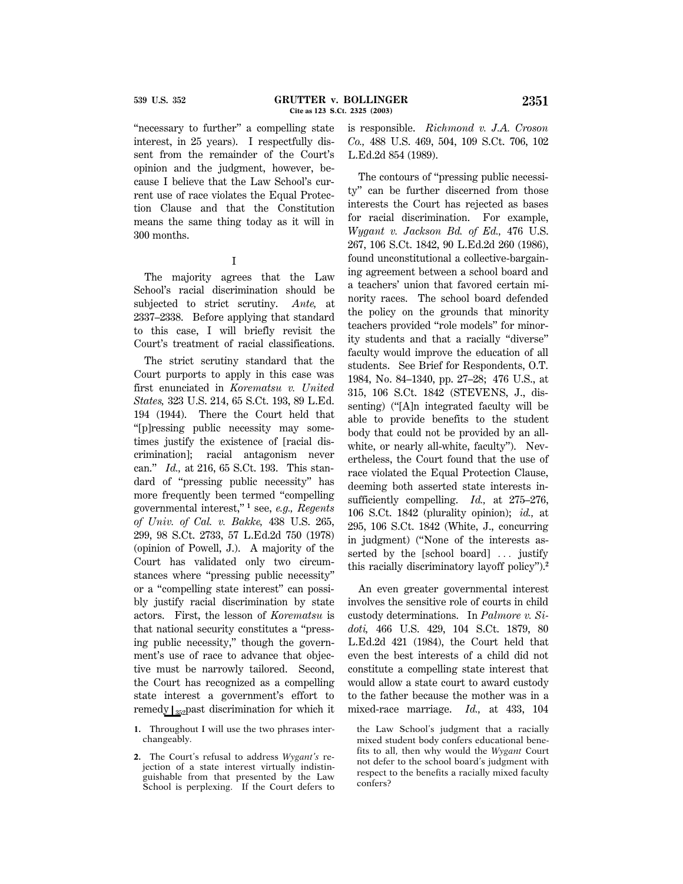"necessary to further" a compelling state interest, in 25 years). I respectfully dissent from the remainder of the Court's opinion and the judgment, however, because I believe that the Law School's current use of race violates the Equal Protection Clause and that the Constitution means the same thing today as it will in 300 months.

I

The majority agrees that the Law School's racial discrimination should be subjected to strict scrutiny. *Ante,* at 2337–2338. Before applying that standard to this case, I will briefly revisit the Court's treatment of racial classifications.

The strict scrutiny standard that the Court purports to apply in this case was first enunciated in *Korematsu v. United States,* 323 U.S. 214, 65 S.Ct. 193, 89 L.Ed. 194 (1944). There the Court held that "[p]ressing public necessity may sometimes justify the existence of [racial discrimination]; racial antagonism never can." *Id.,* at 216, 65 S.Ct. 193. This standard of "pressing public necessity" has more frequently been termed "compelling governmental interest,"[1] see, *e.g., Regents of Univ. of Cal. v. Bakke,* 438 U.S. 265, 299, 98 S.Ct. 2733, 57 L.Ed.2d 750 (1978) (opinion of Powell, J.). A majority of the Court has validated only two circumstances where "pressing public necessity" or a "compelling state interest" can possibly justify racial discrimination by state actors. First, the lesson of *Korematsu* is that national security constitutes a "pressing public necessity," though the government's use of race to advance that objective must be narrowly tailored. Second, the Court has recognized as a compelling state interest a government's effort to remedy past discrimination for which it is responsible. *Richmond v. J.A. Croson Co.,* 488 U.S. 469, 504, 109 S.Ct. 706, 102 L.Ed.2d 854 (1989).

The contours of "pressing public necessity" can be further discerned from those interests the Court has rejected as bases for racial discrimination. For example, *Wygant v. Jackson Bd. of Ed.,* 476 U.S. 267, 106 S.Ct. 1842, 90 L.Ed.2d 260 (1986), found unconstitutional a collective-bargaining agreement between a school board and a teachers' union that favored certain minority races. The school board defended the policy on the grounds that minority teachers provided "role models" for minority students and that a racially "diverse" faculty would improve the education of all students. See Brief for Respondents, O.T. 1984, No. 84–1340, pp. 27–28; 476 U.S., at 315, 106 S.Ct. 1842 (STEVENS, J., dissenting) ("[A]n integrated faculty will be able to provide benefits to the student body that could not be provided by an all-white, or nearly all-white, faculty"). Nevertheless, the Court found that the use of race violated the Equal Protection Clause, deeming both asserted state interests insufficiently compelling. *Id.,* at 275–276, 106 S.Ct. 1842 (plurality opinion); *id.,* at 295, 106 S.Ct. 1842 (White, J., concurring in judgment) ("None of the interests asserted by the [school board] ... justify this racially discriminatory layoff policy").[2]

An even greater governmental interest involves the sensitive role of courts in child custody determinations. In *Palmore v. Sidoti,* 466 U.S. 429, 104 S.Ct. 1879, 80 L.Ed.2d 421 (1984), the Court held that even the best interests of a child did not constitute a compelling state interest that would allow a state court to award custody to the father because the mother was in a mixed-race marriage. *Id.,* at 433, 104

---

1. Throughout I will use the two phrases interchangeably.

2. The Court's refusal to address *Wygant's* rejection of a state interest virtually indistinguishable from that presented by the Law School is perplexing. If the Court defers to the Law School's judgment that a racially mixed student body confers educational benefits to all, then why would the *Wygant* Court not defer to the school board's judgment with respect to the benefits a racially mixed faculty confers?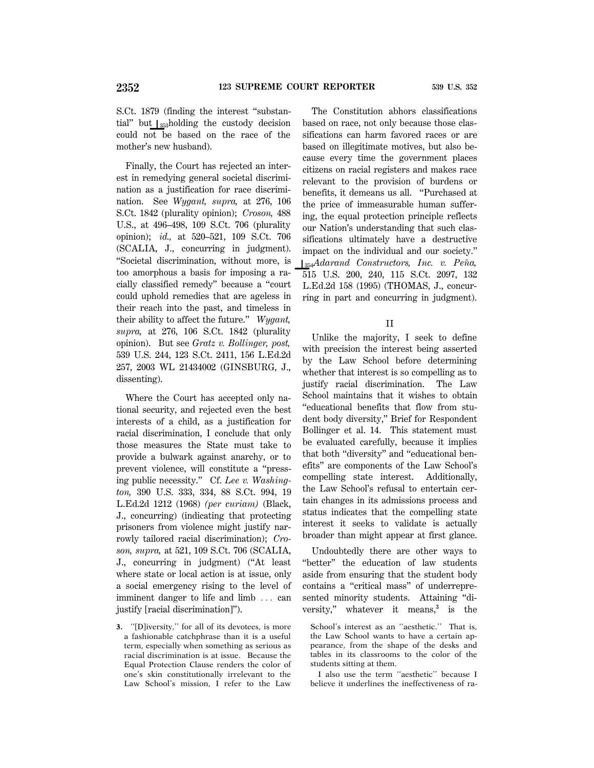S.Ct. 1879 (finding the interest "substantial" but holding the custody decision could not be based on the race of the mother's new husband).

Finally, the Court has rejected an interest in remedying general societal discrimination as a justification for race discrimination. See *Wygant, supra,* at 276, 106 S.Ct. 1842 (plurality opinion); *Croson,* 488 U.S., at 496–498, 109 S.Ct. 706 (plurality opinion); *id.,* at 520–521, 109 S.Ct. 706 (SCALIA, J., concurring in judgment). "Societal discrimination, without more, is too amorphous a basis for imposing a racially classified remedy" because a "court could uphold remedies that are ageless in their reach into the past, and timeless in their ability to affect the future." *Wygant, supra,* at 276, 106 S.Ct. 1842 (plurality opinion). But see *Gratz v. Bollinger, post,* 539 U.S. 244, 123 S.Ct. 2411, 156 L.Ed.2d 257, 2003 WL 21434002 (GINSBURG, J., dissenting).

Where the Court has accepted only national security, and rejected even the best interests of a child, as a justification for racial discrimination, I conclude that only those measures the State must take to provide a bulwark against anarchy, or to prevent violence, will constitute a "pressing public necessity." Cf. *Lee v. Washington,* 390 U.S. 333, 334, 88 S.Ct. 994, 19 L.Ed.2d 1212 (1968) *(per curiam)* (Black, J., concurring) (indicating that protecting prisoners from violence might justify narrowly tailored racial discrimination); *Croson, supra,* at 521, 109 S.Ct. 706 (SCALIA, J., concurring in judgment) ("At least where state or local action is at issue, only a social emergency rising to the level of imminent danger to life and limb ... can justify [racial discrimination]").

The Constitution abhors classifications based on race, not only because those classifications can harm favored races or are based on illegitimate motives, but also because every time the government places citizens on racial registers and makes race relevant to the provision of burdens or benefits, it demeans us all. "Purchased at the price of immeasurable human suffering, the equal protection principle reflects our Nation's understanding that such classifications ultimately have a destructive impact on the individual and our society." *Adarand Constructors, Inc. v. Peña,* 515 U.S. 200, 240, 115 S.Ct. 2097, 132 L.Ed.2d 158 (1995) (THOMAS, J., concurring in part and concurring in judgment).

## II

Unlike the majority, I seek to define with precision the interest being asserted by the Law School before determining whether that interest is so compelling as to justify racial discrimination. The Law School maintains that it wishes to obtain "educational benefits that flow from student body diversity," Brief for Respondent Bollinger et al. 14. This statement must be evaluated carefully, because it implies that both "diversity" and "educational benefits" are components of the Law School's compelling state interest. Additionally, the Law School's refusal to entertain certain changes in its admissions process and status indicates that the compelling state interest it seeks to validate is actually broader than might appear at first glance.

Undoubtedly there are other ways to "better" the education of law students aside from ensuring that the student body contains a "critical mass" of underrepresented minority students. Attaining "diversity," whatever it means,[3] is the

3. "[D]iversity," for all of its devotees, is more a fashionable catchphrase than it is a useful term, especially when something as serious as racial discrimination is at issue. Because the Equal Protection Clause renders the color of one's skin constitutionally irrelevant to the Law School's mission, I refer to the Law School's interest as an "aesthetic." That is, the Law School wants to have a certain appearance, from the shape of the desks and tables in its classrooms to the color of the students sitting at them.

I also use the term "aesthetic" because I believe it underlines the ineffectiveness of ra-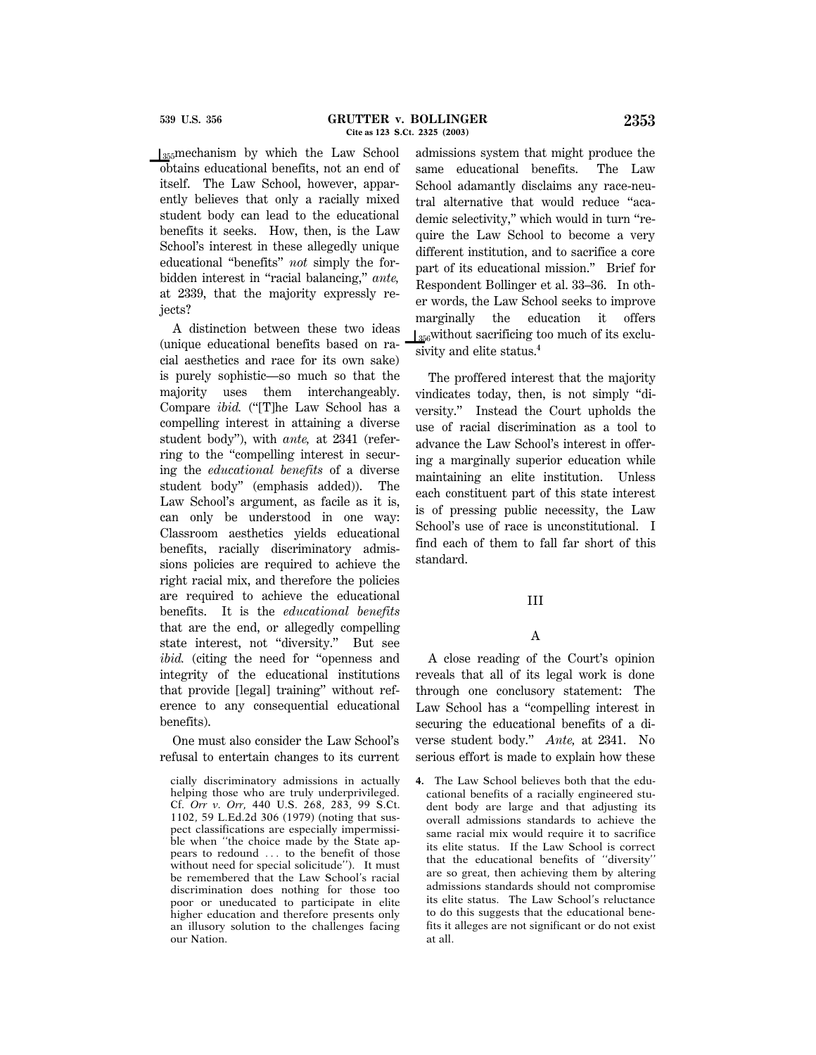⌊355mechanism by which the Law School obtains educational benefits, not an end of itself. The Law School, however, apparently believes that only a racially mixed student body can lead to the educational benefits it seeks. How, then, is the Law School's interest in these allegedly unique educational "benefits" *not* simply the forbidden interest in "racial balancing," *ante,* at 2339, that the majority expressly rejects?

A distinction between these two ideas (unique educational benefits based on racial aesthetics and race for its own sake) is purely sophistic—so much so that the majority uses them interchangeably. Compare *ibid.* ("[T]he Law School has a compelling interest in attaining a diverse student body"), with *ante,* at 2341 (referring to the "compelling interest in securing the *educational benefits* of a diverse student body" (emphasis added)). The Law School's argument, as facile as it is, can only be understood in one way: Classroom aesthetics yields educational benefits, racially discriminatory admissions policies are required to achieve the right racial mix, and therefore the policies are required to achieve the educational benefits. It is the *educational benefits* that are the end, or allegedly compelling state interest, not "diversity." But see *ibid.* (citing the need for "openness and integrity of the educational institutions that provide [legal] training" without reference to any consequential educational benefits).

One must also consider the Law School's refusal to entertain changes to its current admissions system that might produce the same educational benefits. The Law School adamantly disclaims any race-neutral alternative that would reduce "academic selectivity," which would in turn "require the Law School to become a very different institution, and to sacrifice a core part of its educational mission." Brief for Respondent Bollinger et al. 33–36. In other words, the Law School seeks to improve marginally the education it offers ⌊356without sacrificing too much of its exclusivity and elite status.[4]

The proffered interest that the majority vindicates today, then, is not simply "diversity." Instead the Court upholds the use of racial discrimination as a tool to advance the Law School's interest in offering a marginally superior education while maintaining an elite institution. Unless each constituent part of this state interest is of pressing public necessity, the Law School's use of race is unconstitutional. I find each of them to fall far short of this standard.

## III

### A

A close reading of the Court's opinion reveals that all of its legal work is done through one conclusory statement: The Law School has a "compelling interest in securing the educational benefits of a diverse student body." *Ante,* at 2341. No serious effort is made to explain how these

cially discriminatory admissions in actually helping those who are truly underprivileged. Cf. *Orr v. Orr,* 440 U.S. 268, 283, 99 S.Ct. 1102, 59 L.Ed.2d 306 (1979) (noting that suspect classifications are especially impermissible when "the choice made by the State appears to redound . . . to the benefit of those without need for special solicitude"). It must be remembered that the Law School's racial discrimination does nothing for those too poor or uneducated to participate in elite higher education and therefore presents only an illusory solution to the challenges facing our Nation.

4. The Law School believes both that the educational benefits of a racially engineered student body are large and that adjusting its overall admissions standards to achieve the same racial mix would require it to sacrifice its elite status. If the Law School is correct that the educational benefits of "diversity" are so great, then achieving them by altering admissions standards should not compromise its elite status. The Law School's reluctance to do this suggests that the educational benefits it alleges are not significant or do not exist at all.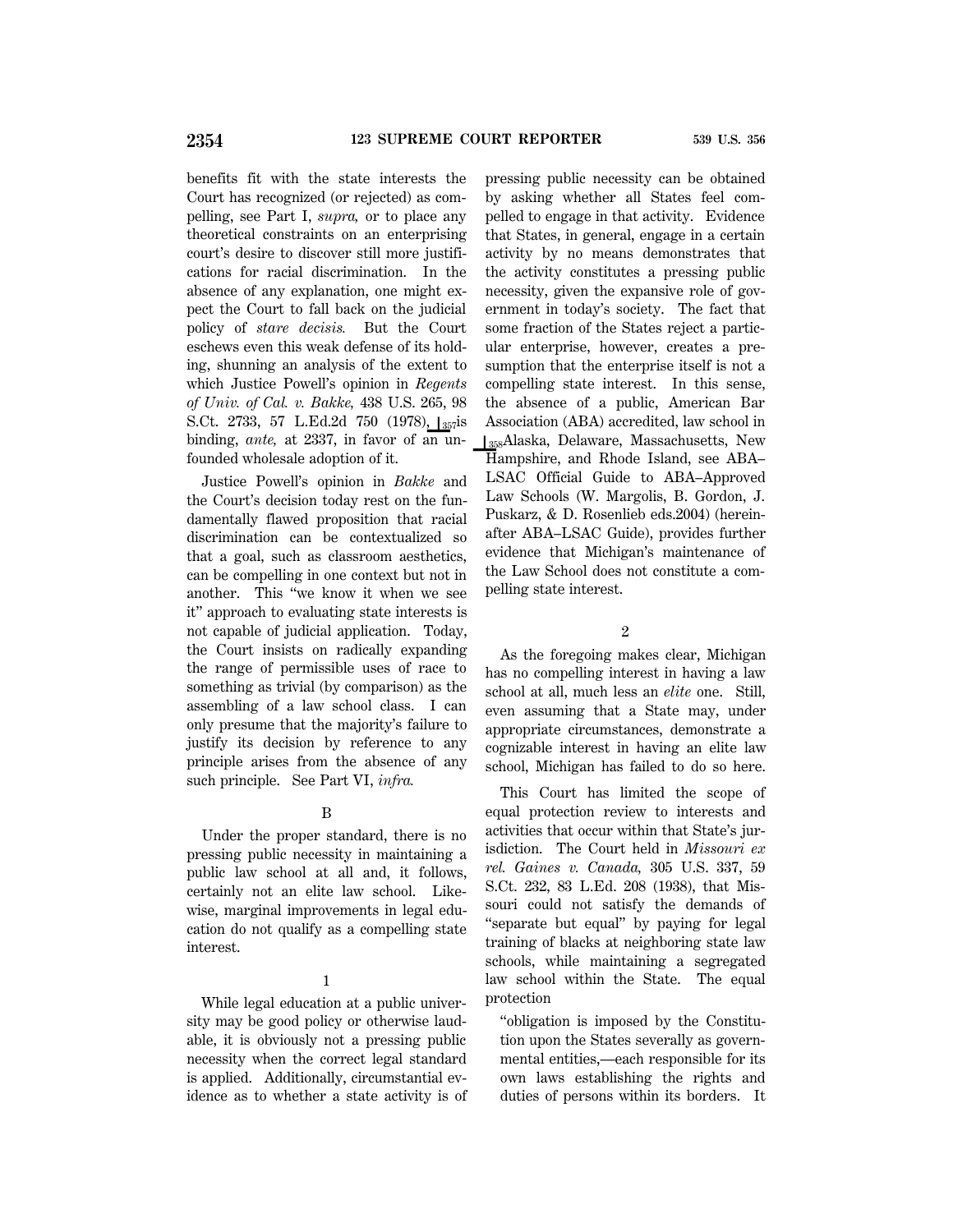benefits fit with the state interests the Court has recognized (or rejected) as compelling, see Part I, *supra,* or to place any theoretical constraints on an enterprising court's desire to discover still more justifications for racial discrimination. In the absence of any explanation, one might expect the Court to fall back on the judicial policy of *stare decisis.* But the Court eschews even this weak defense of its holding, shunning an analysis of the extent to which Justice Powell's opinion in *Regents of Univ. of Cal. v. Bakke,* 438 U.S. 265, 98 S.Ct. 2733, 57 L.Ed.2d 750 (1978), [357]is binding, *ante,* at 2337, in favor of an unfounded wholesale adoption of it.

Justice Powell's opinion in *Bakke* and the Court's decision today rest on the fundamentally flawed proposition that racial discrimination can be contextualized so that a goal, such as classroom aesthetics, can be compelling in one context but not in another. This "we know it when we see it" approach to evaluating state interests is not capable of judicial application. Today, the Court insists on radically expanding the range of permissible uses of race to something as trivial (by comparison) as the assembling of a law school class. I can only presume that the majority's failure to justify its decision by reference to any principle arises from the absence of any such principle. See Part VI, *infra.*

B

Under the proper standard, there is no pressing public necessity in maintaining a public law school at all and, it follows, certainly not an elite law school. Likewise, marginal improvements in legal education do not qualify as a compelling state interest.

1

While legal education at a public university may be good policy or otherwise laudable, it is obviously not a pressing public necessity when the correct legal standard is applied. Additionally, circumstantial evidence as to whether a state activity is of pressing public necessity can be obtained by asking whether all States feel compelled to engage in that activity. Evidence that States, in general, engage in a certain activity by no means demonstrates that the activity constitutes a pressing public necessity, given the expansive role of government in today's society. The fact that some fraction of the States reject a particular enterprise, however, creates a presumption that the enterprise itself is not a compelling state interest. In this sense, the absence of a public, American Bar Association (ABA) accredited, law school in [358]Alaska, Delaware, Massachusetts, New Hampshire, and Rhode Island, see ABA–LSAC Official Guide to ABA–Approved Law Schools (W. Margolis, B. Gordon, J. Puskarz, & D. Rosenlieb eds.2004) (hereinafter ABA–LSAC Guide), provides further evidence that Michigan's maintenance of the Law School does not constitute a compelling state interest.

2

As the foregoing makes clear, Michigan has no compelling interest in having a law school at all, much less an *elite* one. Still, even assuming that a State may, under appropriate circumstances, demonstrate a cognizable interest in having an elite law school, Michigan has failed to do so here.

This Court has limited the scope of equal protection review to interests and activities that occur within that State's jurisdiction. The Court held in *Missouri ex rel. Gaines v. Canada,* 305 U.S. 337, 59 S.Ct. 232, 83 L.Ed. 208 (1938), that Missouri could not satisfy the demands of "separate but equal" by paying for legal training of blacks at neighboring state law schools, while maintaining a segregated law school within the State. The equal protection

> "obligation is imposed by the Constitution upon the States severally as governmental entities,—each responsible for its own laws establishing the rights and duties of persons within its borders. It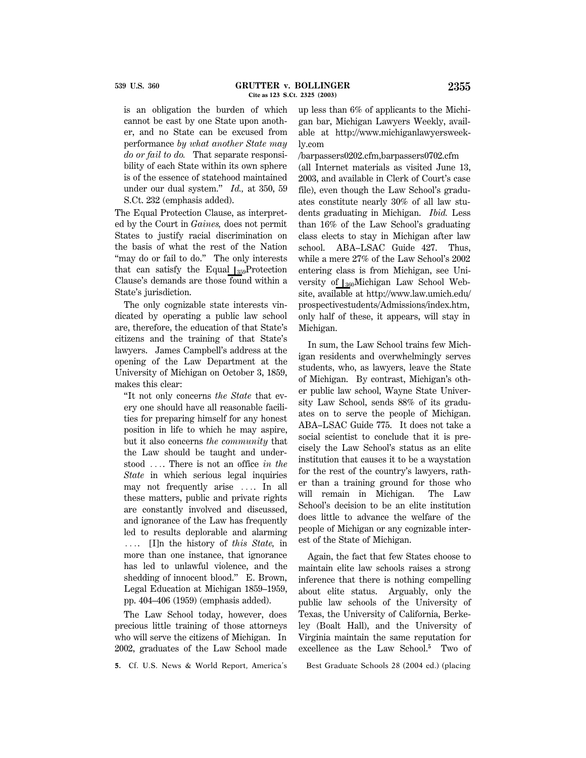is an obligation the burden of which cannot be cast by one State upon another, and no State can be excused from performance *by what another State may do or fail to do.* That separate responsibility of each State within its own sphere is of the essence of statehood maintained under our dual system." *Id.,* at 350, 59 S.Ct. 232 (emphasis added).

The Equal Protection Clause, as interpreted by the Court in *Gaines,* does not permit States to justify racial discrimination on the basis of what the rest of the Nation "may do or fail to do." The only interests that can satisfy the Equal ⌊359Protection Clause's demands are those found within a State's jurisdiction.

The only cognizable state interests vindicated by operating a public law school are, therefore, the education of that State's citizens and the training of that State's lawyers. James Campbell's address at the opening of the Law Department at the University of Michigan on October 3, 1859, makes this clear:

> "It not only concerns *the State* that every one should have all reasonable facilities for preparing himself for any honest position in life to which he may aspire, but it also concerns *the community* that the Law should be taught and understood .... There is not an office *in the State* in which serious legal inquiries may not frequently arise .... In all these matters, public and private rights are constantly involved and discussed, and ignorance of the Law has frequently led to results deplorable and alarming .... [I]n the history of *this State,* in more than one instance, that ignorance has led to unlawful violence, and the shedding of innocent blood." E. Brown, Legal Education at Michigan 1859–1959, pp. 404–406 (1959) (emphasis added).

The Law School today, however, does precious little training of those attorneys who will serve the citizens of Michigan. In 2002, graduates of the Law School made up less than 6% of applicants to the Michigan bar, Michigan Lawyers Weekly, available at http://www.michiganlawyersweekly.com/barpassers0202.cfm,barpassers0702.cfm (all Internet materials as visited June 13, 2003, and available in Clerk of Court's case file), even though the Law School's graduates constitute nearly 30% of all law students graduating in Michigan. *Ibid.* Less than 16% of the Law School's graduating class elects to stay in Michigan after law school. ABA–LSAC Guide 427. Thus, while a mere 27% of the Law School's 2002 entering class is from Michigan, see University of ⌊360Michigan Law School Website, available at http://www.law.umich.edu/prospectivestudents/Admissions/index.htm, only half of these, it appears, will stay in Michigan.

In sum, the Law School trains few Michigan residents and overwhelmingly serves students, who, as lawyers, leave the State of Michigan. By contrast, Michigan's other public law school, Wayne State University Law School, sends 88% of its graduates on to serve the people of Michigan. ABA–LSAC Guide 775. It does not take a social scientist to conclude that it is precisely the Law School's status as an elite institution that causes it to be a waystation for the rest of the country's lawyers, rather than a training ground for those who will remain in Michigan. The Law School's decision to be an elite institution does little to advance the welfare of the people of Michigan or any cognizable interest of the State of Michigan.

Again, the fact that few States choose to maintain elite law schools raises a strong inference that there is nothing compelling about elite status. Arguably, only the public law schools of the University of Texas, the University of California, Berkeley (Boalt Hall), and the University of Virginia maintain the same reputation for excellence as the Law School.[5] Two of

5. Cf. U.S. News & World Report, America's Best Graduate Schools 28 (2004 ed.) (placing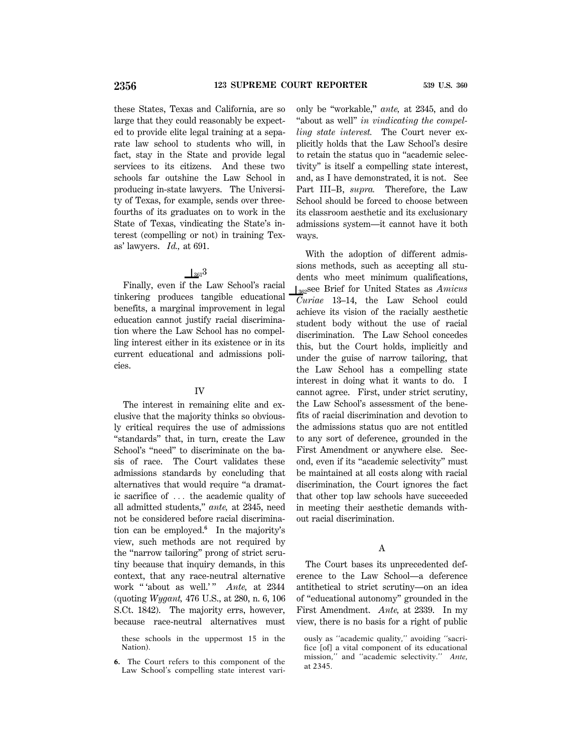these States, Texas and California, are so large that they could reasonably be expected to provide elite legal training at a separate law school to students who will, in fact, stay in the State and provide legal services to its citizens. And these two schools far outshine the Law School in producing in-state lawyers. The University of Texas, for example, sends over three-fourths of its graduates on to work in the State of Texas, vindicating the State's interest (compelling or not) in training Texas' lawyers. *Id.,* at 691.

⌊361 3

Finally, even if the Law School's racial tinkering produces tangible educational benefits, a marginal improvement in legal education cannot justify racial discrimination where the Law School has no compelling interest either in its existence or in its current educational and admissions policies.

## IV

The interest in remaining elite and exclusive that the majority thinks so obviously critical requires the use of admissions "standards" that, in turn, create the Law School's "need" to discriminate on the basis of race. The Court validates these admissions standards by concluding that alternatives that would require "a dramatic sacrifice of ... the academic quality of all admitted students," *ante,* at 2345, need not be considered before racial discrimination can be employed.[6] In the majority's view, such methods are not required by the "narrow tailoring" prong of strict scrutiny because that inquiry demands, in this context, that any race-neutral alternative work " 'about as well.' " *Ante,* at 2344 (quoting *Wygant,* 476 U.S., at 280, n. 6, 106 S.Ct. 1842). The majority errs, however, because race-neutral alternatives must only be "workable," *ante,* at 2345, and do "about as well" *in vindicating the compelling state interest.* The Court never explicitly holds that the Law School's desire to retain the status quo in "academic selectivity" is itself a compelling state interest, and, as I have demonstrated, it is not. See Part III–B, *supra.* Therefore, the Law School should be forced to choose between its classroom aesthetic and its exclusionary admissions system—it cannot have it both ways.

With the adoption of different admissions methods, such as accepting all students who meet minimum qualifications, ⌊362 see Brief for United States as *Amicus Curiae* 13–14, the Law School could achieve its vision of the racially aesthetic student body without the use of racial discrimination. The Law School concedes this, but the Court holds, implicitly and under the guise of narrow tailoring, that the Law School has a compelling state interest in doing what it wants to do. I cannot agree. First, under strict scrutiny, the Law School's assessment of the benefits of racial discrimination and devotion to the admissions status quo are not entitled to any sort of deference, grounded in the First Amendment or anywhere else. Second, even if its "academic selectivity" must be maintained at all costs along with racial discrimination, the Court ignores the fact that other top law schools have succeeded in meeting their aesthetic demands without racial discrimination.

### A

The Court bases its unprecedented deference to the Law School—a deference antithetical to strict scrutiny—on an idea of "educational autonomy" grounded in the First Amendment. *Ante,* at 2339. In my view, there is no basis for a right of public

---

these schools in the uppermost 15 in the Nation).

6. The Court refers to this component of the Law School's compelling state interest variously as "academic quality," avoiding "sacrifice [of] a vital component of its educational mission," and "academic selectivity." *Ante,* at 2345.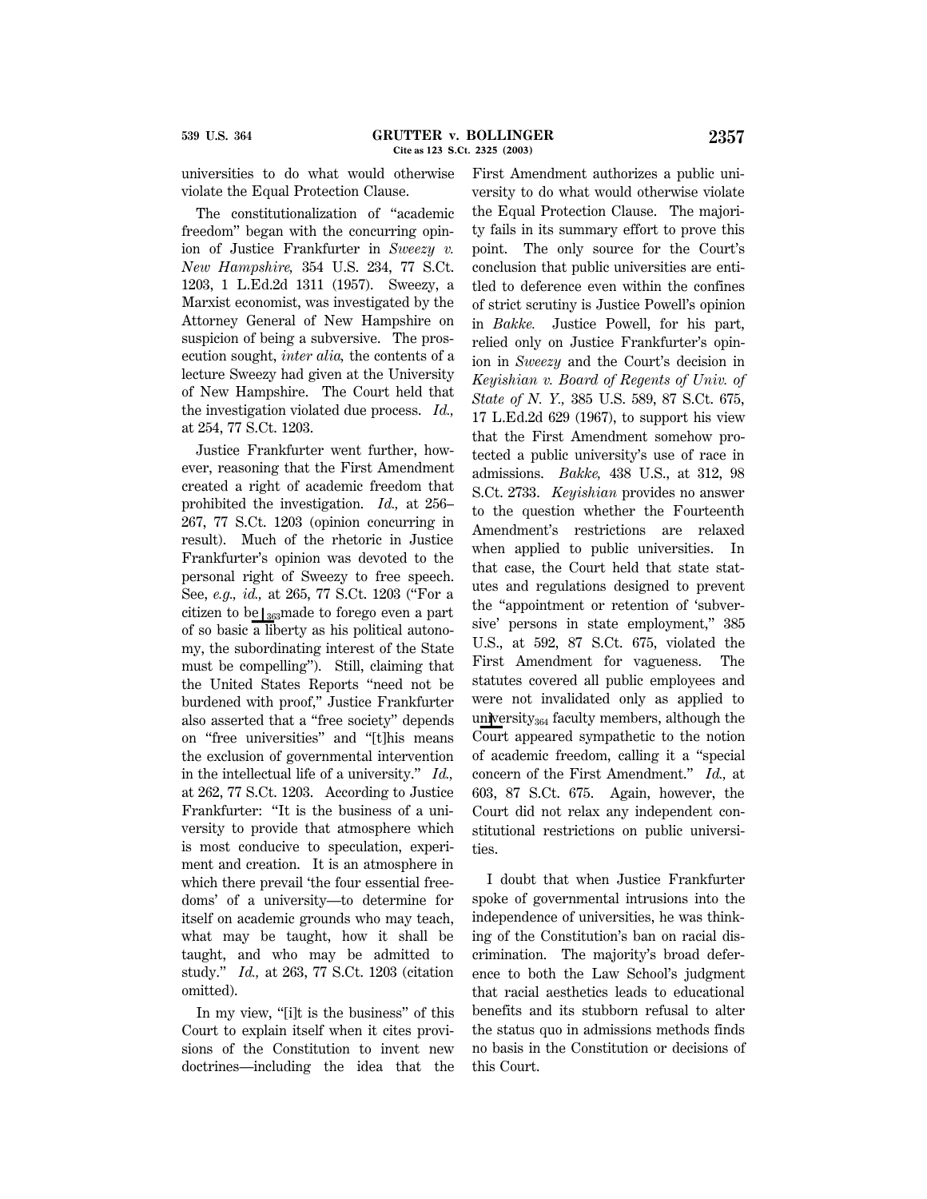universities to do what would otherwise violate the Equal Protection Clause.

The constitutionalization of "academic freedom" began with the concurring opinion of Justice Frankfurter in *Sweezy v. New Hampshire,* 354 U.S. 234, 77 S.Ct. 1203, 1 L.Ed.2d 1311 (1957). Sweezy, a Marxist economist, was investigated by the Attorney General of New Hampshire on suspicion of being a subversive. The prosecution sought, *inter alia,* the contents of a lecture Sweezy had given at the University of New Hampshire. The Court held that the investigation violated due process. *Id.,* at 254, 77 S.Ct. 1203.

Justice Frankfurter went further, however, reasoning that the First Amendment created a right of academic freedom that prohibited the investigation. *Id.,* at 256–267, 77 S.Ct. 1203 (opinion concurring in result). Much of the rhetoric in Justice Frankfurter's opinion was devoted to the personal right of Sweezy to free speech. See, *e.g., id.,* at 265, 77 S.Ct. 1203 ("For a citizen to be ⌊363made to forego even a part of so basic a liberty as his political autonomy, the subordinating interest of the State must be compelling"). Still, claiming that the United States Reports "need not be burdened with proof," Justice Frankfurter also asserted that a "free society" depends on "free universities" and "[t]his means the exclusion of governmental intervention in the intellectual life of a university." *Id.,* at 262, 77 S.Ct. 1203. According to Justice Frankfurter: "It is the business of a university to provide that atmosphere which is most conducive to speculation, experiment and creation. It is an atmosphere in which there prevail 'the four essential freedoms' of a university—to determine for itself on academic grounds who may teach, what may be taught, how it shall be taught, and who may be admitted to study." *Id.,* at 263, 77 S.Ct. 1203 (citation omitted).

In my view, "[i]t is the business" of this Court to explain itself when it cites provisions of the Constitution to invent new doctrines—including the idea that the First Amendment authorizes a public university to do what would otherwise violate the Equal Protection Clause. The majority fails in its summary effort to prove this point. The only source for the Court's conclusion that public universities are entitled to deference even within the confines of strict scrutiny is Justice Powell's opinion in *Bakke.* Justice Powell, for his part, relied only on Justice Frankfurter's opinion in *Sweezy* and the Court's decision in *Keyishian v. Board of Regents of Univ. of State of N. Y.,* 385 U.S. 589, 87 S.Ct. 675, 17 L.Ed.2d 629 (1967), to support his view that the First Amendment somehow protected a public university's use of race in admissions. *Bakke,* 438 U.S., at 312, 98 S.Ct. 2733. *Keyishian* provides no answer to the question whether the Fourteenth Amendment's restrictions are relaxed when applied to public universities. In that case, the Court held that state statutes and regulations designed to prevent the "appointment or retention of 'subversive' persons in state employment," 385 U.S., at 592, 87 S.Ct. 675, violated the First Amendment for vagueness. The statutes covered all public employees and were not invalidated only as applied to university⌊364 faculty members, although the Court appeared sympathetic to the notion of academic freedom, calling it a "special concern of the First Amendment." *Id.,* at 603, 87 S.Ct. 675. Again, however, the Court did not relax any independent constitutional restrictions on public universities.

I doubt that when Justice Frankfurter spoke of governmental intrusions into the independence of universities, he was thinking of the Constitution's ban on racial discrimination. The majority's broad deference to both the Law School's judgment that racial aesthetics leads to educational benefits and its stubborn refusal to alter the status quo in admissions methods finds no basis in the Constitution or decisions of this Court.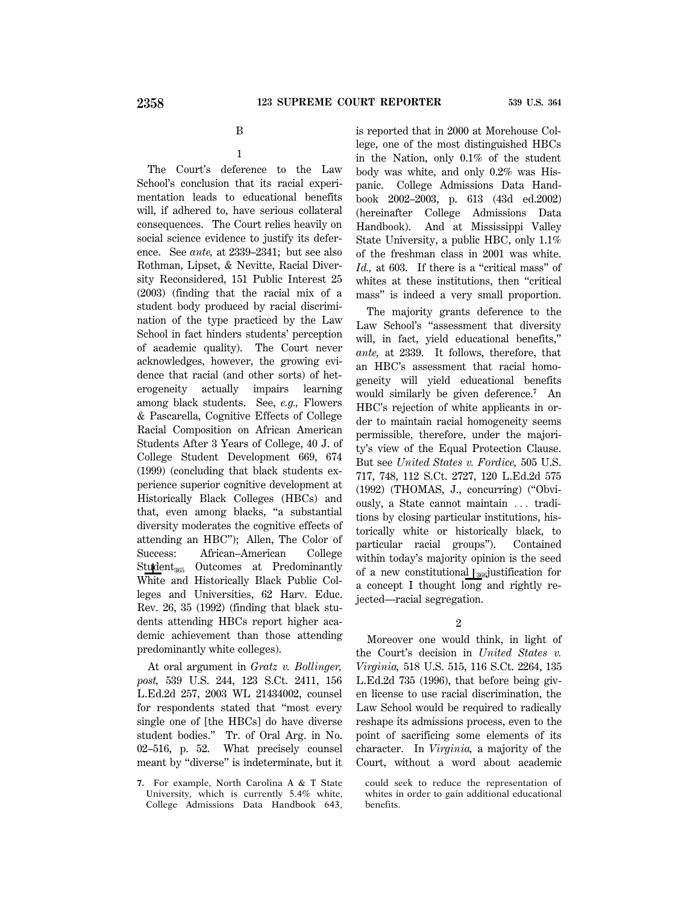B

1

The Court's deference to the Law School's conclusion that its racial experimentation leads to educational benefits will, if adhered to, have serious collateral consequences. The Court relies heavily on social science evidence to justify its deference. See *ante,* at 2339–2341; but see also Rothman, Lipset, & Nevitte, Racial Diversity Reconsidered, 151 Public Interest 25 (2003) (finding that the racial mix of a student body produced by racial discrimination of the type practiced by the Law School in fact hinders students' perception of academic quality). The Court never acknowledges, however, the growing evidence that racial (and other sorts) of heterogeneity actually impairs learning among black students. See, *e.g.,* Flowers & Pascarella, Cognitive Effects of College Racial Composition on African American Students After 3 Years of College, 40 J. of College Student Development 669, 674 (1999) (concluding that black students experience superior cognitive development at Historically Black Colleges (HBCs) and that, even among blacks, "a substantial diversity moderates the cognitive effects of attending an HBC"); Allen, The Color of Success: African–American College Student Outcomes at Predominantly White and Historically Black Public Colleges and Universities, 62 Harv. Educ. Rev. 26, 35 (1992) (finding that black students attending HBCs report higher academic achievement than those attending predominantly white colleges).

At oral argument in *Gratz v. Bollinger, post,* 539 U.S. 244, 123 S.Ct. 2411, 156 L.Ed.2d 257, 2003 WL 21434002, counsel for respondents stated that "most every single one of [the HBCs] do have diverse student bodies." Tr. of Oral Arg. in No. 02–516, p. 52. What precisely counsel meant by "diverse" is indeterminate, but it is reported that in 2000 at Morehouse College, one of the most distinguished HBCs in the Nation, only 0.1% of the student body was white, and only 0.2% was Hispanic. College Admissions Data Handbook 2002–2003, p. 613 (43d ed.2002) (hereinafter College Admissions Data Handbook). And at Mississippi Valley State University, a public HBC, only 1.1% of the freshman class in 2001 was white. *Id.,* at 603. If there is a "critical mass" of whites at these institutions, then "critical mass" is indeed a very small proportion.

The majority grants deference to the Law School's "assessment that diversity will, in fact, yield educational benefits," *ante,* at 2339. It follows, therefore, that an HBC's assessment that racial homogeneity will yield educational benefits would similarly be given deference.[7] An HBC's rejection of white applicants in order to maintain racial homogeneity seems permissible, therefore, under the majority's view of the Equal Protection Clause. But see *United States v. Fordice,* 505 U.S. 717, 748, 112 S.Ct. 2727, 120 L.Ed.2d 575 (1992) (THOMAS, J., concurring) ("Obviously, a State cannot maintain ... traditions by closing particular institutions, historically white or historically black, to particular racial groups"). Contained within today's majority opinion is the seed of a new constitutional justification for a concept I thought long and rightly rejected—racial segregation.

2

Moreover one would think, in light of the Court's decision in *United States v. Virginia,* 518 U.S. 515, 116 S.Ct. 2264, 135 L.Ed.2d 735 (1996), that before being given license to use racial discrimination, the Law School would be required to radically reshape its admissions process, even to the point of sacrificing some elements of its character. In *Virginia,* a majority of the Court, without a word about academic

7. For example, North Carolina A & T State University, which is currently 5.4% white, College Admissions Data Handbook 643, could seek to reduce the representation of whites in order to gain additional educational benefits.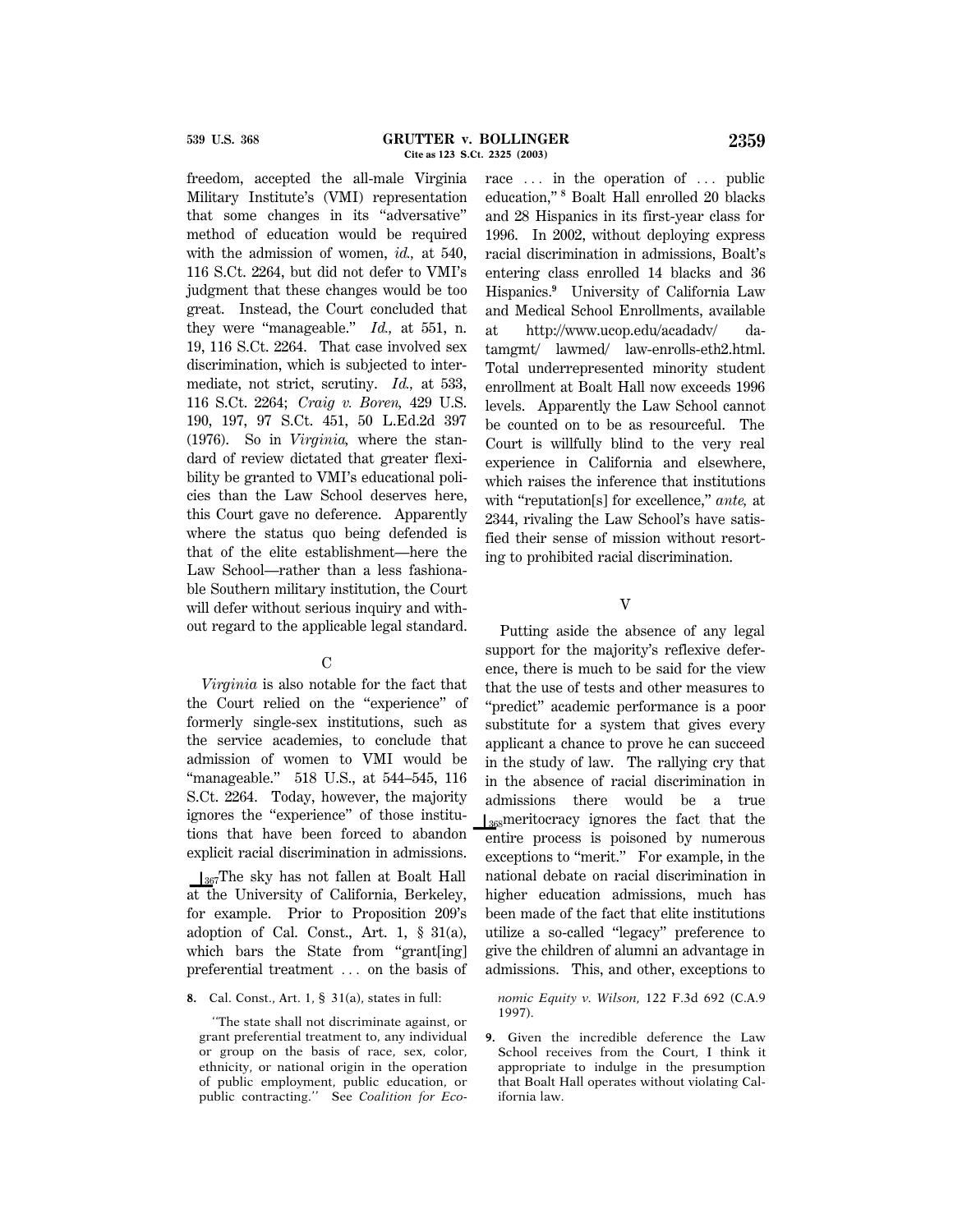freedom, accepted the all-male Virginia Military Institute's (VMI) representation that some changes in its "adversative" method of education would be required with the admission of women, *id.,* at 540, 116 S.Ct. 2264, but did not defer to VMI's judgment that these changes would be too great. Instead, the Court concluded that they were "manageable." *Id.,* at 551, n. 19, 116 S.Ct. 2264. That case involved sex discrimination, which is subjected to intermediate, not strict, scrutiny. *Id.,* at 533, 116 S.Ct. 2264; *Craig v. Boren,* 429 U.S. 190, 197, 97 S.Ct. 451, 50 L.Ed.2d 397 (1976). So in *Virginia,* where the standard of review dictated that greater flexibility be granted to VMI's educational policies than the Law School deserves here, this Court gave no deference. Apparently where the status quo being defended is that of the elite establishment—here the Law School—rather than a less fashionable Southern military institution, the Court will defer without serious inquiry and without regard to the applicable legal standard.

### C

*Virginia* is also notable for the fact that the Court relied on the "experience" of formerly single-sex institutions, such as the service academies, to conclude that admission of women to VMI would be "manageable." 518 U.S., at 544–545, 116 S.Ct. 2264. Today, however, the majority ignores the "experience" of those institutions that have been forced to abandon explicit racial discrimination in admissions.

⌊367The sky has not fallen at Boalt Hall at the University of California, Berkeley, for example. Prior to Proposition 209's adoption of Cal. Const., Art. 1, § 31(a), which bars the State from "grant[ing] preferential treatment ... on the basis of race ... in the operation of ... public education,"[8] Boalt Hall enrolled 20 blacks and 28 Hispanics in its first-year class for 1996. In 2002, without deploying express racial discrimination in admissions, Boalt's entering class enrolled 14 blacks and 36 Hispanics.[9] University of California Law and Medical School Enrollments, available at http://www.ucop.edu/acadadv/datamgmt/lawmed/law-enrolls-eth2.html. Total underrepresented minority student enrollment at Boalt Hall now exceeds 1996 levels. Apparently the Law School cannot be counted on to be as resourceful. The Court is willfully blind to the very real experience in California and elsewhere, which raises the inference that institutions with "reputation[s] for excellence," *ante,* at 2344, rivaling the Law School's have satisfied their sense of mission without resorting to prohibited racial discrimination.

### V

Putting aside the absence of any legal support for the majority's reflexive deference, there is much to be said for the view that the use of tests and other measures to "predict" academic performance is a poor substitute for a system that gives every applicant a chance to prove he can succeed in the study of law. The rallying cry that in the absence of racial discrimination in admissions there would be a true ⌊368meritocracy ignores the fact that the entire process is poisoned by numerous exceptions to "merit." For example, in the national debate on racial discrimination in higher education admissions, much has been made of the fact that elite institutions utilize a so-called "legacy" preference to give the children of alumni an advantage in admissions. This, and other, exceptions to

8. Cal. Const., Art. 1, § 31(a), states in full:

"The state shall not discriminate against, or grant preferential treatment to, any individual or group on the basis of race, sex, color, ethnicity, or national origin in the operation of public employment, public education, or public contracting." See *Coalition for Economic Equity v. Wilson,* 122 F.3d 692 (C.A.9 1997).

9. Given the incredible deference the Law School receives from the Court, I think it appropriate to indulge in the presumption that Boalt Hall operates without violating California law.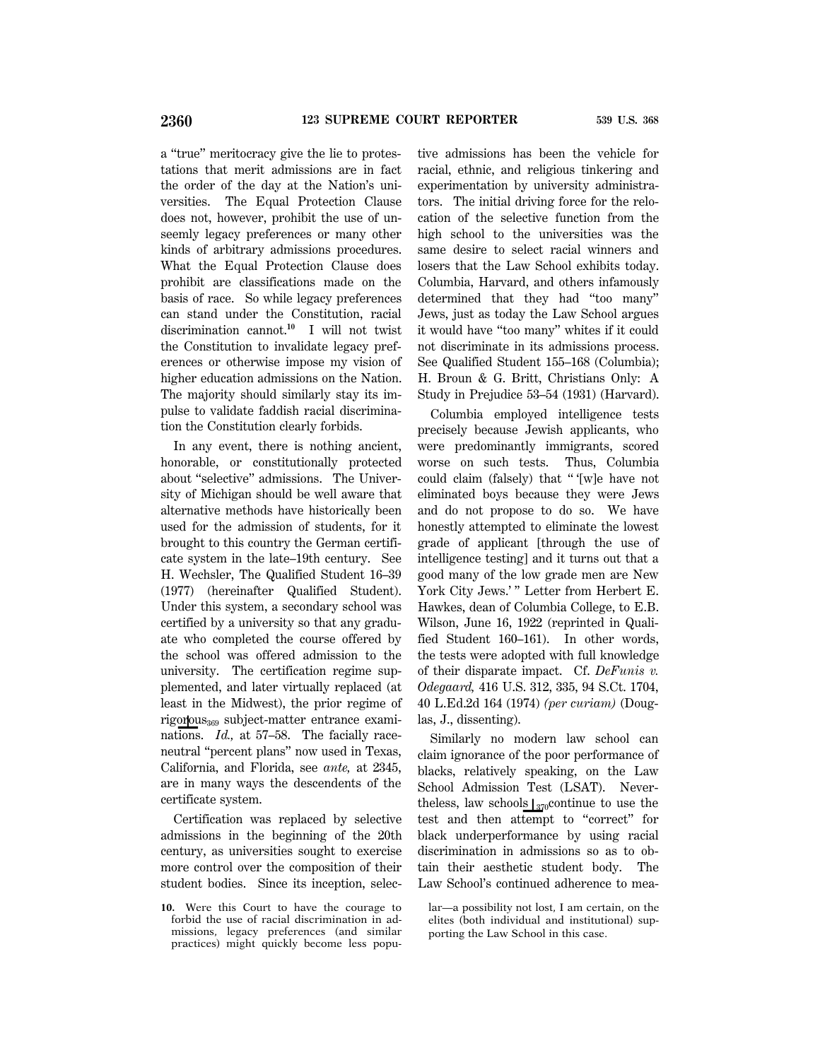a "true" meritocracy give the lie to protestations that merit admissions are in fact the order of the day at the Nation's universities. The Equal Protection Clause does not, however, prohibit the use of unseemly legacy preferences or many other kinds of arbitrary admissions procedures. What the Equal Protection Clause does prohibit are classifications made on the basis of race. So while legacy preferences can stand under the Constitution, racial discrimination cannot.[10] I will not twist the Constitution to invalidate legacy preferences or otherwise impose my vision of higher education admissions on the Nation. The majority should similarly stay its impulse to validate faddish racial discrimination the Constitution clearly forbids.

In any event, there is nothing ancient, honorable, or constitutionally protected about "selective" admissions. The University of Michigan should be well aware that alternative methods have historically been used for the admission of students, for it brought to this country the German certificate system in the late–19th century. See H. Wechsler, The Qualified Student 16–39 (1977) (hereinafter Qualified Student). Under this system, a secondary school was certified by a university so that any graduate who completed the course offered by the school was offered admission to the university. The certification regime supplemented, and later virtually replaced (at least in the Midwest), the prior regime of rigorous[369] subject-matter entrance examinations. *Id.,* at 57–58. The facially race-neutral "percent plans" now used in Texas, California, and Florida, see *ante,* at 2345, are in many ways the descendents of the certificate system.

Certification was replaced by selective admissions in the beginning of the 20th century, as universities sought to exercise more control over the composition of their student bodies. Since its inception, selective admissions has been the vehicle for racial, ethnic, and religious tinkering and experimentation by university administrators. The initial driving force for the relocation of the selective function from the high school to the universities was the same desire to select racial winners and losers that the Law School exhibits today. Columbia, Harvard, and others infamously determined that they had "too many" Jews, just as today the Law School argues it would have "too many" whites if it could not discriminate in its admissions process. See Qualified Student 155–168 (Columbia); H. Broun & G. Britt, Christians Only: A Study in Prejudice 53–54 (1931) (Harvard).

Columbia employed intelligence tests precisely because Jewish applicants, who were predominantly immigrants, scored worse on such tests. Thus, Columbia could claim (falsely) that " '[w]e have not eliminated boys because they were Jews and do not propose to do so. We have honestly attempted to eliminate the lowest grade of applicant [through the use of intelligence testing] and it turns out that a good many of the low grade men are New York City Jews.' " Letter from Herbert E. Hawkes, dean of Columbia College, to E.B. Wilson, June 16, 1922 (reprinted in Qualified Student 160–161). In other words, the tests were adopted with full knowledge of their disparate impact. Cf. *DeFunis v. Odegaard,* 416 U.S. 312, 335, 94 S.Ct. 1704, 40 L.Ed.2d 164 (1974) *(per curiam)* (Douglas, J., dissenting).

Similarly no modern law school can claim ignorance of the poor performance of blacks, relatively speaking, on the Law School Admission Test (LSAT). Nevertheless, law schools[370] continue to use the test and then attempt to "correct" for black underperformance by using racial discrimination in admissions so as to obtain their aesthetic student body. The Law School's continued adherence to mea-

10. Were this Court to have the courage to forbid the use of racial discrimination in admissions, legacy preferences (and similar practices) might quickly become less popular—a possibility not lost, I am certain, on the elites (both individual and institutional) supporting the Law School in this case.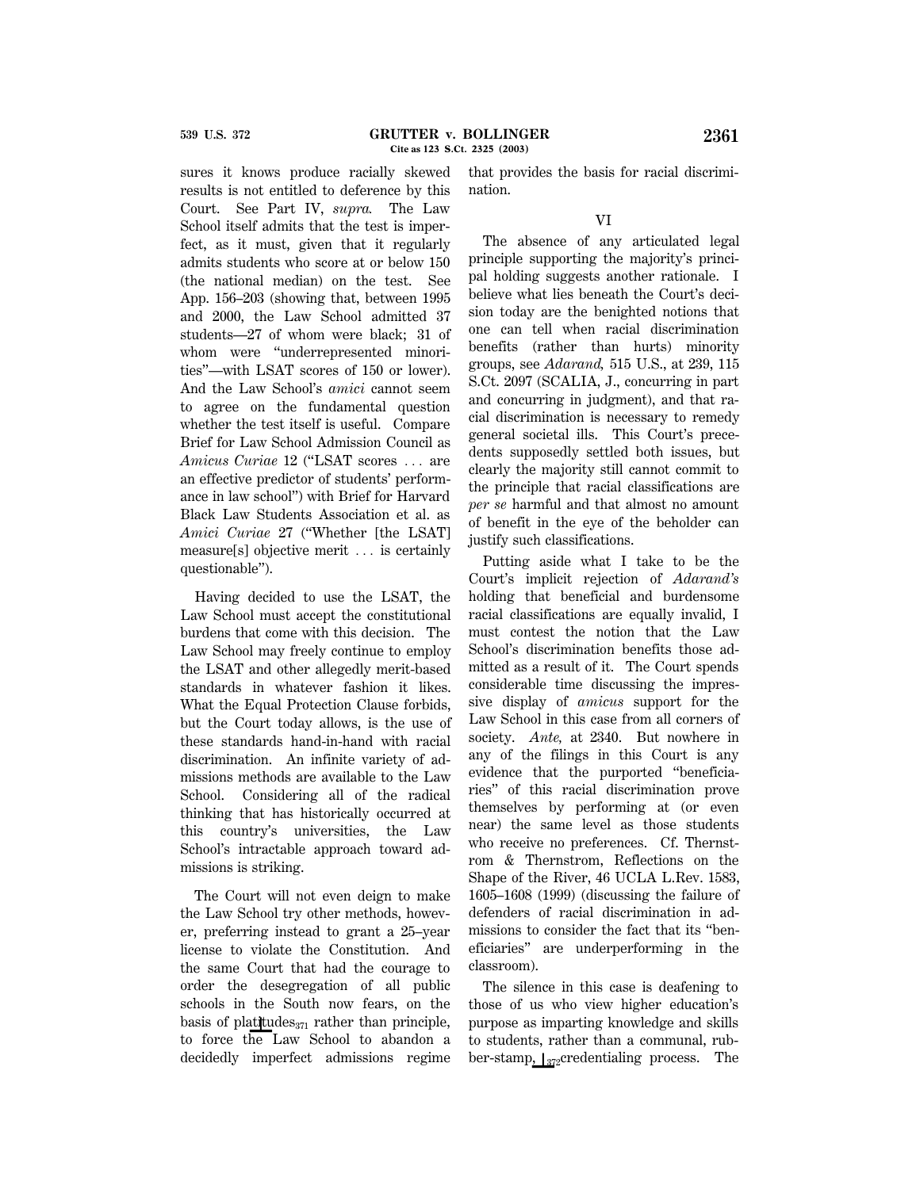sures it knows produce racially skewed results is not entitled to deference by this Court. See Part IV, *supra.* The Law School itself admits that the test is imperfect, as it must, given that it regularly admits students who score at or below 150 (the national median) on the test. See App. 156–203 (showing that, between 1995 and 2000, the Law School admitted 37 students—27 of whom were black; 31 of whom were "underrepresented minorities"—with LSAT scores of 150 or lower). And the Law School's *amici* cannot seem to agree on the fundamental question whether the test itself is useful. Compare Brief for Law School Admission Council as *Amicus Curiae* 12 ("LSAT scores . . . are an effective predictor of students' performance in law school") with Brief for Harvard Black Law Students Association et al. as *Amici Curiae* 27 ("Whether [the LSAT] measure[s] objective merit . . . is certainly questionable").

Having decided to use the LSAT, the Law School must accept the constitutional burdens that come with this decision. The Law School may freely continue to employ the LSAT and other allegedly merit-based standards in whatever fashion it likes. What the Equal Protection Clause forbids, but the Court today allows, is the use of these standards hand-in-hand with racial discrimination. An infinite variety of admissions methods are available to the Law School. Considering all of the radical thinking that has historically occurred at this country's universities, the Law School's intractable approach toward admissions is striking.

The Court will not even deign to make the Law School try other methods, however, preferring instead to grant a 25–year license to violate the Constitution. And the same Court that had the courage to order the desegregation of all public schools in the South now fears, on the basis of platitudes rather than principle, to force the Law School to abandon a decidedly imperfect admissions regime that provides the basis for racial discrimination.

## VI

The absence of any articulated legal principle supporting the majority's principal holding suggests another rationale. I believe what lies beneath the Court's decision today are the benighted notions that one can tell when racial discrimination benefits (rather than hurts) minority groups, see *Adarand,* 515 U.S., at 239, 115 S.Ct. 2097 (SCALIA, J., concurring in part and concurring in judgment), and that racial discrimination is necessary to remedy general societal ills. This Court's precedents supposedly settled both issues, but clearly the majority still cannot commit to the principle that racial classifications are *per se* harmful and that almost no amount of benefit in the eye of the beholder can justify such classifications.

Putting aside what I take to be the Court's implicit rejection of *Adarand's* holding that beneficial and burdensome racial classifications are equally invalid, I must contest the notion that the Law School's discrimination benefits those admitted as a result of it. The Court spends considerable time discussing the impressive display of *amicus* support for the Law School in this case from all corners of society. *Ante,* at 2340. But nowhere in any of the filings in this Court is any evidence that the purported "beneficiaries" of this racial discrimination prove themselves by performing at (or even near) the same level as those students who receive no preferences. Cf. Thernstrom & Thernstrom, Reflections on the Shape of the River, 46 UCLA L.Rev. 1583, 1605–1608 (1999) (discussing the failure of defenders of racial discrimination in admissions to consider the fact that its "beneficiaries" are underperforming in the classroom).

The silence in this case is deafening to those of us who view higher education's purpose as imparting knowledge and skills to students, rather than a communal, rubber-stamp, credentialing process. The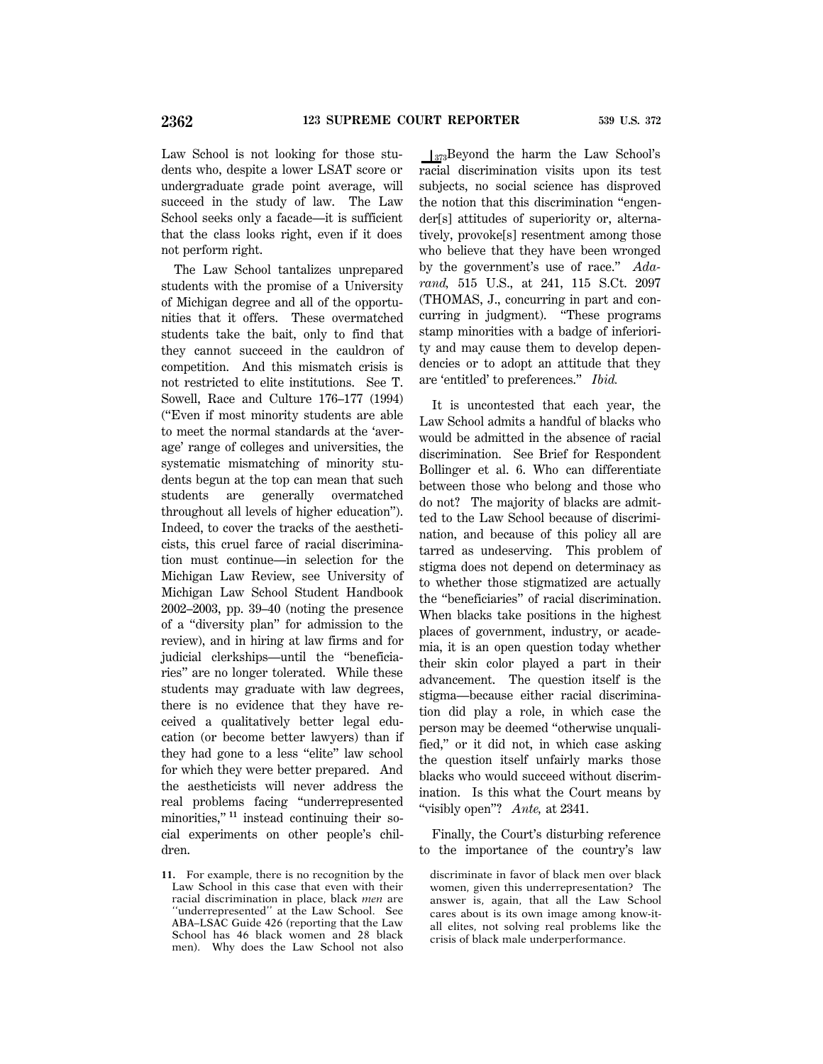Law School is not looking for those students who, despite a lower LSAT score or undergraduate grade point average, will succeed in the study of law. The Law School seeks only a facade—it is sufficient that the class looks right, even if it does not perform right.

The Law School tantalizes unprepared students with the promise of a University of Michigan degree and all of the opportunities that it offers. These overmatched students take the bait, only to find that they cannot succeed in the cauldron of competition. And this mismatch crisis is not restricted to elite institutions. See T. Sowell, Race and Culture 176–177 (1994) ("Even if most minority students are able to meet the normal standards at the 'average' range of colleges and universities, the systematic mismatching of minority students begun at the top can mean that such students are generally overmatched throughout all levels of higher education"). Indeed, to cover the tracks of the aestheticists, this cruel farce of racial discrimination must continue—in selection for the Michigan Law Review, see University of Michigan Law School Student Handbook 2002–2003, pp. 39–40 (noting the presence of a "diversity plan" for admission to the review), and in hiring at law firms and for judicial clerkships—until the "beneficiaries" are no longer tolerated. While these students may graduate with law degrees, there is no evidence that they have received a qualitatively better legal education (or become better lawyers) than if they had gone to a less "elite" law school for which they were better prepared. And the aestheticists will never address the real problems facing "underrepresented minorities,"[11] instead continuing their social experiments on other people's children.

[373] Beyond the harm the Law School's racial discrimination visits upon its test subjects, no social science has disproved the notion that this discrimination "engender[s] attitudes of superiority or, alternatively, provoke[s] resentment among those who believe that they have been wronged by the government's use of race." *Adarand,* 515 U.S., at 241, 115 S.Ct. 2097 (THOMAS, J., concurring in part and concurring in judgment). "These programs stamp minorities with a badge of inferiority and may cause them to develop dependencies or to adopt an attitude that they are 'entitled' to preferences." *Ibid.*

It is uncontested that each year, the Law School admits a handful of blacks who would be admitted in the absence of racial discrimination. See Brief for Respondent Bollinger et al. 6. Who can differentiate between those who belong and those who do not? The majority of blacks are admitted to the Law School because of discrimination, and because of this policy all are tarred as undeserving. This problem of stigma does not depend on determinacy as to whether those stigmatized are actually the "beneficiaries" of racial discrimination. When blacks take positions in the highest places of government, industry, or academia, it is an open question today whether their skin color played a part in their advancement. The question itself is the stigma—because either racial discrimination did play a role, in which case the person may be deemed "otherwise unqualified," or it did not, in which case asking the question itself unfairly marks those blacks who would succeed without discrimination. Is this what the Court means by "visibly open"? *Ante,* at 2341.

Finally, the Court's disturbing reference to the importance of the country's law

11. For example, there is no recognition by the Law School in this case that even with their racial discrimination in place, black *men* are "underrepresented" at the Law School. See ABA–LSAC Guide 426 (reporting that the Law School has 46 black women and 28 black men). Why does the Law School not also discriminate in favor of black men over black women, given this underrepresentation? The answer is, again, that all the Law School cares about is its own image among know-it-all elites, not solving real problems like the crisis of black male underperformance.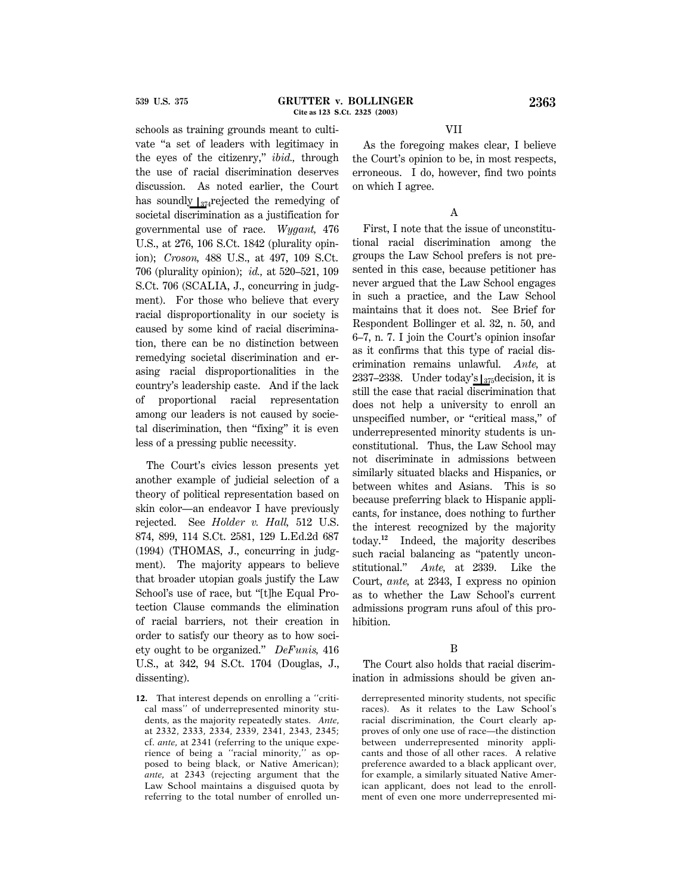schools as training grounds meant to cultivate "a set of leaders with legitimacy in the eyes of the citizenry," *ibid.,* through the use of racial discrimination deserves discussion. As noted earlier, the Court has soundly ⌊374rejected the remedying of societal discrimination as a justification for governmental use of race. *Wygant,* 476 U.S., at 276, 106 S.Ct. 1842 (plurality opinion); *Croson,* 488 U.S., at 497, 109 S.Ct. 706 (plurality opinion); *id.,* at 520–521, 109 S.Ct. 706 (SCALIA, J., concurring in judgment). For those who believe that every racial disproportionality in our society is caused by some kind of racial discrimination, there can be no distinction between remedying societal discrimination and erasing racial disproportionalities in the country's leadership caste. And if the lack of proportional racial representation among our leaders is not caused by societal discrimination, then "fixing" it is even less of a pressing public necessity.

The Court's civics lesson presents yet another example of judicial selection of a theory of political representation based on skin color—an endeavor I have previously rejected. See *Holder v. Hall,* 512 U.S. 874, 899, 114 S.Ct. 2581, 129 L.Ed.2d 687 (1994) (THOMAS, J., concurring in judgment). The majority appears to believe that broader utopian goals justify the Law School's use of race, but "[t]he Equal Protection Clause commands the elimination of racial barriers, not their creation in order to satisfy our theory as to how society ought to be organized." *DeFunis,* 416 U.S., at 342, 94 S.Ct. 1704 (Douglas, J., dissenting).

## VII

As the foregoing makes clear, I believe the Court's opinion to be, in most respects, erroneous. I do, however, find two points on which I agree.

### A

First, I note that the issue of unconstitutional racial discrimination among the groups the Law School prefers is not presented in this case, because petitioner has never argued that the Law School engages in such a practice, and the Law School maintains that it does not. See Brief for Respondent Bollinger et al. 32, n. 50, and 6–7, n. 7. I join the Court's opinion insofar as it confirms that this type of racial discrimination remains unlawful. *Ante,* at 2337–2338. Under today's ⌊375decision, it is still the case that racial discrimination that does not help a university to enroll an unspecified number, or "critical mass," of underrepresented minority students is unconstitutional. Thus, the Law School may not discriminate in admissions between similarly situated blacks and Hispanics, or between whites and Asians. This is so because preferring black to Hispanic applicants, for instance, does nothing to further the interest recognized by the majority today.[12] Indeed, the majority describes such racial balancing as "patently unconstitutional." *Ante,* at 2339. Like the Court, *ante,* at 2343, I express no opinion as to whether the Law School's current admissions program runs afoul of this prohibition.

### B

The Court also holds that racial discrimination in admissions should be given an-

12. That interest depends on enrolling a "critical mass" of underrepresented minority students, as the majority repeatedly states. *Ante,* at 2332, 2333, 2334, 2339, 2341, 2343, 2345; cf. *ante,* at 2341 (referring to the unique experience of being a "racial minority," as opposed to being black, or Native American); *ante,* at 2343 (rejecting argument that the Law School maintains a disguised quota by referring to the total number of enrolled underrepresented minority students, not specific races). As it relates to the Law School's racial discrimination, the Court clearly approves of only one use of race—the distinction between underrepresented minority applicants and those of all other races. A relative preference awarded to a black applicant over, for example, a similarly situated Native American applicant, does not lead to the enrollment of even one more underrepresented mi-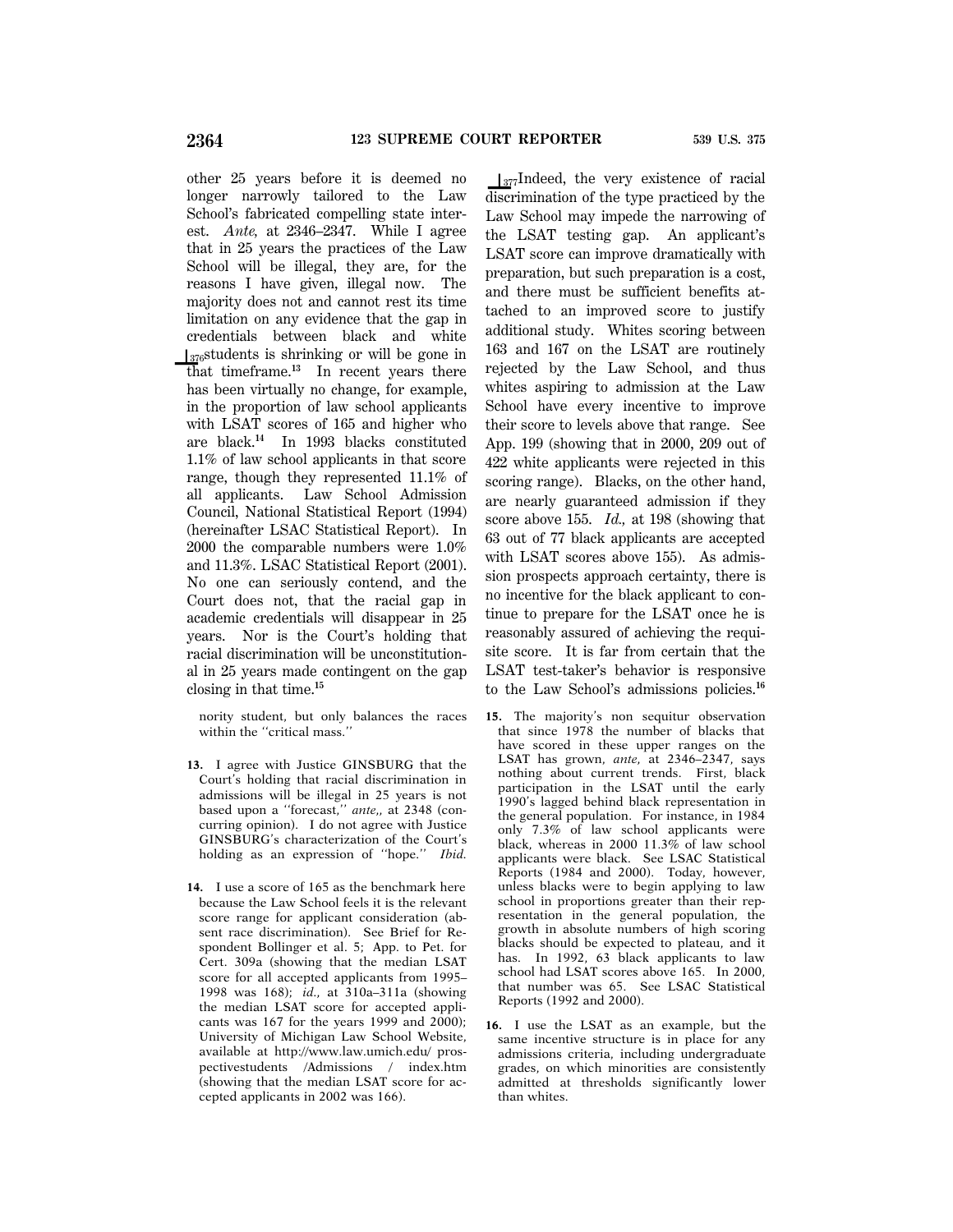other 25 years before it is deemed no longer narrowly tailored to the Law School's fabricated compelling state interest. *Ante,* at 2346–2347. While I agree that in 25 years the practices of the Law School will be illegal, they are, for the reasons I have given, illegal now. The majority does not and cannot rest its time limitation on any evidence that the gap in credentials between black and white ⌊376students is shrinking or will be gone in that timeframe.[13] In recent years there has been virtually no change, for example, in the proportion of law school applicants with LSAT scores of 165 and higher who are black.[14] In 1993 blacks constituted 1.1% of law school applicants in that score range, though they represented 11.1% of all applicants. Law School Admission Council, National Statistical Report (1994) (hereinafter LSAC Statistical Report). In 2000 the comparable numbers were 1.0% and 11.3%. LSAC Statistical Report (2001). No one can seriously contend, and the Court does not, that the racial gap in academic credentials will disappear in 25 years. Nor is the Court's holding that racial discrimination will be unconstitutional in 25 years made contingent on the gap closing in that time.[15]

⌊377Indeed, the very existence of racial discrimination of the type practiced by the Law School may impede the narrowing of the LSAT testing gap. An applicant's LSAT score can improve dramatically with preparation, but such preparation is a cost, and there must be sufficient benefits attached to an improved score to justify additional study. Whites scoring between 163 and 167 on the LSAT are routinely rejected by the Law School, and thus whites aspiring to admission at the Law School have every incentive to improve their score to levels above that range. See App. 199 (showing that in 2000, 209 out of 422 white applicants were rejected in this scoring range). Blacks, on the other hand, are nearly guaranteed admission if they score above 155. *Id.,* at 198 (showing that 63 out of 77 black applicants are accepted with LSAT scores above 155). As admission prospects approach certainty, there is no incentive for the black applicant to continue to prepare for the LSAT once he is reasonably assured of achieving the requisite score. It is far from certain that the LSAT test-taker's behavior is responsive to the Law School's admissions policies.[16]

nority student, but only balances the races within the "critical mass."

13. I agree with Justice GINSBURG that the Court's holding that racial discrimination in admissions will be illegal in 25 years is not based upon a "forecast," *ante,,* at 2348 (concurring opinion). I do not agree with Justice GINSBURG's characterization of the Court's holding as an expression of "hope." *Ibid.*

14. I use a score of 165 as the benchmark here because the Law School feels it is the relevant score range for applicant consideration (absent race discrimination). See Brief for Respondent Bollinger et al. 5; App. to Pet. for Cert. 309a (showing that the median LSAT score for all accepted applicants from 1995–1998 was 168); *id.,* at 310a–311a (showing the median LSAT score for accepted applicants was 167 for the years 1999 and 2000); University of Michigan Law School Website, available at http://www.law.umich.edu/ prospectivestudents /Admissions / index.htm (showing that the median LSAT score for accepted applicants in 2002 was 166).

15. The majority's non sequitur observation that since 1978 the number of blacks that have scored in these upper ranges on the LSAT has grown, *ante,* at 2346–2347, says nothing about current trends. First, black participation in the LSAT until the early 1990's lagged behind black representation in the general population. For instance, in 1984 only 7.3% of law school applicants were black, whereas in 2000 11.3% of law school applicants were black. See LSAC Statistical Reports (1984 and 2000). Today, however, unless blacks were to begin applying to law school in proportions greater than their representation in the general population, the growth in absolute numbers of high scoring blacks should be expected to plateau, and it has. In 1992, 63 black applicants to law school had LSAT scores above 165. In 2000, that number was 65. See LSAC Statistical Reports (1992 and 2000).

16. I use the LSAT as an example, but the same incentive structure is in place for any admissions criteria, including undergraduate grades, on which minorities are consistently admitted at thresholds significantly lower than whites.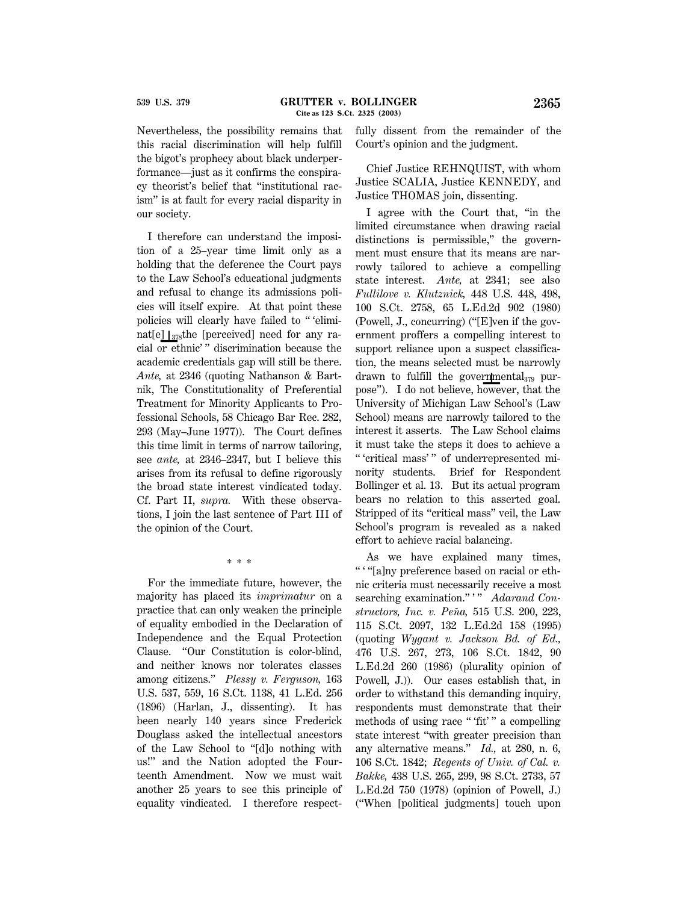Nevertheless, the possibility remains that this racial discrimination will help fulfill the bigot's prophecy about black underperformance—just as it confirms the conspiracy theorist's belief that "institutional racism" is at fault for every racial disparity in our society.

I therefore can understand the imposition of a 25–year time limit only as a holding that the deference the Court pays to the Law School's educational judgments and refusal to change its admissions policies will itself expire. At that point these policies will clearly have failed to " 'eliminat[e] ⌊378the [perceived] need for any racial or ethnic' " discrimination because the academic credentials gap will still be there. *Ante,* at 2346 (quoting Nathanson & Bartnik, The Constitutionality of Preferential Treatment for Minority Applicants to Professional Schools, 58 Chicago Bar Rec. 282, 293 (May–June 1977)). The Court defines this time limit in terms of narrow tailoring, see *ante,* at 2346–2347, but I believe this arises from its refusal to define rigorously the broad state interest vindicated today. Cf. Part II, *supra.* With these observations, I join the last sentence of Part III of the opinion of the Court.

\* \* \*

For the immediate future, however, the majority has placed its *imprimatur* on a practice that can only weaken the principle of equality embodied in the Declaration of Independence and the Equal Protection Clause. "Our Constitution is color-blind, and neither knows nor tolerates classes among citizens." *Plessy v. Ferguson,* 163 U.S. 537, 559, 16 S.Ct. 1138, 41 L.Ed. 256 (1896) (Harlan, J., dissenting). It has been nearly 140 years since Frederick Douglass asked the intellectual ancestors of the Law School to "[d]o nothing with us!" and the Nation adopted the Fourteenth Amendment. Now we must wait another 25 years to see this principle of equality vindicated. I therefore respectfully dissent from the remainder of the Court's opinion and the judgment.

Chief Justice REHNQUIST, with whom Justice SCALIA, Justice KENNEDY, and Justice THOMAS join, dissenting.

I agree with the Court that, "in the limited circumstance when drawing racial distinctions is permissible," the government must ensure that its means are narrowly tailored to achieve a compelling state interest. *Ante,* at 2341; see also *Fullilove v. Klutznick,* 448 U.S. 448, 498, 100 S.Ct. 2758, 65 L.Ed.2d 902 (1980) (Powell, J., concurring) ("[E]ven if the government proffers a compelling interest to support reliance upon a suspect classification, the means selected must be narrowly drawn to fulfill the governmental379 purpose"). I do not believe, however, that the University of Michigan Law School's (Law School) means are narrowly tailored to the interest it asserts. The Law School claims it must take the steps it does to achieve a " 'critical mass' " of underrepresented minority students. Brief for Respondent Bollinger et al. 13. But its actual program bears no relation to this asserted goal. Stripped of its "critical mass" veil, the Law School's program is revealed as a naked effort to achieve racial balancing.

As we have explained many times, " ' "[a]ny preference based on racial or ethnic criteria must necessarily receive a most searching examination." ' " *Adarand Constructors, Inc. v. Peña,* 515 U.S. 200, 223, 115 S.Ct. 2097, 132 L.Ed.2d 158 (1995) (quoting *Wygant v. Jackson Bd. of Ed.,* 476 U.S. 267, 273, 106 S.Ct. 1842, 90 L.Ed.2d 260 (1986) (plurality opinion of Powell, J.)). Our cases establish that, in order to withstand this demanding inquiry, respondents must demonstrate that their methods of using race " 'fit' " a compelling state interest "with greater precision than any alternative means." *Id.,* at 280, n. 6, 106 S.Ct. 1842; *Regents of Univ. of Cal. v. Bakke,* 438 U.S. 265, 299, 98 S.Ct. 2733, 57 L.Ed.2d 750 (1978) (opinion of Powell, J.) ("When [political judgments] touch upon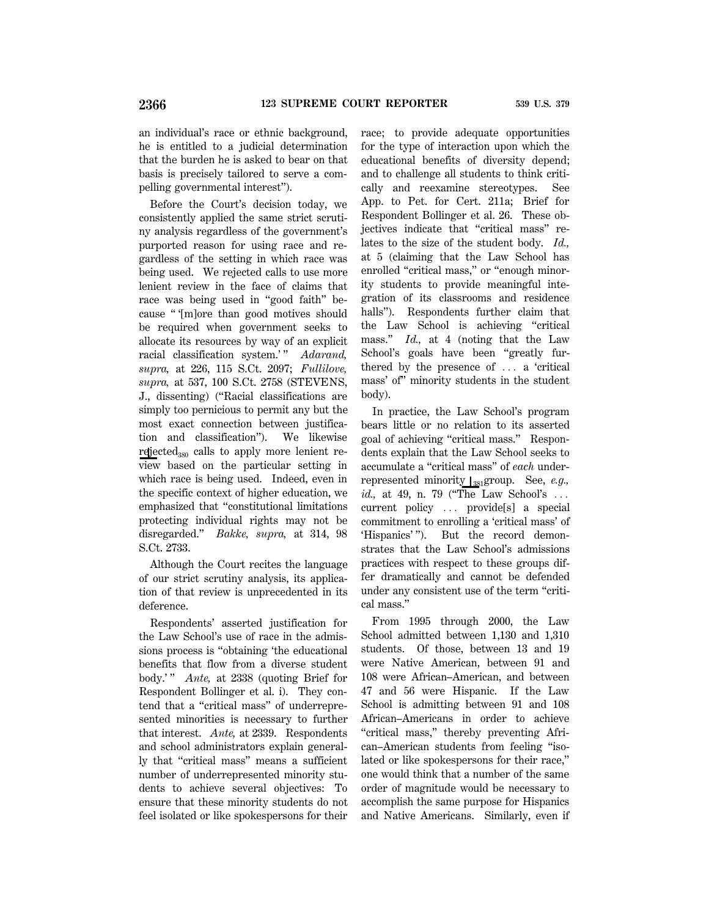an individual's race or ethnic background, he is entitled to a judicial determination that the burden he is asked to bear on that basis is precisely tailored to serve a compelling governmental interest").

Before the Court's decision today, we consistently applied the same strict scrutiny analysis regardless of the government's purported reason for using race and regardless of the setting in which race was being used. We rejected calls to use more lenient review in the face of claims that race was being used in "good faith" because " '[m]ore than good motives should be required when government seeks to allocate its resources by way of an explicit racial classification system.' " *Adarand, supra,* at 226, 115 S.Ct. 2097; *Fullilove, supra,* at 537, 100 S.Ct. 2758 (STEVENS, J., dissenting) ("Racial classifications are simply too pernicious to permit any but the most exact connection between justification and classification"). We likewise rejected calls to apply more lenient review based on the particular setting in which race is being used. Indeed, even in the specific context of higher education, we emphasized that "constitutional limitations protecting individual rights may not be disregarded." *Bakke, supra,* at 314, 98 S.Ct. 2733.

Although the Court recites the language of our strict scrutiny analysis, its application of that review is unprecedented in its deference.

Respondents' asserted justification for the Law School's use of race in the admissions process is "obtaining 'the educational benefits that flow from a diverse student body.' " *Ante,* at 2338 (quoting Brief for Respondent Bollinger et al. i). They contend that a "critical mass" of underrepresented minorities is necessary to further that interest. *Ante,* at 2339. Respondents and school administrators explain generally that "critical mass" means a sufficient number of underrepresented minority students to achieve several objectives: To ensure that these minority students do not feel isolated or like spokespersons for their race; to provide adequate opportunities for the type of interaction upon which the educational benefits of diversity depend; and to challenge all students to think critically and reexamine stereotypes. See App. to Pet. for Cert. 211a; Brief for Respondent Bollinger et al. 26. These objectives indicate that "critical mass" relates to the size of the student body. *Id.,* at 5 (claiming that the Law School has enrolled "critical mass," or "enough minority students to provide meaningful integration of its classrooms and residence halls"). Respondents further claim that the Law School is achieving "critical mass." *Id.,* at 4 (noting that the Law School's goals have been "greatly furthered by the presence of ... a 'critical mass' of" minority students in the student body).

In practice, the Law School's program bears little or no relation to its asserted goal of achieving "critical mass." Respondents explain that the Law School seeks to accumulate a "critical mass" of *each* underrepresented minority group. See, *e.g., id.,* at 49, n. 79 ("The Law School's ... current policy ... provide[s] a special commitment to enrolling a 'critical mass' of 'Hispanics' "). But the record demonstrates that the Law School's admissions practices with respect to these groups differ dramatically and cannot be defended under any consistent use of the term "critical mass."

From 1995 through 2000, the Law School admitted between 1,130 and 1,310 students. Of those, between 13 and 19 were Native American, between 91 and 108 were African–American, and between 47 and 56 were Hispanic. If the Law School is admitting between 91 and 108 African–Americans in order to achieve "critical mass," thereby preventing African–American students from feeling "isolated or like spokespersons for their race," one would think that a number of the same order of magnitude would be necessary to accomplish the same purpose for Hispanics and Native Americans. Similarly, even if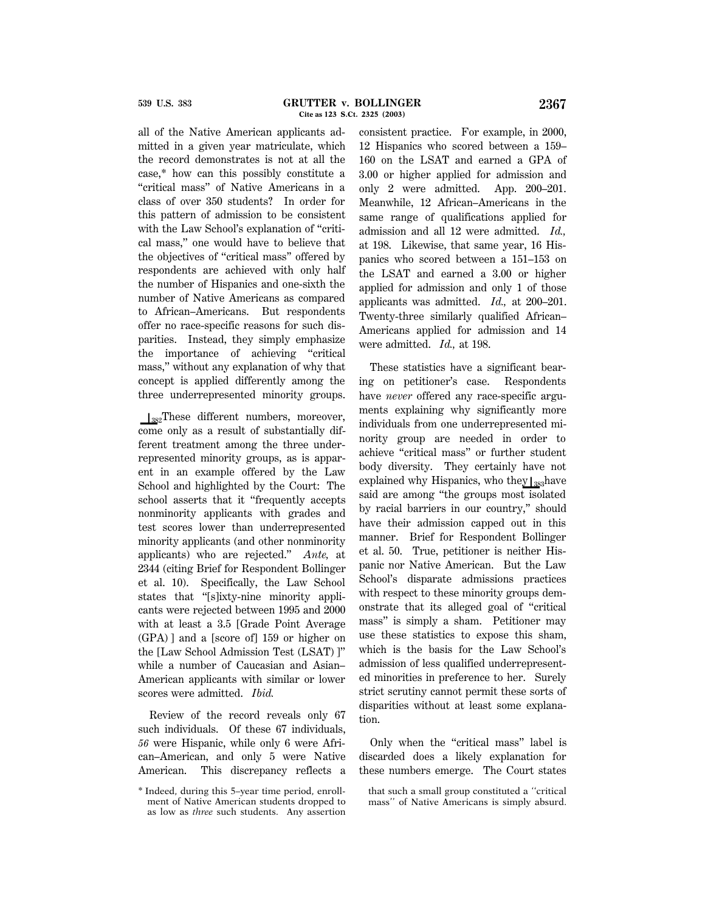all of the Native American applicants admitted in a given year matriculate, which the record demonstrates is not at all the case,* how can this possibly constitute a "critical mass" of Native Americans in a class of over 350 students? In order for this pattern of admission to be consistent with the Law School's explanation of "critical mass," one would have to believe that the objectives of "critical mass" offered by respondents are achieved with only half the number of Hispanics and one-sixth the number of Native Americans as compared to African–Americans. But respondents offer no race-specific reasons for such disparities. Instead, they simply emphasize the importance of achieving "critical mass," without any explanation of why that concept is applied differently among the three underrepresented minority groups.

⌊382These different numbers, moreover, come only as a result of substantially different treatment among the three underrepresented minority groups, as is apparent in an example offered by the Law School and highlighted by the Court: The school asserts that it "frequently accepts nonminority applicants with grades and test scores lower than underrepresented minority applicants (and other nonminority applicants) who are rejected." *Ante,* at 2344 (citing Brief for Respondent Bollinger et al. 10). Specifically, the Law School states that "[s]ixty-nine minority applicants were rejected between 1995 and 2000 with at least a 3.5 [Grade Point Average (GPA) ] and a [score of] 159 or higher on the [Law School Admission Test (LSAT) ]" while a number of Caucasian and Asian–American applicants with similar or lower scores were admitted. *Ibid.*

Review of the record reveals only 67 such individuals. Of these 67 individuals, *56* were Hispanic, while only 6 were African–American, and only 5 were Native American. This discrepancy reflects a consistent practice. For example, in 2000, 12 Hispanics who scored between a 159–160 on the LSAT and earned a GPA of 3.00 or higher applied for admission and only 2 were admitted. App. 200–201. Meanwhile, 12 African–Americans in the same range of qualifications applied for admission and all 12 were admitted. *Id.,* at 198. Likewise, that same year, 16 Hispanics who scored between a 151–153 on the LSAT and earned a 3.00 or higher applied for admission and only 1 of those applicants was admitted. *Id.,* at 200–201. Twenty-three similarly qualified African–Americans applied for admission and 14 were admitted. *Id.,* at 198.

These statistics have a significant bearing on petitioner's case. Respondents have *never* offered any race-specific arguments explaining why significantly more individuals from one underrepresented minority group are needed in order to achieve "critical mass" or further student body diversity. They certainly have not explained why Hispanics, who they⌊383have said are among "the groups most isolated by racial barriers in our country," should have their admission capped out in this manner. Brief for Respondent Bollinger et al. 50. True, petitioner is neither Hispanic nor Native American. But the Law School's disparate admissions practices with respect to these minority groups demonstrate that its alleged goal of "critical mass" is simply a sham. Petitioner may use these statistics to expose this sham, which is the basis for the Law School's admission of less qualified underrepresented minorities in preference to her. Surely strict scrutiny cannot permit these sorts of disparities without at least some explanation.

Only when the "critical mass" label is discarded does a likely explanation for these numbers emerge. The Court states

\* Indeed, during this 5–year time period, enrollment of Native American students dropped to as low as *three* such students. Any assertion that such a small group constituted a "critical mass" of Native Americans is simply absurd.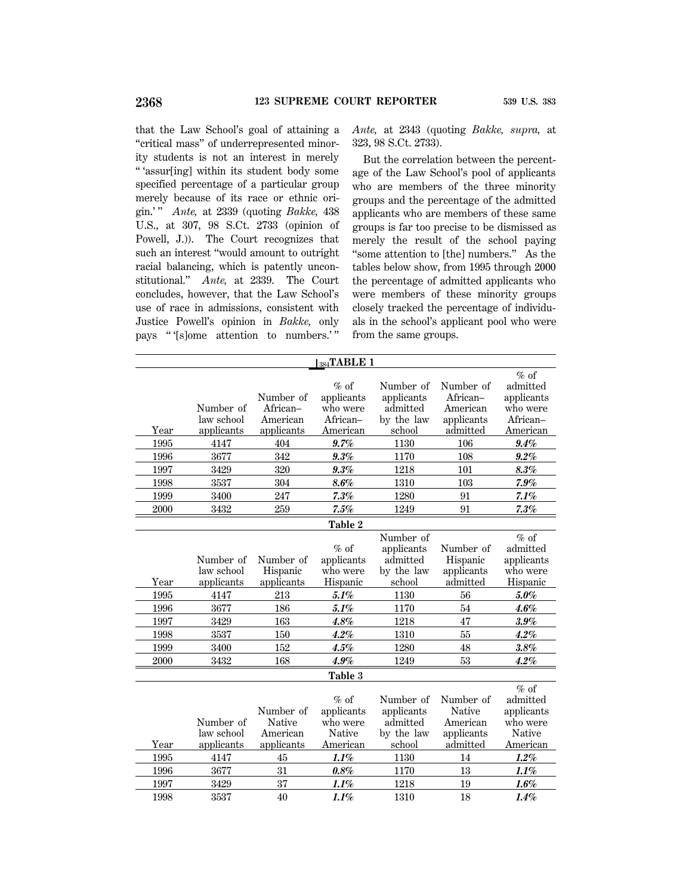that the Law School's goal of attaining a "critical mass" of underrepresented minority students is not an interest in merely " 'assur[ing] within its student body some specified percentage of a particular group merely because of its race or ethnic origin.' " *Ante,* at 2339 (quoting *Bakke,* 438 U.S., at 307, 98 S.Ct. 2733 (opinion of Powell, J.)). The Court recognizes that such an interest "would amount to outright racial balancing, which is patently unconstitutional." *Ante,* at 2339. The Court concludes, however, that the Law School's use of race in admissions, consistent with Justice Powell's opinion in *Bakke,* only pays " '[s]ome attention to numbers.' " *Ante,* at 2343 (quoting *Bakke, supra,* at 323, 98 S.Ct. 2733).

But the correlation between the percentage of the Law School's pool of applicants who are members of the three minority groups and the percentage of the admitted applicants who are members of these same groups is far too precise to be dismissed as merely the result of the school paying "some attention to [the] numbers." As the tables below show, from 1995 through 2000 the percentage of admitted applicants who were members of these minority groups closely tracked the percentage of individuals in the school's applicant pool who were from the same groups.

**TABLE 1**

| Year | Number of law school applicants | Number of African–American applicants | % of applicants who were African–American | Number of applicants admitted by the law school | Number of African–American applicants admitted | % of admitted applicants who were African–American |
|---|---|---|---|---|---|---|
| 1995 | 4147 | 404 | ***9.7%*** | 1130 | 106 | ***9.4%*** |
| 1996 | 3677 | 342 | ***9.3%*** | 1170 | 108 | ***9.2%*** |
| 1997 | 3429 | 320 | ***9.3%*** | 1218 | 101 | ***8.3%*** |
| 1998 | 3537 | 304 | ***8.6%*** | 1310 | 103 | ***7.9%*** |
| 1999 | 3400 | 247 | ***7.3%*** | 1280 | 91 | ***7.1%*** |
| 2000 | 3432 | 259 | ***7.5%*** | 1249 | 91 | ***7.3%*** |

**Table 2**

| Year | Number of law school applicants | Number of Hispanic applicants | % of applicants who were Hispanic | Number of applicants admitted by the law school | Number of Hispanic applicants admitted | % of admitted applicants who were Hispanic |
|---|---|---|---|---|---|---|
| 1995 | 4147 | 213 | ***5.1%*** | 1130 | 56 | ***5.0%*** |
| 1996 | 3677 | 186 | ***5.1%*** | 1170 | 54 | ***4.6%*** |
| 1997 | 3429 | 163 | ***4.8%*** | 1218 | 47 | ***3.9%*** |
| 1998 | 3537 | 150 | ***4.2%*** | 1310 | 55 | ***4.2%*** |
| 1999 | 3400 | 152 | ***4.5%*** | 1280 | 48 | ***3.8%*** |
| 2000 | 3432 | 168 | ***4.9%*** | 1249 | 53 | ***4.2%*** |

**Table 3**

| Year | Number of law school applicants | Number of Native American applicants | % of applicants who were Native American | Number of applicants admitted by the law school | Number of Native American applicants admitted | % of admitted applicants who were Native American |
|---|---|---|---|---|---|---|
| 1995 | 4147 | 45 | ***1.1%*** | 1130 | 14 | ***1.2%*** |
| 1996 | 3677 | 31 | ***0.8%*** | 1170 | 13 | ***1.1%*** |
| 1997 | 3429 | 37 | ***1.1%*** | 1218 | 19 | ***1.6%*** |
| 1998 | 3537 | 40 | ***1.1%*** | 1310 | 18 | ***1.4%*** |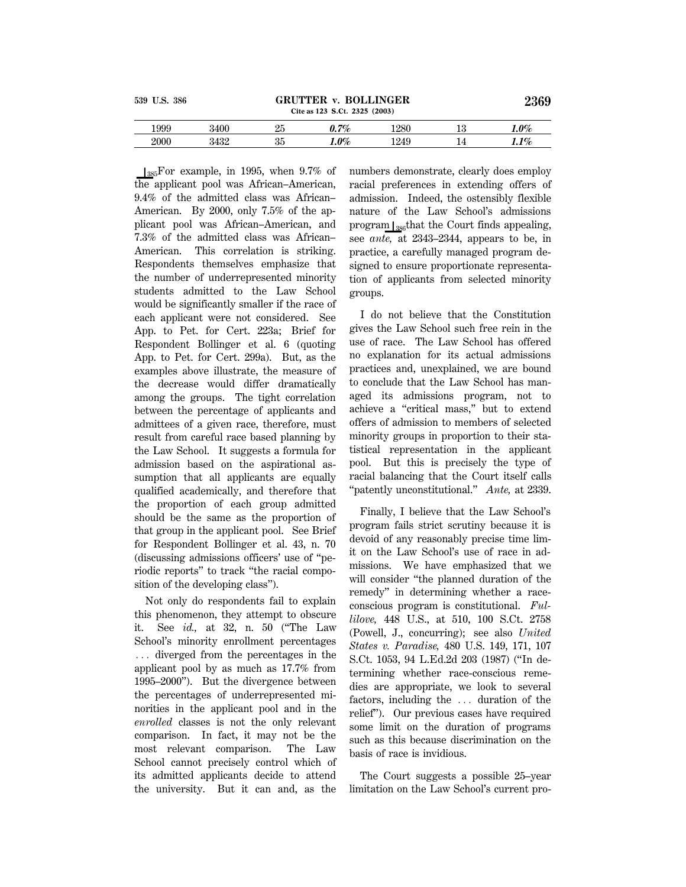| 1999 | 3400 | 25 | ***0.7%*** | 1280 | 13 | ***1.0%*** |
|---|---|---|---|---|---|---|
| 2000 | 3432 | 35 | ***1.0%*** | 1249 | 14 | ***1.1%*** |

⌊385For example, in 1995, when 9.7% of the applicant pool was African–American, 9.4% of the admitted class was African–American. By 2000, only 7.5% of the applicant pool was African–American, and 7.3% of the admitted class was African–American. This correlation is striking. Respondents themselves emphasize that the number of underrepresented minority students admitted to the Law School would be significantly smaller if the race of each applicant were not considered. See App. to Pet. for Cert. 223a; Brief for Respondent Bollinger et al. 6 (quoting App. to Pet. for Cert. 299a). But, as the examples above illustrate, the measure of the decrease would differ dramatically among the groups. The tight correlation between the percentage of applicants and admittees of a given race, therefore, must result from careful race based planning by the Law School. It suggests a formula for admission based on the aspirational assumption that all applicants are equally qualified academically, and therefore that the proportion of each group admitted should be the same as the proportion of that group in the applicant pool. See Brief for Respondent Bollinger et al. 43, n. 70 (discussing admissions officers' use of "periodic reports" to track "the racial composition of the developing class").

Not only do respondents fail to explain this phenomenon, they attempt to obscure it. See *id.,* at 32, n. 50 ("The Law School's minority enrollment percentages ... diverged from the percentages in the applicant pool by as much as 17.7% from 1995–2000"). But the divergence between the percentages of underrepresented minorities in the applicant pool and in the *enrolled* classes is not the only relevant comparison. In fact, it may not be the most relevant comparison. The Law School cannot precisely control which of its admitted applicants decide to attend the university. But it can and, as the numbers demonstrate, clearly does employ racial preferences in extending offers of admission. Indeed, the ostensibly flexible nature of the Law School's admissions program⌊386that the Court finds appealing, see *ante,* at 2343–2344, appears to be, in practice, a carefully managed program designed to ensure proportionate representation of applicants from selected minority groups.

I do not believe that the Constitution gives the Law School such free rein in the use of race. The Law School has offered no explanation for its actual admissions practices and, unexplained, we are bound to conclude that the Law School has managed its admissions program, not to achieve a "critical mass," but to extend offers of admission to members of selected minority groups in proportion to their statistical representation in the applicant pool. But this is precisely the type of racial balancing that the Court itself calls "patently unconstitutional." *Ante,* at 2339.

Finally, I believe that the Law School's program fails strict scrutiny because it is devoid of any reasonably precise time limit on the Law School's use of race in admissions. We have emphasized that we will consider "the planned duration of the remedy" in determining whether a race-conscious program is constitutional. *Fullilove,* 448 U.S., at 510, 100 S.Ct. 2758 (Powell, J., concurring); see also *United States v. Paradise,* 480 U.S. 149, 171, 107 S.Ct. 1053, 94 L.Ed.2d 203 (1987) ("In determining whether race-conscious remedies are appropriate, we look to several factors, including the ... duration of the relief"). Our previous cases have required some limit on the duration of programs such as this because discrimination on the basis of race is invidious.

The Court suggests a possible 25–year limitation on the Law School's current pro-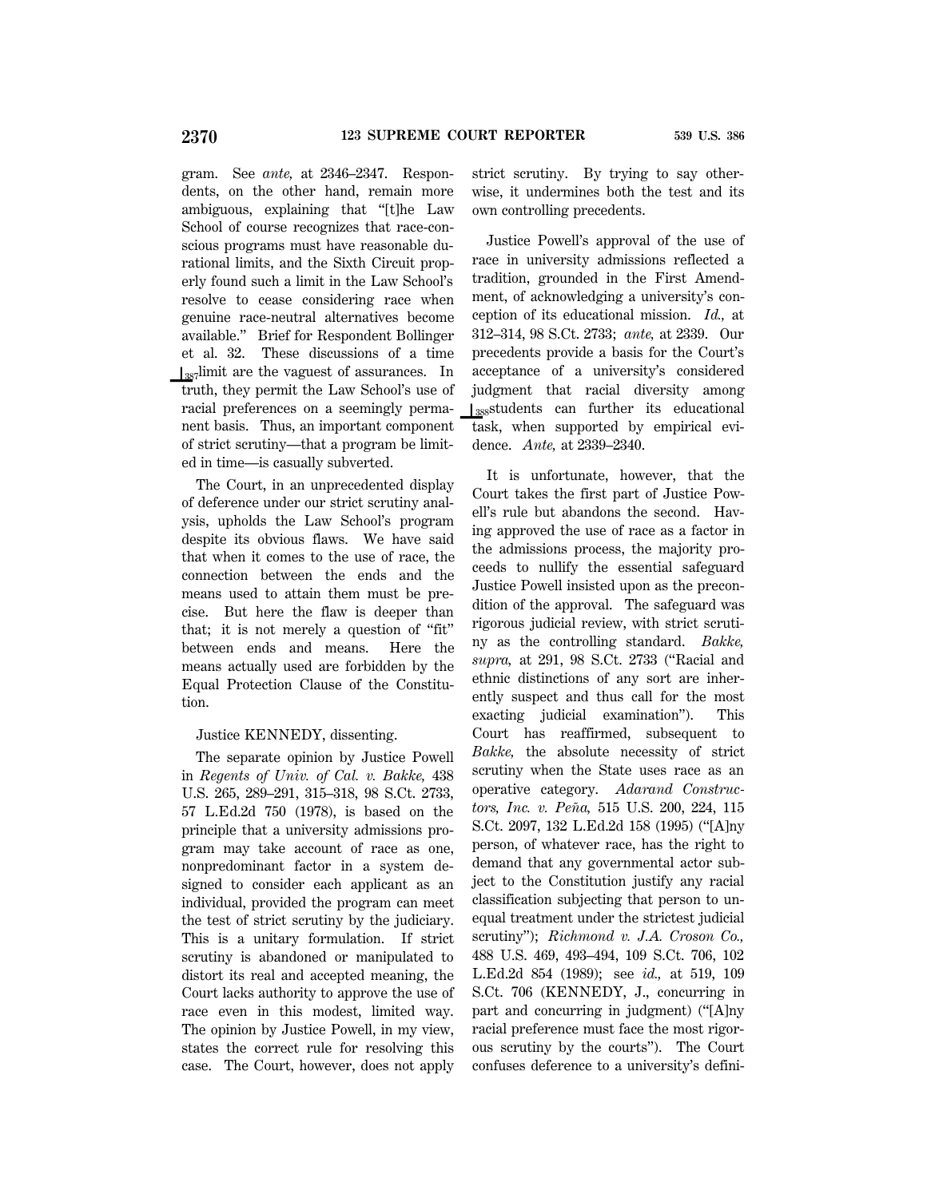gram. See *ante,* at 2346–2347. Respondents, on the other hand, remain more ambiguous, explaining that "[t]he Law School of course recognizes that race-conscious programs must have reasonable durational limits, and the Sixth Circuit properly found such a limit in the Law School's resolve to cease considering race when genuine race-neutral alternatives become available." Brief for Respondent Bollinger et al. 32. These discussions of a time ⌊387limit are the vaguest of assurances. In truth, they permit the Law School's use of racial preferences on a seemingly permanent basis. Thus, an important component of strict scrutiny—that a program be limited in time—is casually subverted.

The Court, in an unprecedented display of deference under our strict scrutiny analysis, upholds the Law School's program despite its obvious flaws. We have said that when it comes to the use of race, the connection between the ends and the means used to attain them must be precise. But here the flaw is deeper than that; it is not merely a question of "fit" between ends and means. Here the means actually used are forbidden by the Equal Protection Clause of the Constitution.

Justice KENNEDY, dissenting.

The separate opinion by Justice Powell in *Regents of Univ. of Cal. v. Bakke,* 438 U.S. 265, 289–291, 315–318, 98 S.Ct. 2733, 57 L.Ed.2d 750 (1978), is based on the principle that a university admissions program may take account of race as one, nonpredominant factor in a system designed to consider each applicant as an individual, provided the program can meet the test of strict scrutiny by the judiciary. This is a unitary formulation. If strict scrutiny is abandoned or manipulated to distort its real and accepted meaning, the Court lacks authority to approve the use of race even in this modest, limited way. The opinion by Justice Powell, in my view, states the correct rule for resolving this case. The Court, however, does not apply strict scrutiny. By trying to say otherwise, it undermines both the test and its own controlling precedents.

Justice Powell's approval of the use of race in university admissions reflected a tradition, grounded in the First Amendment, of acknowledging a university's conception of its educational mission. *Id.,* at 312–314, 98 S.Ct. 2733; *ante,* at 2339. Our precedents provide a basis for the Court's acceptance of a university's considered judgment that racial diversity among ⌊388students can further its educational task, when supported by empirical evidence. *Ante,* at 2339–2340.

It is unfortunate, however, that the Court takes the first part of Justice Powell's rule but abandons the second. Having approved the use of race as a factor in the admissions process, the majority proceeds to nullify the essential safeguard Justice Powell insisted upon as the precondition of the approval. The safeguard was rigorous judicial review, with strict scrutiny as the controlling standard. *Bakke, supra,* at 291, 98 S.Ct. 2733 ("Racial and ethnic distinctions of any sort are inherently suspect and thus call for the most exacting judicial examination"). This Court has reaffirmed, subsequent to *Bakke,* the absolute necessity of strict scrutiny when the State uses race as an operative category. *Adarand Constructors, Inc. v. Peña,* 515 U.S. 200, 224, 115 S.Ct. 2097, 132 L.Ed.2d 158 (1995) ("[A]ny person, of whatever race, has the right to demand that any governmental actor subject to the Constitution justify any racial classification subjecting that person to unequal treatment under the strictest judicial scrutiny"); *Richmond v. J.A. Croson Co.,* 488 U.S. 469, 493–494, 109 S.Ct. 706, 102 L.Ed.2d 854 (1989); see *id.,* at 519, 109 S.Ct. 706 (KENNEDY, J., concurring in part and concurring in judgment) ("[A]ny racial preference must face the most rigorous scrutiny by the courts"). The Court confuses deference to a university's defini-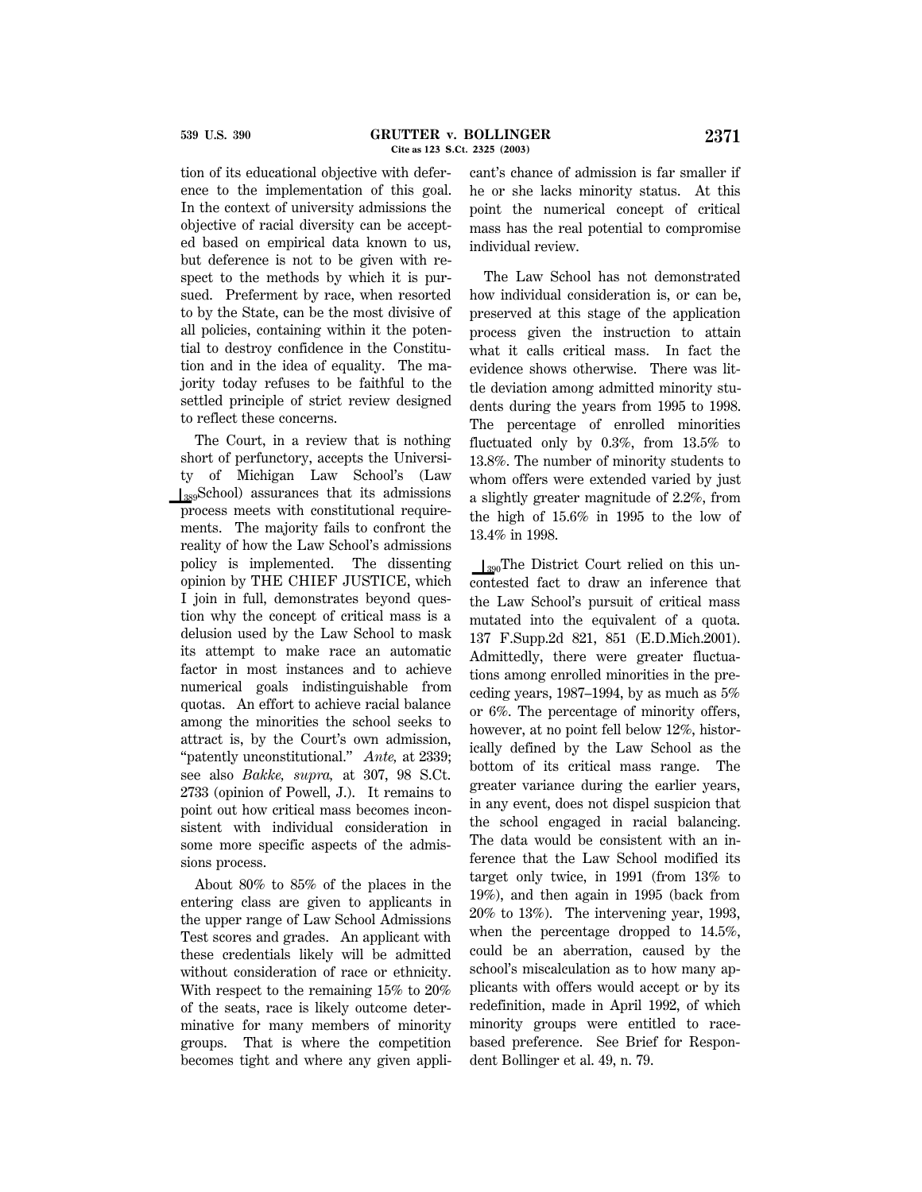tion of its educational objective with deference to the implementation of this goal. In the context of university admissions the objective of racial diversity can be accepted based on empirical data known to us, but deference is not to be given with respect to the methods by which it is pursued. Preferment by race, when resorted to by the State, can be the most divisive of all policies, containing within it the potential to destroy confidence in the Constitution and in the idea of equality. The majority today refuses to be faithful to the settled principle of strict review designed to reflect these concerns.

The Court, in a review that is nothing short of perfunctory, accepts the University of Michigan Law School's (Law [389]School) assurances that its admissions process meets with constitutional requirements. The majority fails to confront the reality of how the Law School's admissions policy is implemented. The dissenting opinion by THE CHIEF JUSTICE, which I join in full, demonstrates beyond question why the concept of critical mass is a delusion used by the Law School to mask its attempt to make race an automatic factor in most instances and to achieve numerical goals indistinguishable from quotas. An effort to achieve racial balance among the minorities the school seeks to attract is, by the Court's own admission, "patently unconstitutional." *Ante,* at 2339; see also *Bakke, supra,* at 307, 98 S.Ct. 2733 (opinion of Powell, J.). It remains to point out how critical mass becomes inconsistent with individual consideration in some more specific aspects of the admissions process.

About 80% to 85% of the places in the entering class are given to applicants in the upper range of Law School Admissions Test scores and grades. An applicant with these credentials likely will be admitted without consideration of race or ethnicity. With respect to the remaining 15% to 20% of the seats, race is likely outcome determinative for many members of minority groups. That is where the competition becomes tight and where any given applicant's chance of admission is far smaller if he or she lacks minority status. At this point the numerical concept of critical mass has the real potential to compromise individual review.

The Law School has not demonstrated how individual consideration is, or can be, preserved at this stage of the application process given the instruction to attain what it calls critical mass. In fact the evidence shows otherwise. There was little deviation among admitted minority students during the years from 1995 to 1998. The percentage of enrolled minorities fluctuated only by 0.3%, from 13.5% to 13.8%. The number of minority students to whom offers were extended varied by just a slightly greater magnitude of 2.2%, from the high of 15.6% in 1995 to the low of 13.4% in 1998.

[390]The District Court relied on this uncontested fact to draw an inference that the Law School's pursuit of critical mass mutated into the equivalent of a quota. 137 F.Supp.2d 821, 851 (E.D.Mich.2001). Admittedly, there were greater fluctuations among enrolled minorities in the preceding years, 1987–1994, by as much as 5% or 6%. The percentage of minority offers, however, at no point fell below 12%, historically defined by the Law School as the bottom of its critical mass range. The greater variance during the earlier years, in any event, does not dispel suspicion that the school engaged in racial balancing. The data would be consistent with an inference that the Law School modified its target only twice, in 1991 (from 13% to 19%), and then again in 1995 (back from 20% to 13%). The intervening year, 1993, when the percentage dropped to 14.5%, could be an aberration, caused by the school's miscalculation as to how many applicants with offers would accept or by its redefinition, made in April 1992, of which minority groups were entitled to race-based preference. See Brief for Respondent Bollinger et al. 49, n. 79.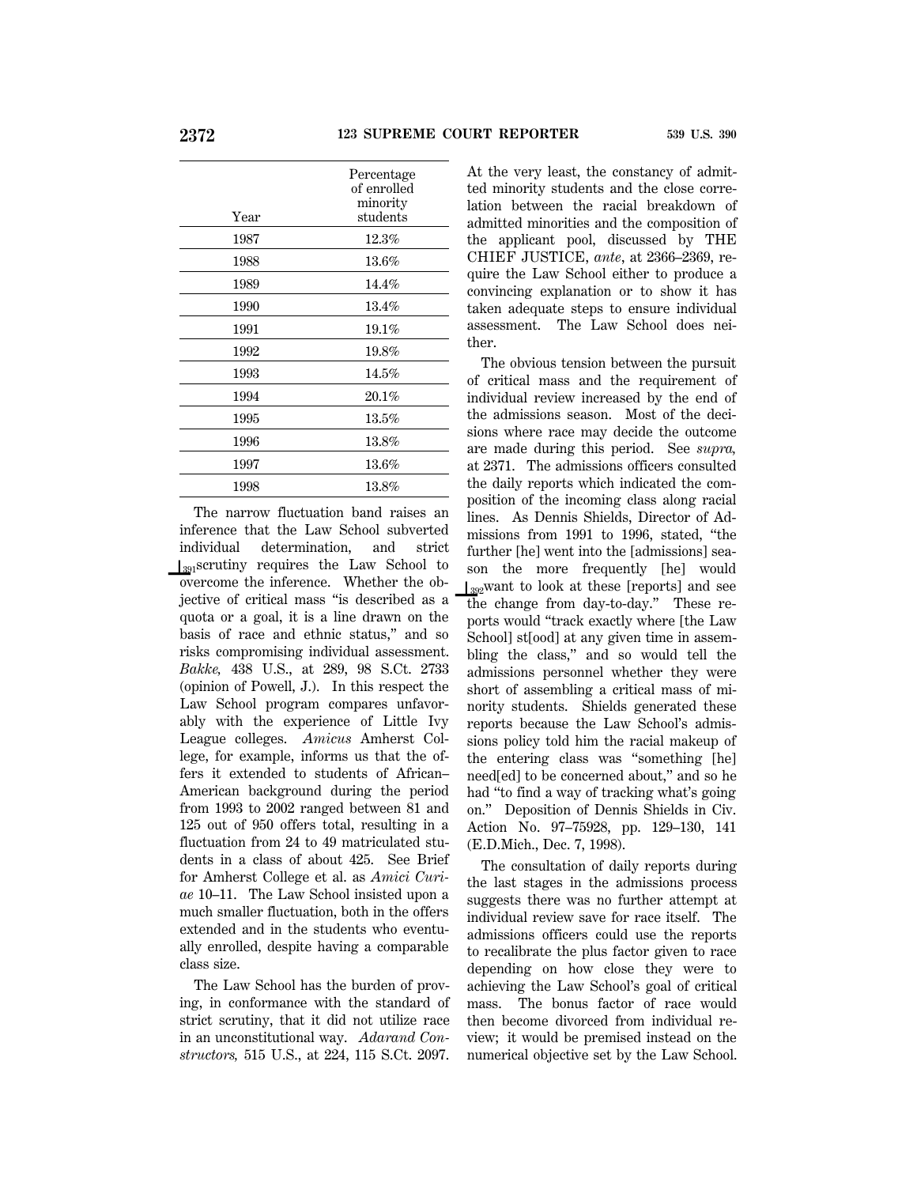| Year | Percentage of enrolled minority students |
|---|---|
| 1987 | 12.3% |
| 1988 | 13.6% |
| 1989 | 14.4% |
| 1990 | 13.4% |
| 1991 | 19.1% |
| 1992 | 19.8% |
| 1993 | 14.5% |
| 1994 | 20.1% |
| 1995 | 13.5% |
| 1996 | 13.8% |
| 1997 | 13.6% |
| 1998 | 13.8% |

The narrow fluctuation band raises an inference that the Law School subverted individual determination, and strict ⌊391 scrutiny requires the Law School to overcome the inference. Whether the objective of critical mass "is described as a quota or a goal, it is a line drawn on the basis of race and ethnic status," and so risks compromising individual assessment. *Bakke,* 438 U.S., at 289, 98 S.Ct. 2733 (opinion of Powell, J.). In this respect the Law School program compares unfavorably with the experience of Little Ivy League colleges. *Amicus* Amherst College, for example, informs us that the offers it extended to students of African–American background during the period from 1993 to 2002 ranged between 81 and 125 out of 950 offers total, resulting in a fluctuation from 24 to 49 matriculated students in a class of about 425. See Brief for Amherst College et al. as *Amici Curiae* 10–11. The Law School insisted upon a much smaller fluctuation, both in the offers extended and in the students who eventually enrolled, despite having a comparable class size.

The Law School has the burden of proving, in conformance with the standard of strict scrutiny, that it did not utilize race in an unconstitutional way. *Adarand Constructors,* 515 U.S., at 224, 115 S.Ct. 2097. At the very least, the constancy of admitted minority students and the close correlation between the racial breakdown of admitted minorities and the composition of the applicant pool, discussed by THE CHIEF JUSTICE, *ante,* at 2366–2369, require the Law School either to produce a convincing explanation or to show it has taken adequate steps to ensure individual assessment. The Law School does neither.

The obvious tension between the pursuit of critical mass and the requirement of individual review increased by the end of the admissions season. Most of the decisions where race may decide the outcome are made during this period. See *supra,* at 2371. The admissions officers consulted the daily reports which indicated the composition of the incoming class along racial lines. As Dennis Shields, Director of Admissions from 1991 to 1996, stated, "the further [he] went into the [admissions] season the more frequently [he] would ⌊392 want to look at these [reports] and see the change from day-to-day." These reports would "track exactly where [the Law School] st[ood] at any given time in assembling the class," and so would tell the admissions personnel whether they were short of assembling a critical mass of minority students. Shields generated these reports because the Law School's admissions policy told him the racial makeup of the entering class was "something [he] need[ed] to be concerned about," and so he had "to find a way of tracking what's going on." Deposition of Dennis Shields in Civ. Action No. 97–75928, pp. 129–130, 141 (E.D.Mich., Dec. 7, 1998).

The consultation of daily reports during the last stages in the admissions process suggests there was no further attempt at individual review save for race itself. The admissions officers could use the reports to recalibrate the plus factor given to race depending on how close they were to achieving the Law School's goal of critical mass. The bonus factor of race would then become divorced from individual review; it would be premised instead on the numerical objective set by the Law School.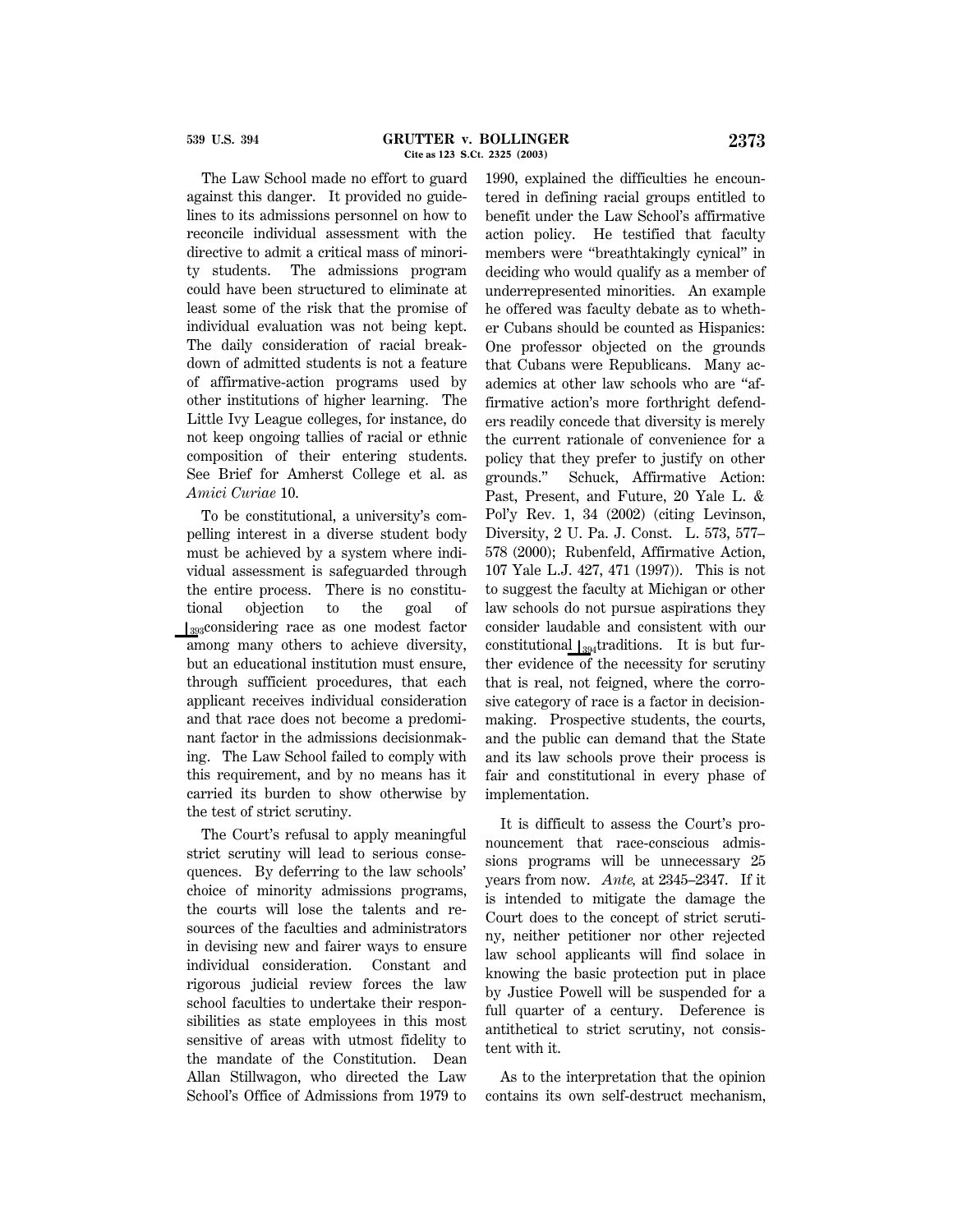The Law School made no effort to guard against this danger. It provided no guidelines to its admissions personnel on how to reconcile individual assessment with the directive to admit a critical mass of minority students. The admissions program could have been structured to eliminate at least some of the risk that the promise of individual evaluation was not being kept. The daily consideration of racial breakdown of admitted students is not a feature of affirmative-action programs used by other institutions of higher learning. The Little Ivy League colleges, for instance, do not keep ongoing tallies of racial or ethnic composition of their entering students. See Brief for Amherst College et al. as *Amici Curiae* 10.

To be constitutional, a university's compelling interest in a diverse student body must be achieved by a system where individual assessment is safeguarded through the entire process. There is no constitutional objection to the goal of considering race as one modest factor among many others to achieve diversity, but an educational institution must ensure, through sufficient procedures, that each applicant receives individual consideration and that race does not become a predominant factor in the admissions decisionmaking. The Law School failed to comply with this requirement, and by no means has it carried its burden to show otherwise by the test of strict scrutiny.

The Court's refusal to apply meaningful strict scrutiny will lead to serious consequences. By deferring to the law schools' choice of minority admissions programs, the courts will lose the talents and resources of the faculties and administrators in devising new and fairer ways to ensure individual consideration. Constant and rigorous judicial review forces the law school faculties to undertake their responsibilities as state employees in this most sensitive of areas with utmost fidelity to the mandate of the Constitution. Dean Allan Stillwagon, who directed the Law School's Office of Admissions from 1979 to 1990, explained the difficulties he encountered in defining racial groups entitled to benefit under the Law School's affirmative action policy. He testified that faculty members were "breathtakingly cynical" in deciding who would qualify as a member of underrepresented minorities. An example he offered was faculty debate as to whether Cubans should be counted as Hispanics: One professor objected on the grounds that Cubans were Republicans. Many academics at other law schools who are "affirmative action's more forthright defenders readily concede that diversity is merely the current rationale of convenience for a policy that they prefer to justify on other grounds." Schuck, Affirmative Action: Past, Present, and Future, 20 Yale L. & Pol'y Rev. 1, 34 (2002) (citing Levinson, Diversity, 2 U. Pa. J. Const. L. 573, 577–578 (2000); Rubenfeld, Affirmative Action, 107 Yale L.J. 427, 471 (1997)). This is not to suggest the faculty at Michigan or other law schools do not pursue aspirations they consider laudable and consistent with our constitutional traditions. It is but further evidence of the necessity for scrutiny that is real, not feigned, where the corrosive category of race is a factor in decisionmaking. Prospective students, the courts, and the public can demand that the State and its law schools prove their process is fair and constitutional in every phase of implementation.

It is difficult to assess the Court's pronouncement that race-conscious admissions programs will be unnecessary 25 years from now. *Ante,* at 2345–2347. If it is intended to mitigate the damage the Court does to the concept of strict scrutiny, neither petitioner nor other rejected law school applicants will find solace in knowing the basic protection put in place by Justice Powell will be suspended for a full quarter of a century. Deference is antithetical to strict scrutiny, not consistent with it.

As to the interpretation that the opinion contains its own self-destruct mechanism,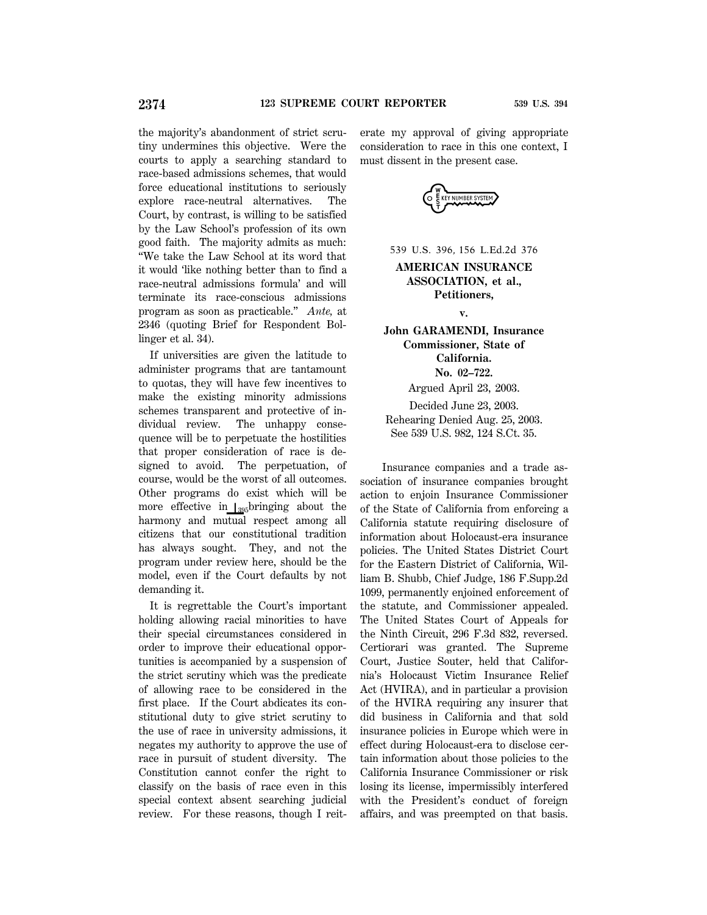the majority's abandonment of strict scrutiny undermines this objective. Were the courts to apply a searching standard to race-based admissions schemes, that would force educational institutions to seriously explore race-neutral alternatives. The Court, by contrast, is willing to be satisfied by the Law School's profession of its own good faith. The majority admits as much: "We take the Law School at its word that it would 'like nothing better than to find a race-neutral admissions formula' and will terminate its race-conscious admissions program as soon as practicable." *Ante,* at 2346 (quoting Brief for Respondent Bollinger et al. 34).

If universities are given the latitude to administer programs that are tantamount to quotas, they will have few incentives to make the existing minority admissions schemes transparent and protective of individual review. The unhappy consequence will be to perpetuate the hostilities that proper consideration of race is designed to avoid. The perpetuation, of course, would be the worst of all outcomes. Other programs do exist which will be more effective in [395]bringing about the harmony and mutual respect among all citizens that our constitutional tradition has always sought. They, and not the program under review here, should be the model, even if the Court defaults by not demanding it.

It is regrettable the Court's important holding allowing racial minorities to have their special circumstances considered in order to improve their educational opportunities is accompanied by a suspension of the strict scrutiny which was the predicate of allowing race to be considered in the first place. If the Court abdicates its constitutional duty to give strict scrutiny to the use of race in university admissions, it negates my authority to approve the use of race in pursuit of student diversity. The Constitution cannot confer the right to classify on the basis of race even in this special context absent searching judicial review. For these reasons, though I reiterate my approval of giving appropriate consideration to race in this one context, I must dissent in the present case.

539 U.S. 396, 156 L.Ed.2d 376

**AMERICAN INSURANCE ASSOCIATION, et al., Petitioners,**

**v.**

**John GARAMENDI, Insurance Commissioner, State of California.**

**No. 02–722.**

Argued April 23, 2003.

Decided June 23, 2003.

Rehearing Denied Aug. 25, 2003.

See 539 U.S. 982, 124 S.Ct. 35.

Insurance companies and a trade association of insurance companies brought action to enjoin Insurance Commissioner of the State of California from enforcing a California statute requiring disclosure of information about Holocaust-era insurance policies. The United States District Court for the Eastern District of California, William B. Shubb, Chief Judge, 186 F.Supp.2d 1099, permanently enjoined enforcement of the statute, and Commissioner appealed. The United States Court of Appeals for the Ninth Circuit, 296 F.3d 832, reversed. Certiorari was granted. The Supreme Court, Justice Souter, held that California's Holocaust Victim Insurance Relief Act (HVIRA), and in particular a provision of the HVIRA requiring any insurer that did business in California and that sold insurance policies in Europe which were in effect during Holocaust-era to disclose certain information about those policies to the California Insurance Commissioner or risk losing its license, impermissibly interfered with the President's conduct of foreign affairs, and was preempted on that basis.